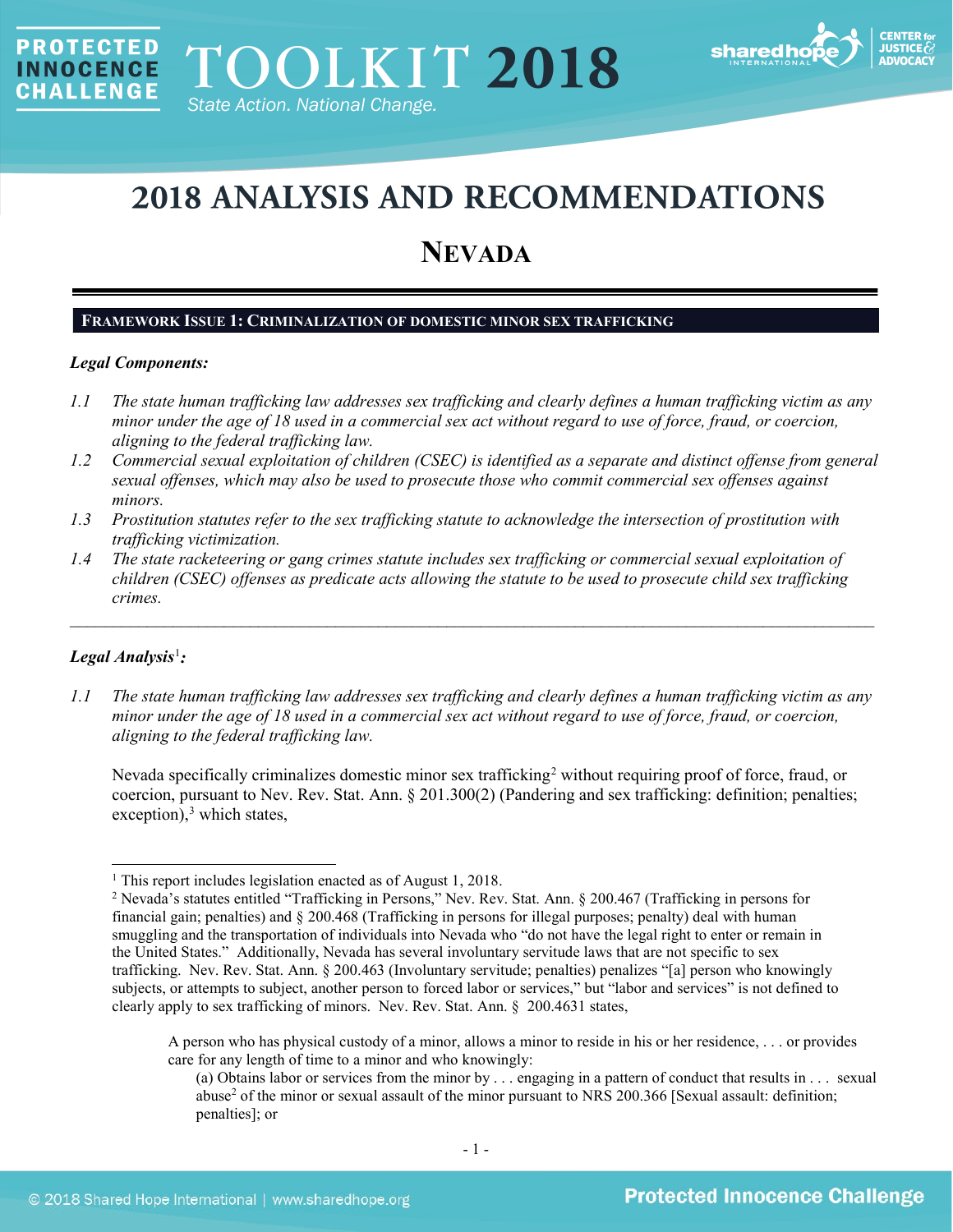# 2018 ANALYSIS AND RECOMMENDATIONS

## NEVADA

### FRAMEWORK ISSUE 1: CRIMINALIZATION OF DOMESTIC MINOR SEX TRAFFICKING

***Legal Components:***

*1.1 The state human trafficking law addresses sex trafficking and clearly defines a human trafficking victim as any minor under the age of 18 used in a commercial sex act without regard to use of force, fraud, or coercion, aligning to the federal trafficking law.*

*1.2 Commercial sexual exploitation of children (CSEC) is identified as a separate and distinct offense from general sexual offenses, which may also be used to prosecute those who commit commercial sex offenses against minors.*

*1.3 Prostitution statutes refer to the sex trafficking statute to acknowledge the intersection of prostitution with trafficking victimization.*

*1.4 The state racketeering or gang crimes statute includes sex trafficking or commercial sexual exploitation of children (CSEC) offenses as predicate acts allowing the statute to be used to prosecute child sex trafficking crimes.*

---

***Legal Analysis***[1]***:***

*1.1 The state human trafficking law addresses sex trafficking and clearly defines a human trafficking victim as any minor under the age of 18 used in a commercial sex act without regard to use of force, fraud, or coercion, aligning to the federal trafficking law.*

Nevada specifically criminalizes domestic minor sex trafficking[2] without requiring proof of force, fraud, or coercion, pursuant to Nev. Rev. Stat. Ann. § 201.300(2) (Pandering and sex trafficking: definition; penalties; exception),[3] which states,

---

[1] This report includes legislation enacted as of August 1, 2018.

[2] Nevada's statutes entitled "Trafficking in Persons," Nev. Rev. Stat. Ann. § 200.467 (Trafficking in persons for financial gain; penalties) and § 200.468 (Trafficking in persons for illegal purposes; penalty) deal with human smuggling and the transportation of individuals into Nevada who "do not have the legal right to enter or remain in the United States." Additionally, Nevada has several involuntary servitude laws that are not specific to sex trafficking. Nev. Rev. Stat. Ann. § 200.463 (Involuntary servitude; penalties) penalizes "[a] person who knowingly subjects, or attempts to subject, another person to forced labor or services," but "labor and services" is not defined to clearly apply to sex trafficking of minors. Nev. Rev. Stat. Ann. § 200.4631 states,

> A person who has physical custody of a minor, allows a minor to reside in his or her residence, . . . or provides care for any length of time to a minor and who knowingly:
>
> (a) Obtains labor or services from the minor by . . . engaging in a pattern of conduct that results in . . . sexual abuse[2] of the minor or sexual assault of the minor pursuant to NRS 200.366 [Sexual assault: definition; penalties]; or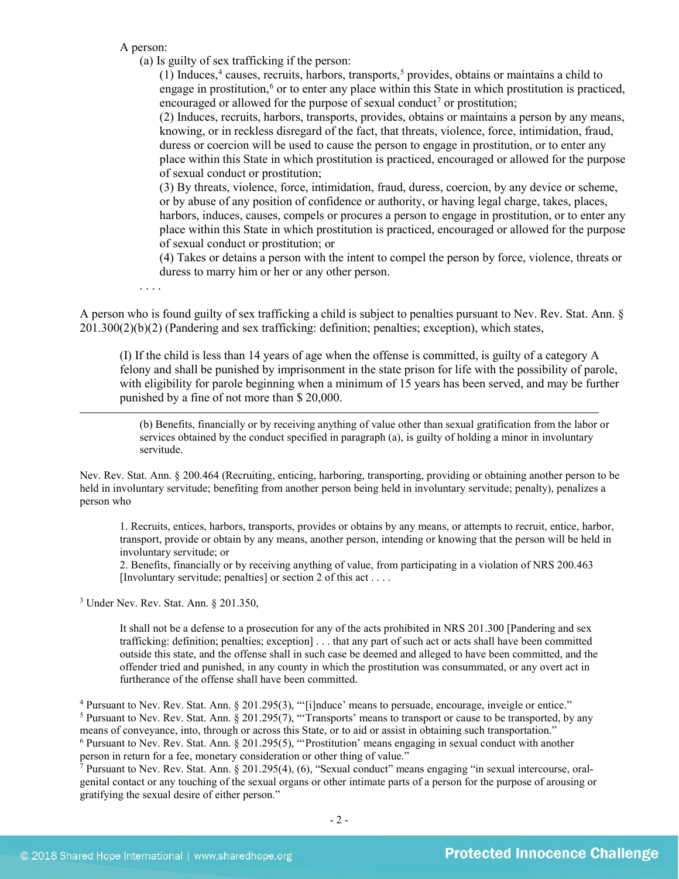A person:

(a) Is guilty of sex trafficking if the person:

(1) Induces,[4] causes, recruits, harbors, transports,[5] provides, obtains or maintains a child to engage in prostitution,[6] or to enter any place within this State in which prostitution is practiced, encouraged or allowed for the purpose of sexual conduct[7] or prostitution;

(2) Induces, recruits, harbors, transports, provides, obtains or maintains a person by any means, knowing, or in reckless disregard of the fact, that threats, violence, force, intimidation, fraud, duress or coercion will be used to cause the person to engage in prostitution, or to enter any place within this State in which prostitution is practiced, encouraged or allowed for the purpose of sexual conduct or prostitution;

(3) By threats, violence, force, intimidation, fraud, duress, coercion, by any device or scheme, or by abuse of any position of confidence or authority, or having legal charge, takes, places, harbors, induces, causes, compels or procures a person to engage in prostitution, or to enter any place within this State in which prostitution is practiced, encouraged or allowed for the purpose of sexual conduct or prostitution; or

(4) Takes or detains a person with the intent to compel the person by force, violence, threats or duress to marry him or her or any other person.

. . . .

A person who is found guilty of sex trafficking a child is subject to penalties pursuant to Nev. Rev. Stat. Ann. § 201.300(2)(b)(2) (Pandering and sex trafficking: definition; penalties; exception), which states,

> (I) If the child is less than 14 years of age when the offense is committed, is guilty of a category A felony and shall be punished by imprisonment in the state prison for life with the possibility of parole, with eligibility for parole beginning when a minimum of 15 years has been served, and may be further punished by a fine of not more than $ 20,000.

---

> (b) Benefits, financially or by receiving anything of value other than sexual gratification from the labor or services obtained by the conduct specified in paragraph (a), is guilty of holding a minor in involuntary servitude.

Nev. Rev. Stat. Ann. § 200.464 (Recruiting, enticing, harboring, transporting, providing or obtaining another person to be held in involuntary servitude; benefiting from another person being held in involuntary servitude; penalty), penalizes a person who

> 1. Recruits, entices, harbors, transports, provides or obtains by any means, or attempts to recruit, entice, harbor, transport, provide or obtain by any means, another person, intending or knowing that the person will be held in involuntary servitude; or
> 2. Benefits, financially or by receiving anything of value, from participating in a violation of NRS 200.463 [Involuntary servitude; penalties] or section 2 of this act . . . .

[3] Under Nev. Rev. Stat. Ann. § 201.350,

> It shall not be a defense to a prosecution for any of the acts prohibited in NRS 201.300 [Pandering and sex trafficking: definition; penalties; exception] . . . that any part of such act or acts shall have been committed outside this state, and the offense shall in such case be deemed and alleged to have been committed, and the offender tried and punished, in any county in which the prostitution was consummated, or any overt act in furtherance of the offense shall have been committed.

[4] Pursuant to Nev. Rev. Stat. Ann. § 201.295(3), "'[i]nduce' means to persuade, encourage, inveigle or entice."
[5] Pursuant to Nev. Rev. Stat. Ann. § 201.295(7), "'Transports' means to transport or cause to be transported, by any means of conveyance, into, through or across this State, or to aid or assist in obtaining such transportation."
[6] Pursuant to Nev. Rev. Stat. Ann. § 201.295(5), "'Prostitution' means engaging in sexual conduct with another person in return for a fee, monetary consideration or other thing of value."
[7] Pursuant to Nev. Rev. Stat. Ann. § 201.295(4), (6), "Sexual conduct" means engaging "in sexual intercourse, oral-genital contact or any touching of the sexual organs or other intimate parts of a person for the purpose of arousing or gratifying the sexual desire of either person."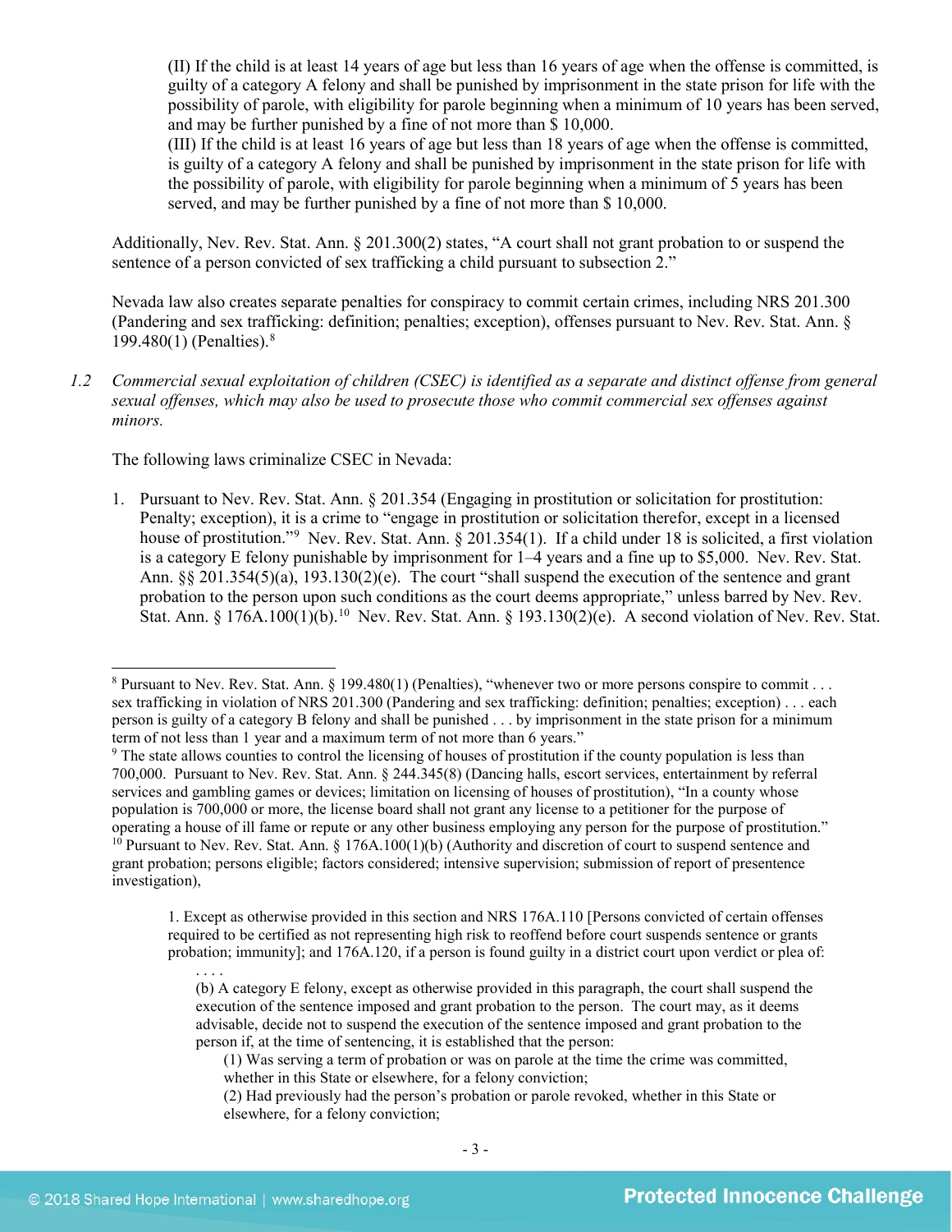(II) If the child is at least 14 years of age but less than 16 years of age when the offense is committed, is guilty of a category A felony and shall be punished by imprisonment in the state prison for life with the possibility of parole, with eligibility for parole beginning when a minimum of 10 years has been served, and may be further punished by a fine of not more than $ 10,000.
(III) If the child is at least 16 years of age but less than 18 years of age when the offense is committed, is guilty of a category A felony and shall be punished by imprisonment in the state prison for life with the possibility of parole, with eligibility for parole beginning when a minimum of 5 years has been served, and may be further punished by a fine of not more than $ 10,000.

Additionally, Nev. Rev. Stat. Ann. § 201.300(2) states, "A court shall not grant probation to or suspend the sentence of a person convicted of sex trafficking a child pursuant to subsection 2."

Nevada law also creates separate penalties for conspiracy to commit certain crimes, including NRS 201.300 (Pandering and sex trafficking: definition; penalties; exception), offenses pursuant to Nev. Rev. Stat. Ann. § 199.480(1) (Penalties).[8]

1.2 *Commercial sexual exploitation of children (CSEC) is identified as a separate and distinct offense from general sexual offenses, which may also be used to prosecute those who commit commercial sex offenses against minors.*

The following laws criminalize CSEC in Nevada:

1. Pursuant to Nev. Rev. Stat. Ann. § 201.354 (Engaging in prostitution or solicitation for prostitution: Penalty; exception), it is a crime to "engage in prostitution or solicitation therefor, except in a licensed house of prostitution."[9] Nev. Rev. Stat. Ann. § 201.354(1). If a child under 18 is solicited, a first violation is a category E felony punishable by imprisonment for 1–4 years and a fine up to $5,000. Nev. Rev. Stat. Ann. §§ 201.354(5)(a), 193.130(2)(e). The court "shall suspend the execution of the sentence and grant probation to the person upon such conditions as the court deems appropriate," unless barred by Nev. Rev. Stat. Ann. § 176A.100(1)(b).[10] Nev. Rev. Stat. Ann. § 193.130(2)(e). A second violation of Nev. Rev. Stat.

---

[8] Pursuant to Nev. Rev. Stat. Ann. § 199.480(1) (Penalties), "whenever two or more persons conspire to commit . . . sex trafficking in violation of NRS 201.300 (Pandering and sex trafficking: definition; penalties; exception) . . . each person is guilty of a category B felony and shall be punished . . . by imprisonment in the state prison for a minimum term of not less than 1 year and a maximum term of not more than 6 years."

[9] The state allows counties to control the licensing of houses of prostitution if the county population is less than 700,000. Pursuant to Nev. Rev. Stat. Ann. § 244.345(8) (Dancing halls, escort services, entertainment by referral services and gambling games or devices; limitation on licensing of houses of prostitution), "In a county whose population is 700,000 or more, the license board shall not grant any license to a petitioner for the purpose of operating a house of ill fame or repute or any other business employing any person for the purpose of prostitution."

[10] Pursuant to Nev. Rev. Stat. Ann. § 176A.100(1)(b) (Authority and discretion of court to suspend sentence and grant probation; persons eligible; factors considered; intensive supervision; submission of report of presentence investigation),

> 1. Except as otherwise provided in this section and NRS 176A.110 [Persons convicted of certain offenses required to be certified as not representing high risk to reoffend before court suspends sentence or grants probation; immunity]; and 176A.120, if a person is found guilty in a district court upon verdict or plea of:
>
> . . . .
>
> (b) A category E felony, except as otherwise provided in this paragraph, the court shall suspend the execution of the sentence imposed and grant probation to the person. The court may, as it deems advisable, decide not to suspend the execution of the sentence imposed and grant probation to the person if, at the time of sentencing, it is established that the person:
>
> (1) Was serving a term of probation or was on parole at the time the crime was committed, whether in this State or elsewhere, for a felony conviction;
>
> (2) Had previously had the person's probation or parole revoked, whether in this State or elsewhere, for a felony conviction;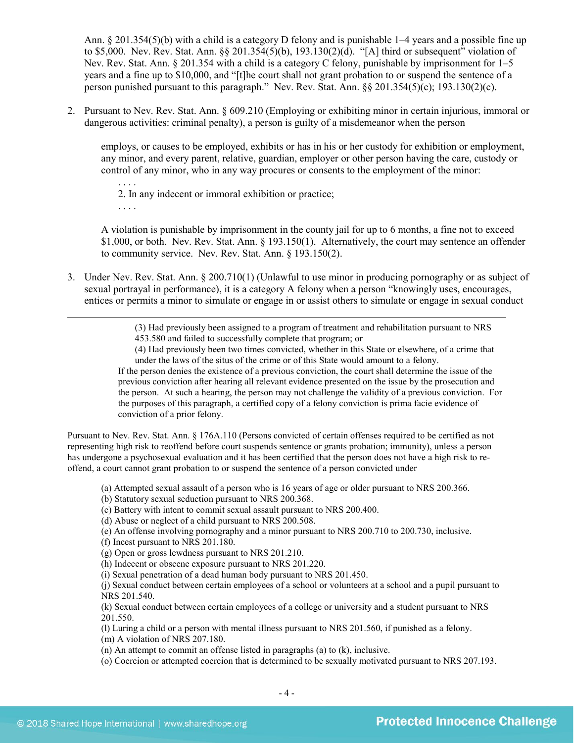Ann. § 201.354(5)(b) with a child is a category D felony and is punishable 1–4 years and a possible fine up to $5,000. Nev. Rev. Stat. Ann. §§ 201.354(5)(b), 193.130(2)(d). "[A] third or subsequent" violation of Nev. Rev. Stat. Ann. § 201.354 with a child is a category C felony, punishable by imprisonment for 1–5 years and a fine up to $10,000, and "[t]he court shall not grant probation to or suspend the sentence of a person punished pursuant to this paragraph." Nev. Rev. Stat. Ann. §§ 201.354(5)(c); 193.130(2)(c).

2. Pursuant to Nev. Rev. Stat. Ann. § 609.210 (Employing or exhibiting minor in certain injurious, immoral or dangerous activities: criminal penalty), a person is guilty of a misdemeanor when the person

   > employs, or causes to be employed, exhibits or has in his or her custody for exhibition or employment, any minor, and every parent, relative, guardian, employer or other person having the care, custody or control of any minor, who in any way procures or consents to the employment of the minor:
   >
   > . . . .
   >
   > 2. In any indecent or immoral exhibition or practice;
   >
   > . . . .

   A violation is punishable by imprisonment in the county jail for up to 6 months, a fine not to exceed $1,000, or both. Nev. Rev. Stat. Ann. § 193.150(1). Alternatively, the court may sentence an offender to community service. Nev. Rev. Stat. Ann. § 193.150(2).

3. Under Nev. Rev. Stat. Ann. § 200.710(1) (Unlawful to use minor in producing pornography or as subject of sexual portrayal in performance), it is a category A felony when a person "knowingly uses, encourages, entices or permits a minor to simulate or engage in or assist others to simulate or engage in sexual conduct

---

> (3) Had previously been assigned to a program of treatment and rehabilitation pursuant to NRS 453.580 and failed to successfully complete that program; or
>
> (4) Had previously been two times convicted, whether in this State or elsewhere, of a crime that under the laws of the situs of the crime or of this State would amount to a felony.
>
> If the person denies the existence of a previous conviction, the court shall determine the issue of the previous conviction after hearing all relevant evidence presented on the issue by the prosecution and the person. At such a hearing, the person may not challenge the validity of a previous conviction. For the purposes of this paragraph, a certified copy of a felony conviction is prima facie evidence of conviction of a prior felony.

Pursuant to Nev. Rev. Stat. Ann. § 176A.110 (Persons convicted of certain offenses required to be certified as not representing high risk to reoffend before court suspends sentence or grants probation; immunity), unless a person has undergone a psychosexual evaluation and it has been certified that the person does not have a high risk to re-offend, a court cannot grant probation to or suspend the sentence of a person convicted under

> (a) Attempted sexual assault of a person who is 16 years of age or older pursuant to NRS 200.366.
> (b) Statutory sexual seduction pursuant to NRS 200.368.
> (c) Battery with intent to commit sexual assault pursuant to NRS 200.400.
> (d) Abuse or neglect of a child pursuant to NRS 200.508.
> (e) An offense involving pornography and a minor pursuant to NRS 200.710 to 200.730, inclusive.
> (f) Incest pursuant to NRS 201.180.
> (g) Open or gross lewdness pursuant to NRS 201.210.
> (h) Indecent or obscene exposure pursuant to NRS 201.220.
> (i) Sexual penetration of a dead human body pursuant to NRS 201.450.
> (j) Sexual conduct between certain employees of a school or volunteers at a school and a pupil pursuant to NRS 201.540.
> (k) Sexual conduct between certain employees of a college or university and a student pursuant to NRS 201.550.
> (l) Luring a child or a person with mental illness pursuant to NRS 201.560, if punished as a felony.
> (m) A violation of NRS 207.180.
> (n) An attempt to commit an offense listed in paragraphs (a) to (k), inclusive.
> (o) Coercion or attempted coercion that is determined to be sexually motivated pursuant to NRS 207.193.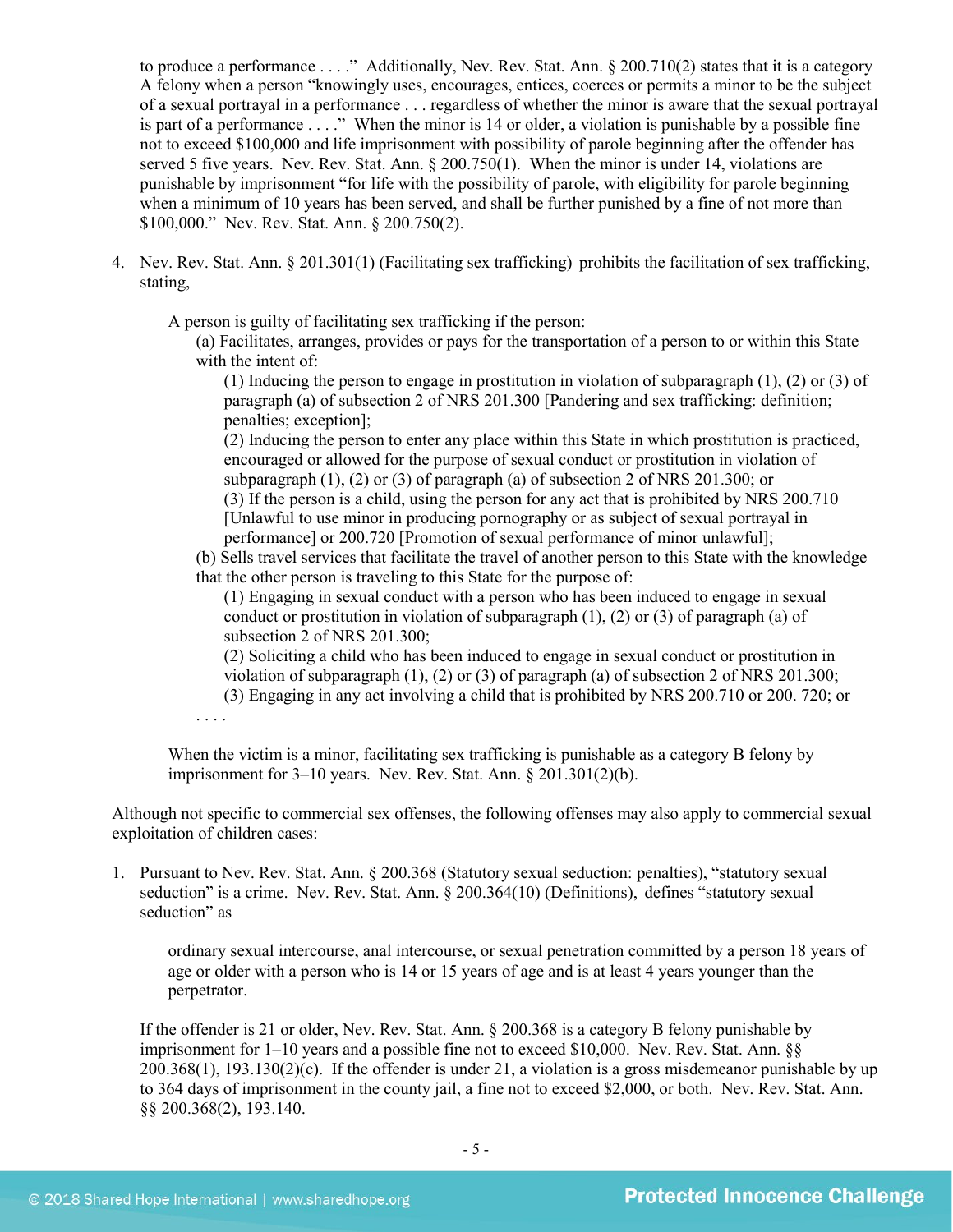to produce a performance . . . ." Additionally, Nev. Rev. Stat. Ann. § 200.710(2) states that it is a category A felony when a person "knowingly uses, encourages, entices, coerces or permits a minor to be the subject of a sexual portrayal in a performance . . . regardless of whether the minor is aware that the sexual portrayal is part of a performance . . . ." When the minor is 14 or older, a violation is punishable by a possible fine not to exceed $100,000 and life imprisonment with possibility of parole beginning after the offender has served 5 five years. Nev. Rev. Stat. Ann. § 200.750(1). When the minor is under 14, violations are punishable by imprisonment "for life with the possibility of parole, with eligibility for parole beginning when a minimum of 10 years has been served, and shall be further punished by a fine of not more than $100,000." Nev. Rev. Stat. Ann. § 200.750(2).

4. Nev. Rev. Stat. Ann. § 201.301(1) (Facilitating sex trafficking) prohibits the facilitation of sex trafficking, stating,

   > A person is guilty of facilitating sex trafficking if the person:
   >
   > (a) Facilitates, arranges, provides or pays for the transportation of a person to or within this State with the intent of:
   >
   > (1) Inducing the person to engage in prostitution in violation of subparagraph (1), (2) or (3) of paragraph (a) of subsection 2 of NRS 201.300 [Pandering and sex trafficking: definition; penalties; exception];
   >
   > (2) Inducing the person to enter any place within this State in which prostitution is practiced, encouraged or allowed for the purpose of sexual conduct or prostitution in violation of subparagraph (1), (2) or (3) of paragraph (a) of subsection 2 of NRS 201.300; or
   >
   > (3) If the person is a child, using the person for any act that is prohibited by NRS 200.710 [Unlawful to use minor in producing pornography or as subject of sexual portrayal in performance] or 200.720 [Promotion of sexual performance of minor unlawful];
   >
   > (b) Sells travel services that facilitate the travel of another person to this State with the knowledge that the other person is traveling to this State for the purpose of:
   >
   > (1) Engaging in sexual conduct with a person who has been induced to engage in sexual conduct or prostitution in violation of subparagraph (1), (2) or (3) of paragraph (a) of subsection 2 of NRS 201.300;
   >
   > (2) Soliciting a child who has been induced to engage in sexual conduct or prostitution in violation of subparagraph (1), (2) or (3) of paragraph (a) of subsection 2 of NRS 201.300;
   >
   > (3) Engaging in any act involving a child that is prohibited by NRS 200.710 or 200. 720; or
   >
   > . . . .

   When the victim is a minor, facilitating sex trafficking is punishable as a category B felony by imprisonment for 3–10 years. Nev. Rev. Stat. Ann. § 201.301(2)(b).

Although not specific to commercial sex offenses, the following offenses may also apply to commercial sexual exploitation of children cases:

1. Pursuant to Nev. Rev. Stat. Ann. § 200.368 (Statutory sexual seduction: penalties), "statutory sexual seduction" is a crime. Nev. Rev. Stat. Ann. § 200.364(10) (Definitions), defines "statutory sexual seduction" as

   > ordinary sexual intercourse, anal intercourse, or sexual penetration committed by a person 18 years of age or older with a person who is 14 or 15 years of age and is at least 4 years younger than the perpetrator.

   If the offender is 21 or older, Nev. Rev. Stat. Ann. § 200.368 is a category B felony punishable by imprisonment for 1–10 years and a possible fine not to exceed $10,000. Nev. Rev. Stat. Ann. §§ 200.368(1), 193.130(2)(c). If the offender is under 21, a violation is a gross misdemeanor punishable by up to 364 days of imprisonment in the county jail, a fine not to exceed $2,000, or both. Nev. Rev. Stat. Ann. §§ 200.368(2), 193.140.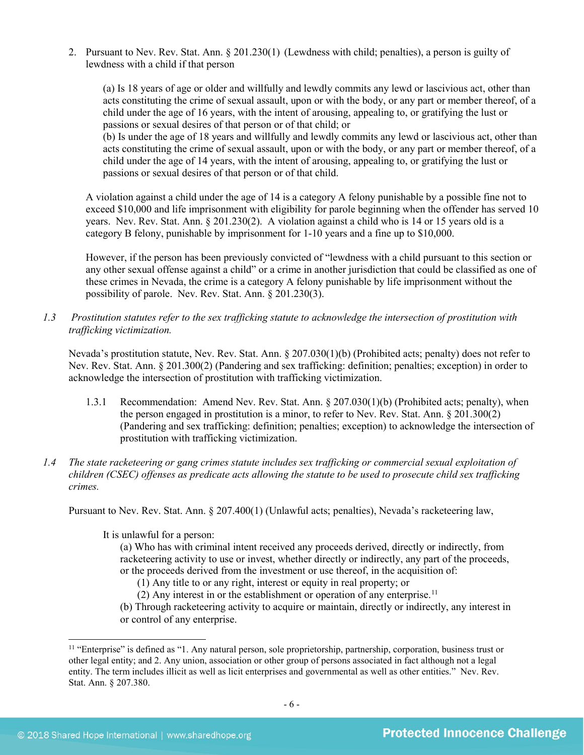2. Pursuant to Nev. Rev. Stat. Ann. § 201.230(1) (Lewdness with child; penalties), a person is guilty of lewdness with a child if that person

   > (a) Is 18 years of age or older and willfully and lewdly commits any lewd or lascivious act, other than acts constituting the crime of sexual assault, upon or with the body, or any part or member thereof, of a child under the age of 16 years, with the intent of arousing, appealing to, or gratifying the lust or passions or sexual desires of that person or of that child; or
   > (b) Is under the age of 18 years and willfully and lewdly commits any lewd or lascivious act, other than acts constituting the crime of sexual assault, upon or with the body, or any part or member thereof, of a child under the age of 14 years, with the intent of arousing, appealing to, or gratifying the lust or passions or sexual desires of that person or of that child.

   A violation against a child under the age of 14 is a category A felony punishable by a possible fine not to exceed $10,000 and life imprisonment with eligibility for parole beginning when the offender has served 10 years. Nev. Rev. Stat. Ann. § 201.230(2). A violation against a child who is 14 or 15 years old is a category B felony, punishable by imprisonment for 1-10 years and a fine up to $10,000.

   However, if the person has been previously convicted of "lewdness with a child pursuant to this section or any other sexual offense against a child" or a crime in another jurisdiction that could be classified as one of these crimes in Nevada, the crime is a category A felony punishable by life imprisonment without the possibility of parole. Nev. Rev. Stat. Ann. § 201.230(3).

*1.3 Prostitution statutes refer to the sex trafficking statute to acknowledge the intersection of prostitution with trafficking victimization.*

Nevada's prostitution statute, Nev. Rev. Stat. Ann. § 207.030(1)(b) (Prohibited acts; penalty) does not refer to Nev. Rev. Stat. Ann. § 201.300(2) (Pandering and sex trafficking: definition; penalties; exception) in order to acknowledge the intersection of prostitution with trafficking victimization.

1.3.1 Recommendation: Amend Nev. Rev. Stat. Ann. § 207.030(1)(b) (Prohibited acts; penalty), when the person engaged in prostitution is a minor, to refer to Nev. Rev. Stat. Ann. § 201.300(2) (Pandering and sex trafficking: definition; penalties; exception) to acknowledge the intersection of prostitution with trafficking victimization.

*1.4 The state racketeering or gang crimes statute includes sex trafficking or commercial sexual exploitation of children (CSEC) offenses as predicate acts allowing the statute to be used to prosecute child sex trafficking crimes.*

Pursuant to Nev. Rev. Stat. Ann. § 207.400(1) (Unlawful acts; penalties), Nevada's racketeering law,

> It is unlawful for a person:
> (a) Who has with criminal intent received any proceeds derived, directly or indirectly, from racketeering activity to use or invest, whether directly or indirectly, any part of the proceeds, or the proceeds derived from the investment or use thereof, in the acquisition of:
> (1) Any title to or any right, interest or equity in real property; or
> (2) Any interest in or the establishment or operation of any enterprise.[11]
> (b) Through racketeering activity to acquire or maintain, directly or indirectly, any interest in or control of any enterprise.

[11] "Enterprise" is defined as "1. Any natural person, sole proprietorship, partnership, corporation, business trust or other legal entity; and 2. Any union, association or other group of persons associated in fact although not a legal entity. The term includes illicit as well as licit enterprises and governmental as well as other entities." Nev. Rev. Stat. Ann. § 207.380.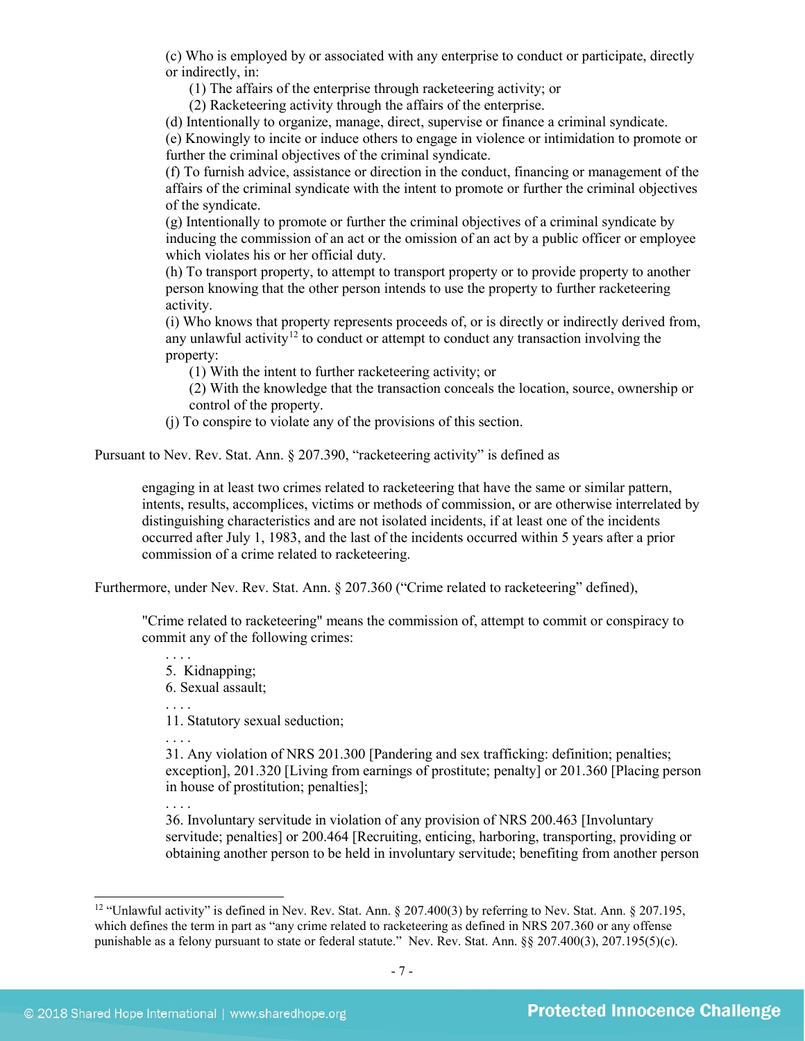(c) Who is employed by or associated with any enterprise to conduct or participate, directly or indirectly, in:

(1) The affairs of the enterprise through racketeering activity; or

(2) Racketeering activity through the affairs of the enterprise.

(d) Intentionally to organize, manage, direct, supervise or finance a criminal syndicate.

(e) Knowingly to incite or induce others to engage in violence or intimidation to promote or further the criminal objectives of the criminal syndicate.

(f) To furnish advice, assistance or direction in the conduct, financing or management of the affairs of the criminal syndicate with the intent to promote or further the criminal objectives of the syndicate.

(g) Intentionally to promote or further the criminal objectives of a criminal syndicate by inducing the commission of an act or the omission of an act by a public officer or employee which violates his or her official duty.

(h) To transport property, to attempt to transport property or to provide property to another person knowing that the other person intends to use the property to further racketeering activity.

(i) Who knows that property represents proceeds of, or is directly or indirectly derived from, any unlawful activity[12] to conduct or attempt to conduct any transaction involving the property:

(1) With the intent to further racketeering activity; or

(2) With the knowledge that the transaction conceals the location, source, ownership or control of the property.

(j) To conspire to violate any of the provisions of this section.

Pursuant to Nev. Rev. Stat. Ann. § 207.390, "racketeering activity" is defined as

> engaging in at least two crimes related to racketeering that have the same or similar pattern, intents, results, accomplices, victims or methods of commission, or are otherwise interrelated by distinguishing characteristics and are not isolated incidents, if at least one of the incidents occurred after July 1, 1983, and the last of the incidents occurred within 5 years after a prior commission of a crime related to racketeering.

Furthermore, under Nev. Rev. Stat. Ann. § 207.360 ("Crime related to racketeering" defined),

> "Crime related to racketeering" means the commission of, attempt to commit or conspiracy to commit any of the following crimes:
>
> . . . .
>
> 5. Kidnapping;
> 6. Sexual assault;
>
> . . . .
>
> 11. Statutory sexual seduction;
>
> . . . .
>
> 31. Any violation of NRS 201.300 [Pandering and sex trafficking: definition; penalties; exception], 201.320 [Living from earnings of prostitute; penalty] or 201.360 [Placing person in house of prostitution; penalties];
>
> . . . .
>
> 36. Involuntary servitude in violation of any provision of NRS 200.463 [Involuntary servitude; penalties] or 200.464 [Recruiting, enticing, harboring, transporting, providing or obtaining another person to be held in involuntary servitude; benefiting from another person

[12] "Unlawful activity" is defined in Nev. Rev. Stat. Ann. § 207.400(3) by referring to Nev. Stat. Ann. § 207.195, which defines the term in part as "any crime related to racketeering as defined in NRS 207.360 or any offense punishable as a felony pursuant to state or federal statute." Nev. Rev. Stat. Ann. §§ 207.400(3), 207.195(5)(c).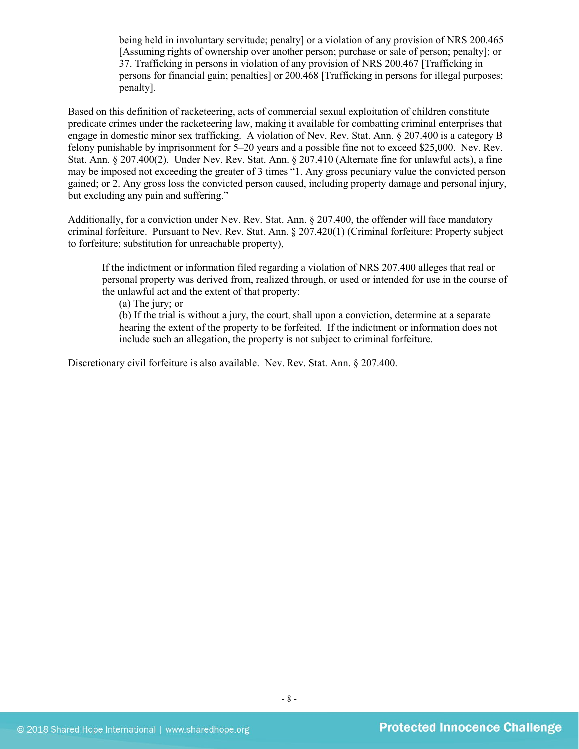being held in involuntary servitude; penalty] or a violation of any provision of NRS 200.465 [Assuming rights of ownership over another person; purchase or sale of person; penalty]; or
37. Trafficking in persons in violation of any provision of NRS 200.467 [Trafficking in persons for financial gain; penalties] or 200.468 [Trafficking in persons for illegal purposes; penalty].

Based on this definition of racketeering, acts of commercial sexual exploitation of children constitute predicate crimes under the racketeering law, making it available for combatting criminal enterprises that engage in domestic minor sex trafficking. A violation of Nev. Rev. Stat. Ann. § 207.400 is a category B felony punishable by imprisonment for 5–20 years and a possible fine not to exceed $25,000. Nev. Rev. Stat. Ann. § 207.400(2). Under Nev. Rev. Stat. Ann. § 207.410 (Alternate fine for unlawful acts), a fine may be imposed not exceeding the greater of 3 times "1. Any gross pecuniary value the convicted person gained; or 2. Any gross loss the convicted person caused, including property damage and personal injury, but excluding any pain and suffering."

Additionally, for a conviction under Nev. Rev. Stat. Ann. § 207.400, the offender will face mandatory criminal forfeiture. Pursuant to Nev. Rev. Stat. Ann. § 207.420(1) (Criminal forfeiture: Property subject to forfeiture; substitution for unreachable property),

> If the indictment or information filed regarding a violation of NRS 207.400 alleges that real or personal property was derived from, realized through, or used or intended for use in the course of the unlawful act and the extent of that property:
> (a) The jury; or
> (b) If the trial is without a jury, the court, shall upon a conviction, determine at a separate hearing the extent of the property to be forfeited. If the indictment or information does not include such an allegation, the property is not subject to criminal forfeiture.

Discretionary civil forfeiture is also available. Nev. Rev. Stat. Ann. § 207.400.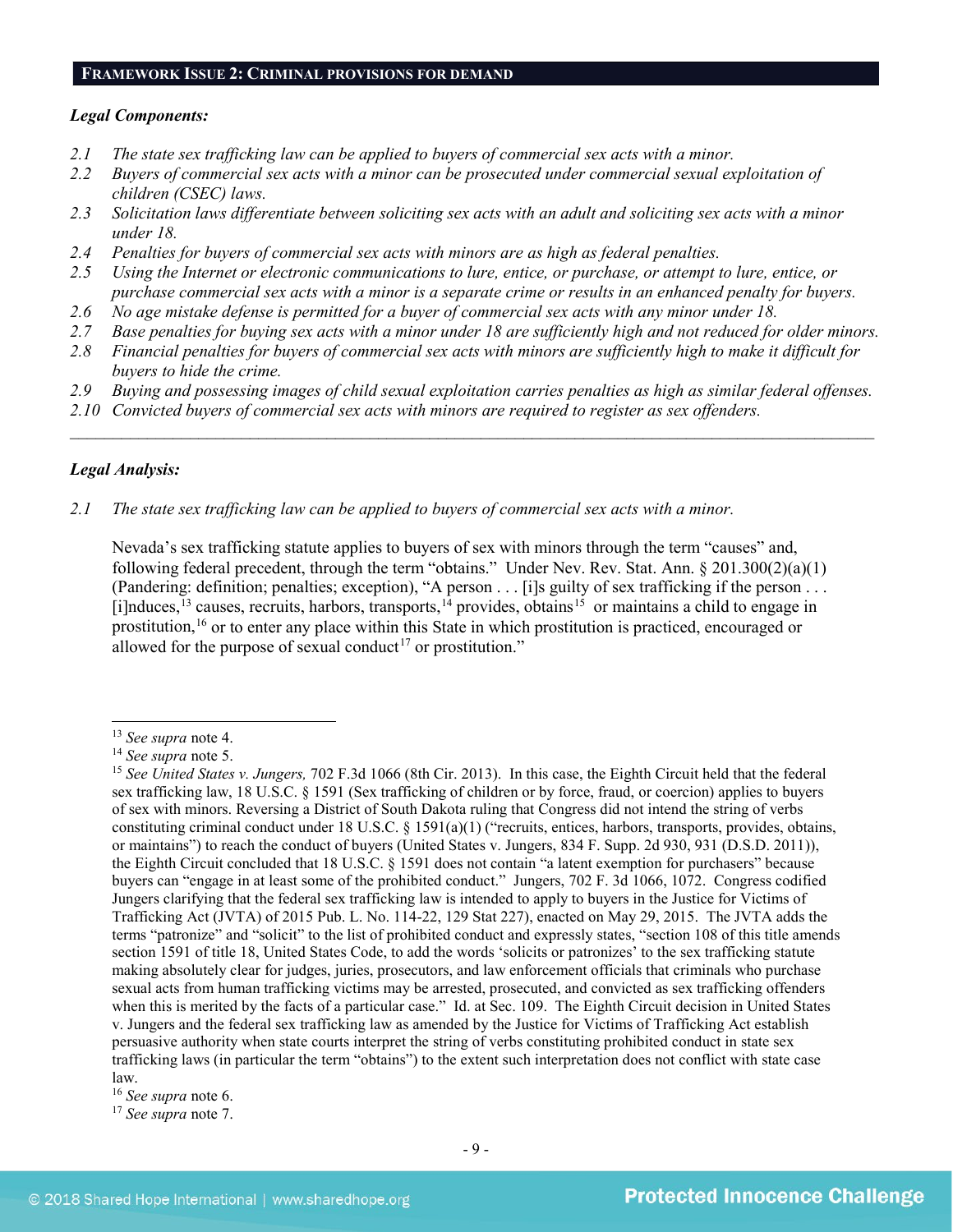## FRAMEWORK ISSUE 2: CRIMINAL PROVISIONS FOR DEMAND

***Legal Components:***

*2.1 The state sex trafficking law can be applied to buyers of commercial sex acts with a minor.*
*2.2 Buyers of commercial sex acts with a minor can be prosecuted under commercial sexual exploitation of children (CSEC) laws.*
*2.3 Solicitation laws differentiate between soliciting sex acts with an adult and soliciting sex acts with a minor under 18.*
*2.4 Penalties for buyers of commercial sex acts with minors are as high as federal penalties.*
*2.5 Using the Internet or electronic communications to lure, entice, or purchase, or attempt to lure, entice, or purchase commercial sex acts with a minor is a separate crime or results in an enhanced penalty for buyers.*
*2.6 No age mistake defense is permitted for a buyer of commercial sex acts with any minor under 18.*
*2.7 Base penalties for buying sex acts with a minor under 18 are sufficiently high and not reduced for older minors.*
*2.8 Financial penalties for buyers of commercial sex acts with minors are sufficiently high to make it difficult for buyers to hide the crime.*
*2.9 Buying and possessing images of child sexual exploitation carries penalties as high as similar federal offenses.*
*2.10 Convicted buyers of commercial sex acts with minors are required to register as sex offenders.*

---

***Legal Analysis:***

*2.1 The state sex trafficking law can be applied to buyers of commercial sex acts with a minor.*

Nevada's sex trafficking statute applies to buyers of sex with minors through the term "causes" and, following federal precedent, through the term "obtains." Under Nev. Rev. Stat. Ann. § 201.300(2)(a)(1) (Pandering: definition; penalties; exception), "A person . . . [i]s guilty of sex trafficking if the person . . . [i]nduces,[13] causes, recruits, harbors, transports,[14] provides, obtains[15] or maintains a child to engage in prostitution,[16] or to enter any place within this State in which prostitution is practiced, encouraged or allowed for the purpose of sexual conduct[17] or prostitution."

---

[13] *See supra* note 4.

[14] *See supra* note 5.

[15] *See United States v. Jungers,* 702 F.3d 1066 (8th Cir. 2013). In this case, the Eighth Circuit held that the federal sex trafficking law, 18 U.S.C. § 1591 (Sex trafficking of children or by force, fraud, or coercion) applies to buyers of sex with minors. Reversing a District of South Dakota ruling that Congress did not intend the string of verbs constituting criminal conduct under 18 U.S.C. § 1591(a)(1) ("recruits, entices, harbors, transports, provides, obtains, or maintains") to reach the conduct of buyers (United States v. Jungers, 834 F. Supp. 2d 930, 931 (D.S.D. 2011)), the Eighth Circuit concluded that 18 U.S.C. § 1591 does not contain "a latent exemption for purchasers" because buyers can "engage in at least some of the prohibited conduct." Jungers, 702 F. 3d 1066, 1072. Congress codified Jungers clarifying that the federal sex trafficking law is intended to apply to buyers in the Justice for Victims of Trafficking Act (JVTA) of 2015 Pub. L. No. 114-22, 129 Stat 227), enacted on May 29, 2015. The JVTA adds the terms "patronize" and "solicit" to the list of prohibited conduct and expressly states, "section 108 of this title amends section 1591 of title 18, United States Code, to add the words 'solicits or patronizes' to the sex trafficking statute making absolutely clear for judges, juries, prosecutors, and law enforcement officials that criminals who purchase sexual acts from human trafficking victims may be arrested, prosecuted, and convicted as sex trafficking offenders when this is merited by the facts of a particular case." Id. at Sec. 109. The Eighth Circuit decision in United States v. Jungers and the federal sex trafficking law as amended by the Justice for Victims of Trafficking Act establish persuasive authority when state courts interpret the string of verbs constituting prohibited conduct in state sex trafficking laws (in particular the term "obtains") to the extent such interpretation does not conflict with state case law.

[16] *See supra* note 6.

[17] *See supra* note 7.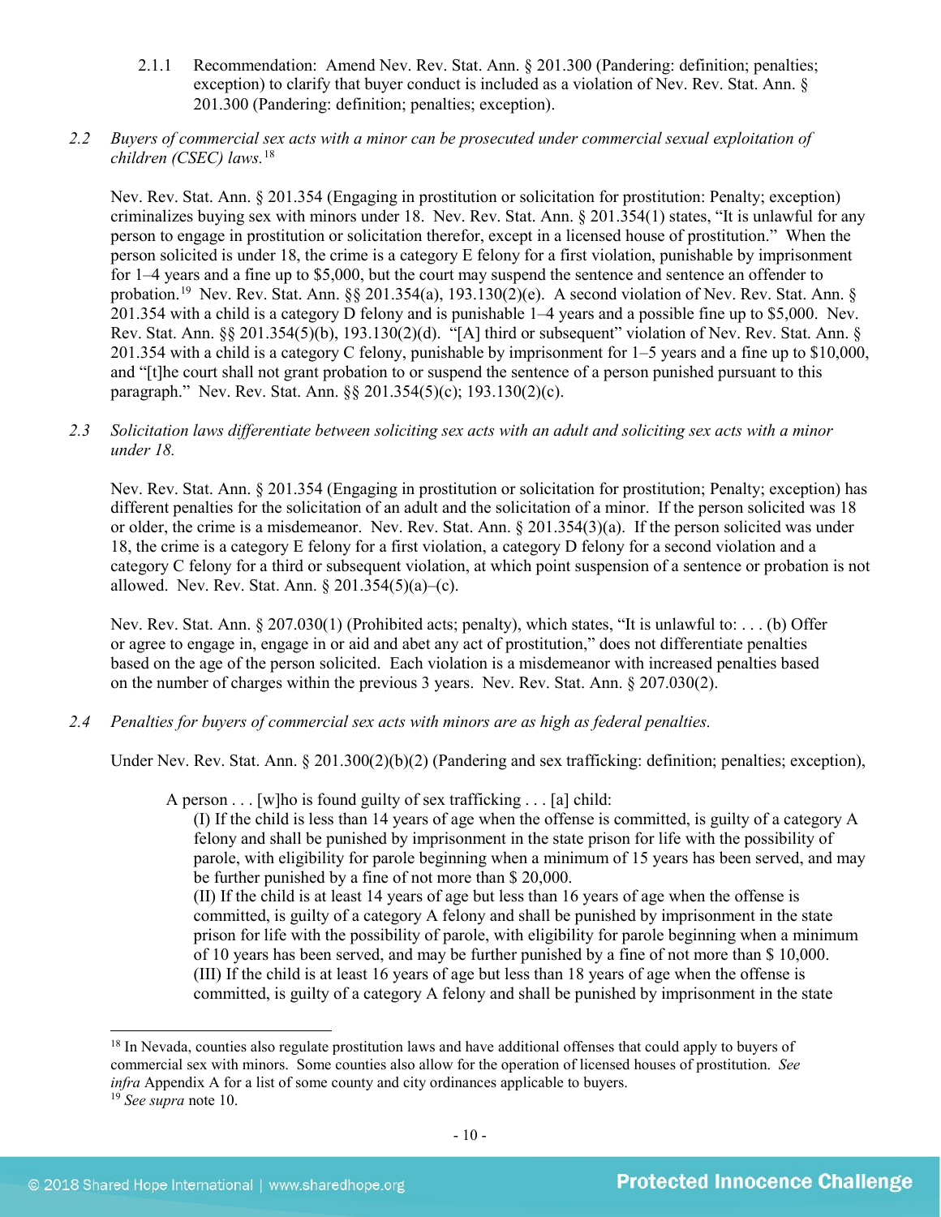2.1.1 Recommendation: Amend Nev. Rev. Stat. Ann. § 201.300 (Pandering: definition; penalties; exception) to clarify that buyer conduct is included as a violation of Nev. Rev. Stat. Ann. § 201.300 (Pandering: definition; penalties; exception).

*2.2 Buyers of commercial sex acts with a minor can be prosecuted under commercial sexual exploitation of children (CSEC) laws.*[18]

Nev. Rev. Stat. Ann. § 201.354 (Engaging in prostitution or solicitation for prostitution: Penalty; exception) criminalizes buying sex with minors under 18. Nev. Rev. Stat. Ann. § 201.354(1) states, "It is unlawful for any person to engage in prostitution or solicitation therefor, except in a licensed house of prostitution." When the person solicited is under 18, the crime is a category E felony for a first violation, punishable by imprisonment for 1–4 years and a fine up to $5,000, but the court may suspend the sentence and sentence an offender to probation.[19] Nev. Rev. Stat. Ann. §§ 201.354(a), 193.130(2)(e). A second violation of Nev. Rev. Stat. Ann. § 201.354 with a child is a category D felony and is punishable 1–4 years and a possible fine up to $5,000. Nev. Rev. Stat. Ann. §§ 201.354(5)(b), 193.130(2)(d). "[A] third or subsequent" violation of Nev. Rev. Stat. Ann. § 201.354 with a child is a category C felony, punishable by imprisonment for 1–5 years and a fine up to $10,000, and "[t]he court shall not grant probation to or suspend the sentence of a person punished pursuant to this paragraph." Nev. Rev. Stat. Ann. §§ 201.354(5)(c); 193.130(2)(c).

*2.3 Solicitation laws differentiate between soliciting sex acts with an adult and soliciting sex acts with a minor under 18.*

Nev. Rev. Stat. Ann. § 201.354 (Engaging in prostitution or solicitation for prostitution; Penalty; exception) has different penalties for the solicitation of an adult and the solicitation of a minor. If the person solicited was 18 or older, the crime is a misdemeanor. Nev. Rev. Stat. Ann. § 201.354(3)(a). If the person solicited was under 18, the crime is a category E felony for a first violation, a category D felony for a second violation and a category C felony for a third or subsequent violation, at which point suspension of a sentence or probation is not allowed. Nev. Rev. Stat. Ann. § 201.354(5)(a)–(c).

Nev. Rev. Stat. Ann. § 207.030(1) (Prohibited acts; penalty), which states, "It is unlawful to: . . . (b) Offer or agree to engage in, engage in or aid and abet any act of prostitution," does not differentiate penalties based on the age of the person solicited. Each violation is a misdemeanor with increased penalties based on the number of charges within the previous 3 years. Nev. Rev. Stat. Ann. § 207.030(2).

*2.4 Penalties for buyers of commercial sex acts with minors are as high as federal penalties.*

Under Nev. Rev. Stat. Ann. § 201.300(2)(b)(2) (Pandering and sex trafficking: definition; penalties; exception),

> A person . . . [w]ho is found guilty of sex trafficking . . . [a] child:
> (I) If the child is less than 14 years of age when the offense is committed, is guilty of a category A felony and shall be punished by imprisonment in the state prison for life with the possibility of parole, with eligibility for parole beginning when a minimum of 15 years has been served, and may be further punished by a fine of not more than $ 20,000.
> (II) If the child is at least 14 years of age but less than 16 years of age when the offense is committed, is guilty of a category A felony and shall be punished by imprisonment in the state prison for life with the possibility of parole, with eligibility for parole beginning when a minimum of 10 years has been served, and may be further punished by a fine of not more than $ 10,000.
> (III) If the child is at least 16 years of age but less than 18 years of age when the offense is committed, is guilty of a category A felony and shall be punished by imprisonment in the state

---

[18] In Nevada, counties also regulate prostitution laws and have additional offenses that could apply to buyers of commercial sex with minors. Some counties also allow for the operation of licensed houses of prostitution. *See infra* Appendix A for a list of some county and city ordinances applicable to buyers.

[19] *See supra* note 10.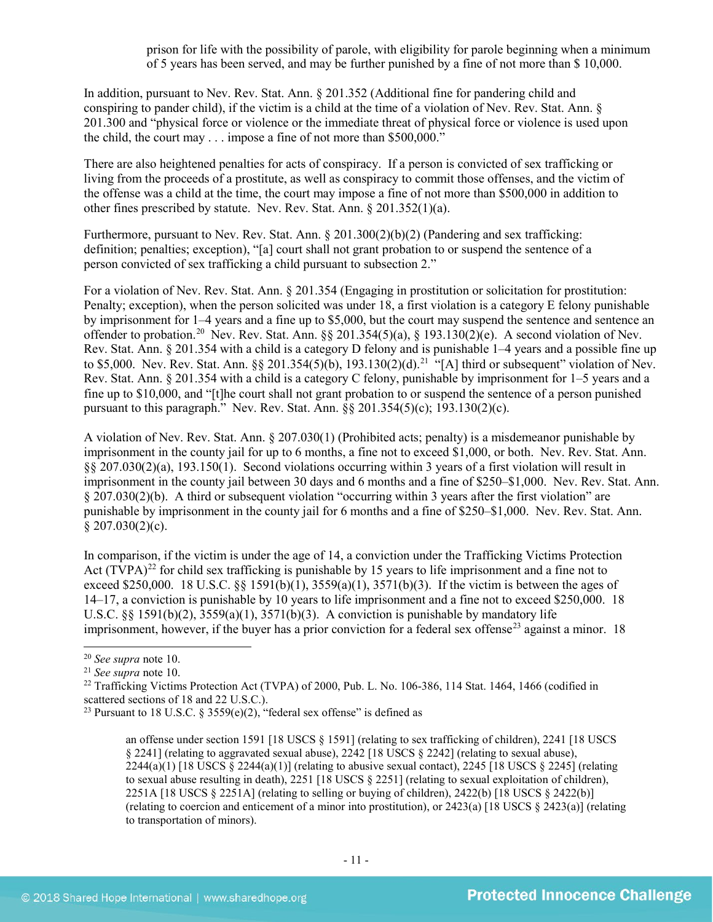prison for life with the possibility of parole, with eligibility for parole beginning when a minimum of 5 years has been served, and may be further punished by a fine of not more than $ 10,000.

In addition, pursuant to Nev. Rev. Stat. Ann. § 201.352 (Additional fine for pandering child and conspiring to pander child), if the victim is a child at the time of a violation of Nev. Rev. Stat. Ann. § 201.300 and "physical force or violence or the immediate threat of physical force or violence is used upon the child, the court may . . . impose a fine of not more than $500,000."

There are also heightened penalties for acts of conspiracy. If a person is convicted of sex trafficking or living from the proceeds of a prostitute, as well as conspiracy to commit those offenses, and the victim of the offense was a child at the time, the court may impose a fine of not more than $500,000 in addition to other fines prescribed by statute. Nev. Rev. Stat. Ann. § 201.352(1)(a).

Furthermore, pursuant to Nev. Rev. Stat. Ann. § 201.300(2)(b)(2) (Pandering and sex trafficking: definition; penalties; exception), "[a] court shall not grant probation to or suspend the sentence of a person convicted of sex trafficking a child pursuant to subsection 2."

For a violation of Nev. Rev. Stat. Ann. § 201.354 (Engaging in prostitution or solicitation for prostitution: Penalty; exception), when the person solicited was under 18, a first violation is a category E felony punishable by imprisonment for 1–4 years and a fine up to $5,000, but the court may suspend the sentence and sentence an offender to probation.[20] Nev. Rev. Stat. Ann. §§ 201.354(5)(a), § 193.130(2)(e). A second violation of Nev. Rev. Stat. Ann. § 201.354 with a child is a category D felony and is punishable 1–4 years and a possible fine up to $5,000. Nev. Rev. Stat. Ann. §§ 201.354(5)(b), 193.130(2)(d).[21] "[A] third or subsequent" violation of Nev. Rev. Stat. Ann. § 201.354 with a child is a category C felony, punishable by imprisonment for 1–5 years and a fine up to $10,000, and "[t]he court shall not grant probation to or suspend the sentence of a person punished pursuant to this paragraph." Nev. Rev. Stat. Ann. §§ 201.354(5)(c); 193.130(2)(c).

A violation of Nev. Rev. Stat. Ann. § 207.030(1) (Prohibited acts; penalty) is a misdemeanor punishable by imprisonment in the county jail for up to 6 months, a fine not to exceed $1,000, or both. Nev. Rev. Stat. Ann. §§ 207.030(2)(a), 193.150(1). Second violations occurring within 3 years of a first violation will result in imprisonment in the county jail between 30 days and 6 months and a fine of $250–$1,000. Nev. Rev. Stat. Ann. § 207.030(2)(b). A third or subsequent violation "occurring within 3 years after the first violation" are punishable by imprisonment in the county jail for 6 months and a fine of $250–$1,000. Nev. Rev. Stat. Ann. § 207.030(2)(c).

In comparison, if the victim is under the age of 14, a conviction under the Trafficking Victims Protection Act (TVPA)[22] for child sex trafficking is punishable by 15 years to life imprisonment and a fine not to exceed $250,000. 18 U.S.C. §§ 1591(b)(1), 3559(a)(1), 3571(b)(3). If the victim is between the ages of 14–17, a conviction is punishable by 10 years to life imprisonment and a fine not to exceed $250,000. 18 U.S.C. §§ 1591(b)(2), 3559(a)(1), 3571(b)(3). A conviction is punishable by mandatory life imprisonment, however, if the buyer has a prior conviction for a federal sex offense[23] against a minor. 18

---

[20] *See supra* note 10.

[21] *See supra* note 10.

[22] Trafficking Victims Protection Act (TVPA) of 2000, Pub. L. No. 106-386, 114 Stat. 1464, 1466 (codified in scattered sections of 18 and 22 U.S.C.).

[23] Pursuant to 18 U.S.C. § 3559(e)(2), "federal sex offense" is defined as

> an offense under section 1591 [18 USCS § 1591] (relating to sex trafficking of children), 2241 [18 USCS § 2241] (relating to aggravated sexual abuse), 2242 [18 USCS § 2242] (relating to sexual abuse), 2244(a)(1) [18 USCS § 2244(a)(1)] (relating to abusive sexual contact), 2245 [18 USCS § 2245] (relating to sexual abuse resulting in death), 2251 [18 USCS § 2251] (relating to sexual exploitation of children), 2251A [18 USCS § 2251A] (relating to selling or buying of children), 2422(b) [18 USCS § 2422(b)] (relating to coercion and enticement of a minor into prostitution), or 2423(a) [18 USCS § 2423(a)] (relating to transportation of minors).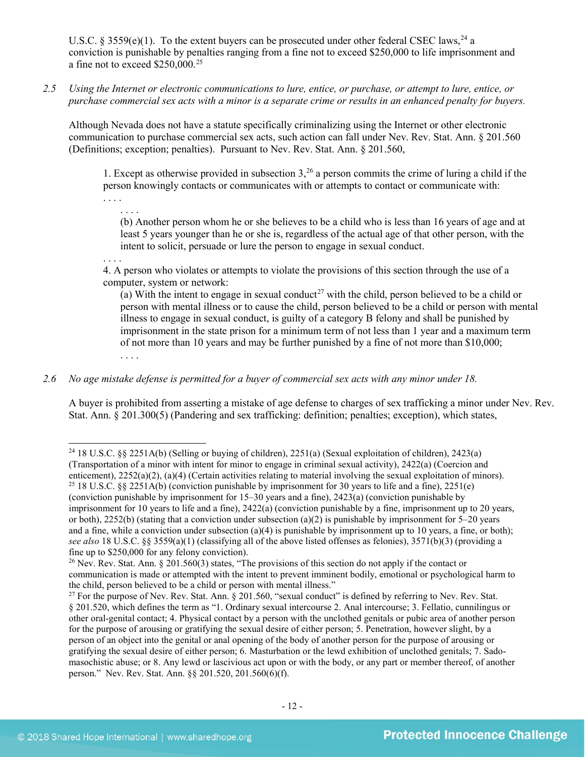U.S.C. § 3559(e)(1). To the extent buyers can be prosecuted under other federal CSEC laws,[24] a conviction is punishable by penalties ranging from a fine not to exceed $250,000 to life imprisonment and a fine not to exceed $250,000.[25]

2.5 *Using the Internet or electronic communications to lure, entice, or purchase, or attempt to lure, entice, or purchase commercial sex acts with a minor is a separate crime or results in an enhanced penalty for buyers.*

Although Nevada does not have a statute specifically criminalizing using the Internet or other electronic communication to purchase commercial sex acts, such action can fall under Nev. Rev. Stat. Ann. § 201.560 (Definitions; exception; penalties). Pursuant to Nev. Rev. Stat. Ann. § 201.560,

> 1. Except as otherwise provided in subsection 3,[26] a person commits the crime of luring a child if the person knowingly contacts or communicates with or attempts to contact or communicate with:
> . . . .
> > . . . .
> > (b) Another person whom he or she believes to be a child who is less than 16 years of age and at least 5 years younger than he or she is, regardless of the actual age of that other person, with the intent to solicit, persuade or lure the person to engage in sexual conduct.
>
> . . . .
> 4. A person who violates or attempts to violate the provisions of this section through the use of a computer, system or network:
> > (a) With the intent to engage in sexual conduct[27] with the child, person believed to be a child or person with mental illness or to cause the child, person believed to be a child or person with mental illness to engage in sexual conduct, is guilty of a category B felony and shall be punished by imprisonment in the state prison for a minimum term of not less than 1 year and a maximum term of not more than 10 years and may be further punished by a fine of not more than $10,000;
> > . . . .

2.6 *No age mistake defense is permitted for a buyer of commercial sex acts with any minor under 18.*

A buyer is prohibited from asserting a mistake of age defense to charges of sex trafficking a minor under Nev. Rev. Stat. Ann. § 201.300(5) (Pandering and sex trafficking: definition; penalties; exception), which states,

---

[24] 18 U.S.C. §§ 2251A(b) (Selling or buying of children), 2251(a) (Sexual exploitation of children), 2423(a) (Transportation of a minor with intent for minor to engage in criminal sexual activity), 2422(a) (Coercion and enticement), 2252(a)(2), (a)(4) (Certain activities relating to material involving the sexual exploitation of minors).

[25] 18 U.S.C. §§ 2251A(b) (conviction punishable by imprisonment for 30 years to life and a fine), 2251(e) (conviction punishable by imprisonment for 15–30 years and a fine), 2423(a) (conviction punishable by imprisonment for 10 years to life and a fine), 2422(a) (conviction punishable by a fine, imprisonment up to 20 years, or both), 2252(b) (stating that a conviction under subsection (a)(2) is punishable by imprisonment for 5–20 years and a fine, while a conviction under subsection (a)(4) is punishable by imprisonment up to 10 years, a fine, or both); *see also* 18 U.S.C. §§ 3559(a)(1) (classifying all of the above listed offenses as felonies), 3571(b)(3) (providing a fine up to $250,000 for any felony conviction).

[26] Nev. Rev. Stat. Ann. § 201.560(3) states, "The provisions of this section do not apply if the contact or communication is made or attempted with the intent to prevent imminent bodily, emotional or psychological harm to the child, person believed to be a child or person with mental illness."

[27] For the purpose of Nev. Rev. Stat. Ann. § 201.560, "sexual conduct" is defined by referring to Nev. Rev. Stat. § 201.520, which defines the term as "1. Ordinary sexual intercourse 2. Anal intercourse; 3. Fellatio, cunnilingus or other oral-genital contact; 4. Physical contact by a person with the unclothed genitals or pubic area of another person for the purpose of arousing or gratifying the sexual desire of either person; 5. Penetration, however slight, by a person of an object into the genital or anal opening of the body of another person for the purpose of arousing or gratifying the sexual desire of either person; 6. Masturbation or the lewd exhibition of unclothed genitals; 7. Sado-masochistic abuse; or 8. Any lewd or lascivious act upon or with the body, or any part or member thereof, of another person." Nev. Rev. Stat. Ann. §§ 201.520, 201.560(6)(f).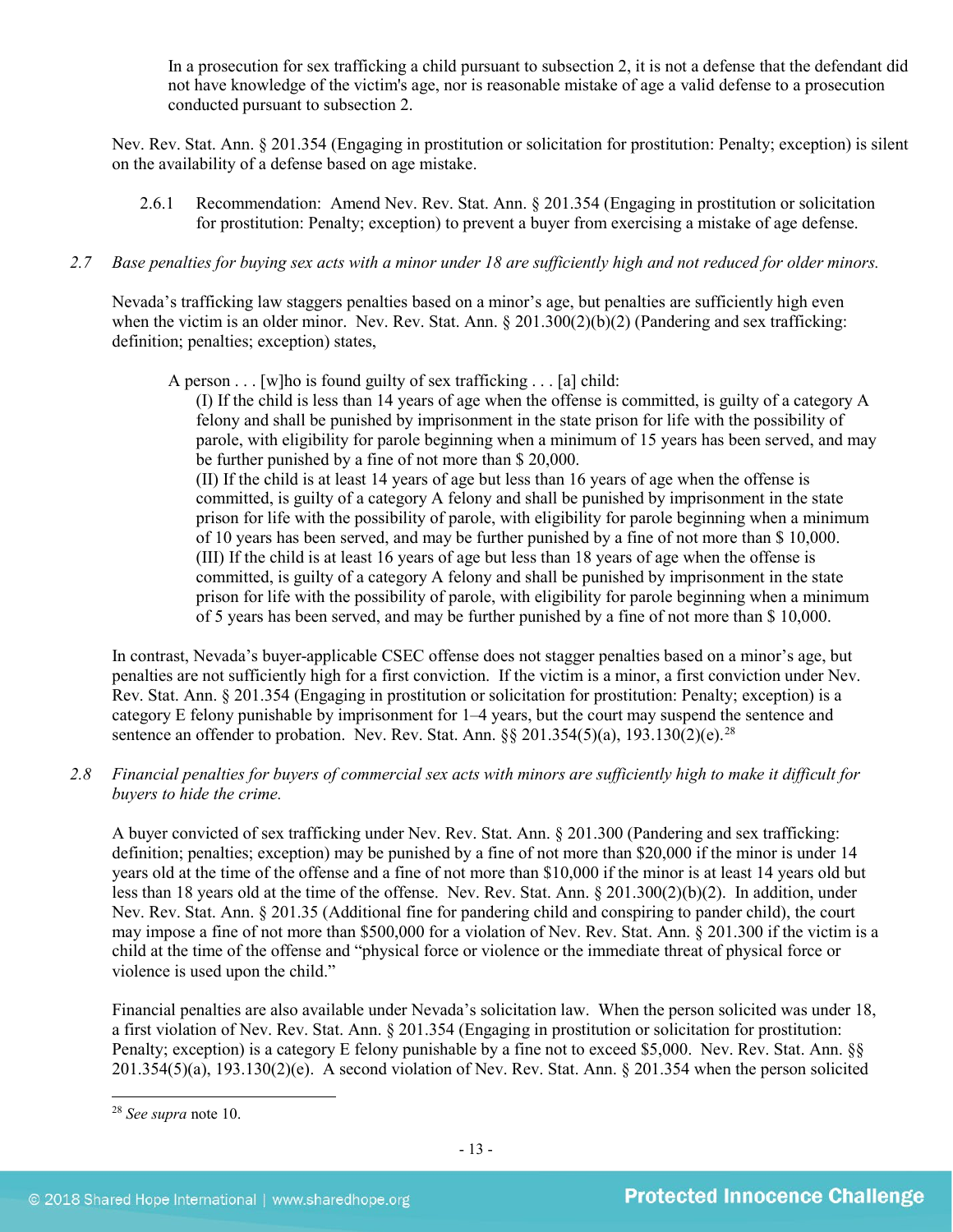> In a prosecution for sex trafficking a child pursuant to subsection 2, it is not a defense that the defendant did not have knowledge of the victim's age, nor is reasonable mistake of age a valid defense to a prosecution conducted pursuant to subsection 2.

Nev. Rev. Stat. Ann. § 201.354 (Engaging in prostitution or solicitation for prostitution: Penalty; exception) is silent on the availability of a defense based on age mistake.

2.6.1 Recommendation: Amend Nev. Rev. Stat. Ann. § 201.354 (Engaging in prostitution or solicitation for prostitution: Penalty; exception) to prevent a buyer from exercising a mistake of age defense.

*2.7 Base penalties for buying sex acts with a minor under 18 are sufficiently high and not reduced for older minors.*

Nevada's trafficking law staggers penalties based on a minor's age, but penalties are sufficiently high even when the victim is an older minor. Nev. Rev. Stat. Ann. § 201.300(2)(b)(2) (Pandering and sex trafficking: definition; penalties; exception) states,

> A person . . . [w]ho is found guilty of sex trafficking . . . [a] child:
>
> (I) If the child is less than 14 years of age when the offense is committed, is guilty of a category A felony and shall be punished by imprisonment in the state prison for life with the possibility of parole, with eligibility for parole beginning when a minimum of 15 years has been served, and may be further punished by a fine of not more than $ 20,000.
>
> (II) If the child is at least 14 years of age but less than 16 years of age when the offense is committed, is guilty of a category A felony and shall be punished by imprisonment in the state prison for life with the possibility of parole, with eligibility for parole beginning when a minimum of 10 years has been served, and may be further punished by a fine of not more than $ 10,000.
>
> (III) If the child is at least 16 years of age but less than 18 years of age when the offense is committed, is guilty of a category A felony and shall be punished by imprisonment in the state prison for life with the possibility of parole, with eligibility for parole beginning when a minimum of 5 years has been served, and may be further punished by a fine of not more than $ 10,000.

In contrast, Nevada's buyer-applicable CSEC offense does not stagger penalties based on a minor's age, but penalties are not sufficiently high for a first conviction. If the victim is a minor, a first conviction under Nev. Rev. Stat. Ann. § 201.354 (Engaging in prostitution or solicitation for prostitution: Penalty; exception) is a category E felony punishable by imprisonment for 1–4 years, but the court may suspend the sentence and sentence an offender to probation. Nev. Rev. Stat. Ann. §§ 201.354(5)(a), 193.130(2)(e).[28]

*2.8 Financial penalties for buyers of commercial sex acts with minors are sufficiently high to make it difficult for buyers to hide the crime.*

A buyer convicted of sex trafficking under Nev. Rev. Stat. Ann. § 201.300 (Pandering and sex trafficking: definition; penalties; exception) may be punished by a fine of not more than $20,000 if the minor is under 14 years old at the time of the offense and a fine of not more than $10,000 if the minor is at least 14 years old but less than 18 years old at the time of the offense. Nev. Rev. Stat. Ann. § 201.300(2)(b)(2). In addition, under Nev. Rev. Stat. Ann. § 201.35 (Additional fine for pandering child and conspiring to pander child), the court may impose a fine of not more than $500,000 for a violation of Nev. Rev. Stat. Ann. § 201.300 if the victim is a child at the time of the offense and "physical force or violence or the immediate threat of physical force or violence is used upon the child."

Financial penalties are also available under Nevada's solicitation law. When the person solicited was under 18, a first violation of Nev. Rev. Stat. Ann. § 201.354 (Engaging in prostitution or solicitation for prostitution: Penalty; exception) is a category E felony punishable by a fine not to exceed $5,000. Nev. Rev. Stat. Ann. §§ 201.354(5)(a), 193.130(2)(e). A second violation of Nev. Rev. Stat. Ann. § 201.354 when the person solicited

---

[28] *See supra* note 10.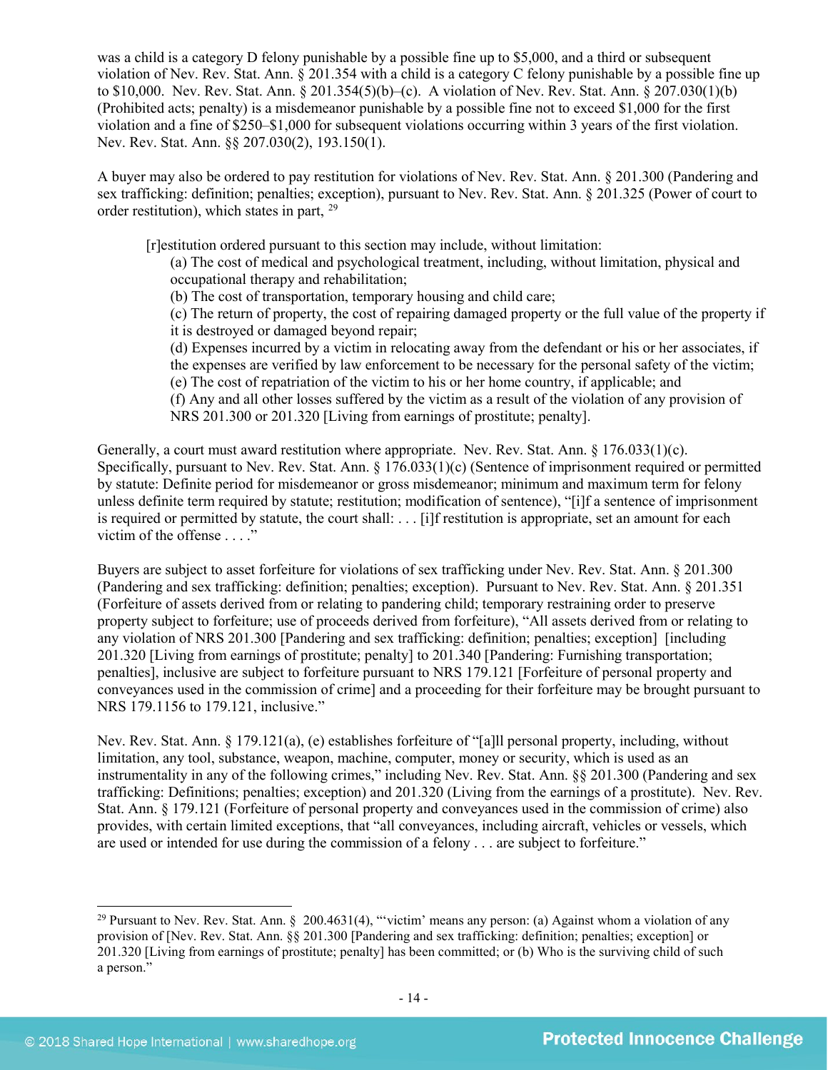was a child is a category D felony punishable by a possible fine up to $5,000, and a third or subsequent violation of Nev. Rev. Stat. Ann. § 201.354 with a child is a category C felony punishable by a possible fine up to $10,000. Nev. Rev. Stat. Ann. § 201.354(5)(b)–(c). A violation of Nev. Rev. Stat. Ann. § 207.030(1)(b) (Prohibited acts; penalty) is a misdemeanor punishable by a possible fine not to exceed $1,000 for the first violation and a fine of $250–$1,000 for subsequent violations occurring within 3 years of the first violation. Nev. Rev. Stat. Ann. §§ 207.030(2), 193.150(1).

A buyer may also be ordered to pay restitution for violations of Nev. Rev. Stat. Ann. § 201.300 (Pandering and sex trafficking: definition; penalties; exception), pursuant to Nev. Rev. Stat. Ann. § 201.325 (Power of court to order restitution), which states in part, [29]

> [r]estitution ordered pursuant to this section may include, without limitation:
> (a) The cost of medical and psychological treatment, including, without limitation, physical and occupational therapy and rehabilitation;
> (b) The cost of transportation, temporary housing and child care;
> (c) The return of property, the cost of repairing damaged property or the full value of the property if it is destroyed or damaged beyond repair;
> (d) Expenses incurred by a victim in relocating away from the defendant or his or her associates, if the expenses are verified by law enforcement to be necessary for the personal safety of the victim;
> (e) The cost of repatriation of the victim to his or her home country, if applicable; and
> (f) Any and all other losses suffered by the victim as a result of the violation of any provision of NRS 201.300 or 201.320 [Living from earnings of prostitute; penalty].

Generally, a court must award restitution where appropriate. Nev. Rev. Stat. Ann. § 176.033(1)(c). Specifically, pursuant to Nev. Rev. Stat. Ann. § 176.033(1)(c) (Sentence of imprisonment required or permitted by statute: Definite period for misdemeanor or gross misdemeanor; minimum and maximum term for felony unless definite term required by statute; restitution; modification of sentence), "[i]f a sentence of imprisonment is required or permitted by statute, the court shall: . . . [i]f restitution is appropriate, set an amount for each victim of the offense . . . ."

Buyers are subject to asset forfeiture for violations of sex trafficking under Nev. Rev. Stat. Ann. § 201.300 (Pandering and sex trafficking: definition; penalties; exception). Pursuant to Nev. Rev. Stat. Ann. § 201.351 (Forfeiture of assets derived from or relating to pandering child; temporary restraining order to preserve property subject to forfeiture; use of proceeds derived from forfeiture), "All assets derived from or relating to any violation of NRS 201.300 [Pandering and sex trafficking: definition; penalties; exception] [including 201.320 [Living from earnings of prostitute; penalty] to 201.340 [Pandering: Furnishing transportation; penalties], inclusive are subject to forfeiture pursuant to NRS 179.121 [Forfeiture of personal property and conveyances used in the commission of crime] and a proceeding for their forfeiture may be brought pursuant to NRS 179.1156 to 179.121, inclusive."

Nev. Rev. Stat. Ann. § 179.121(a), (e) establishes forfeiture of "[a]ll personal property, including, without limitation, any tool, substance, weapon, machine, computer, money or security, which is used as an instrumentality in any of the following crimes," including Nev. Rev. Stat. Ann. §§ 201.300 (Pandering and sex trafficking: Definitions; penalties; exception) and 201.320 (Living from the earnings of a prostitute). Nev. Rev. Stat. Ann. § 179.121 (Forfeiture of personal property and conveyances used in the commission of crime) also provides, with certain limited exceptions, that "all conveyances, including aircraft, vehicles or vessels, which are used or intended for use during the commission of a felony . . . are subject to forfeiture."

---

[29] Pursuant to Nev. Rev. Stat. Ann. § 200.4631(4), "'victim' means any person: (a) Against whom a violation of any provision of [Nev. Rev. Stat. Ann. §§ 201.300 [Pandering and sex trafficking: definition; penalties; exception] or 201.320 [Living from earnings of prostitute; penalty] has been committed; or (b) Who is the surviving child of such a person."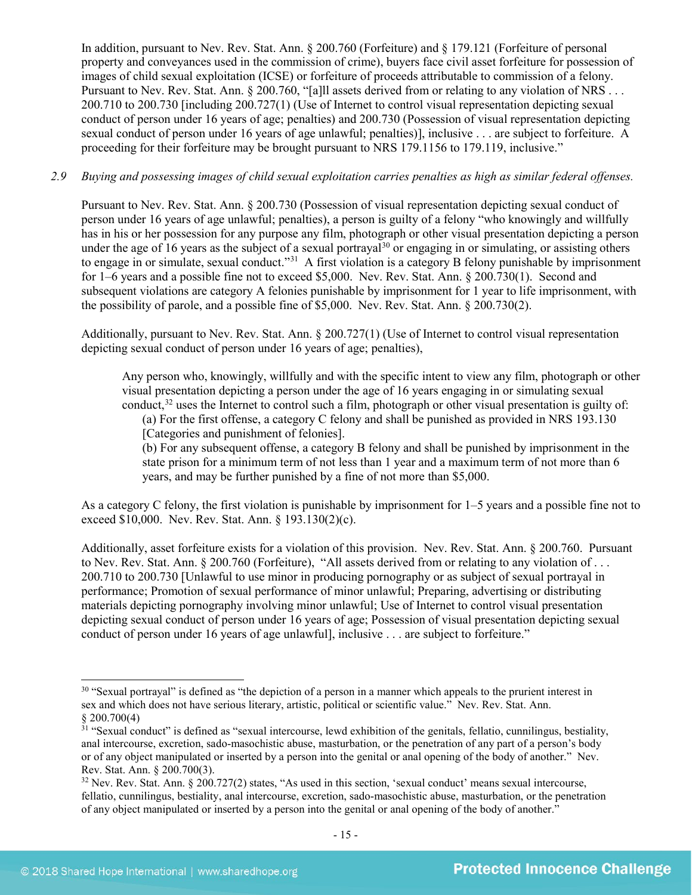In addition, pursuant to Nev. Rev. Stat. Ann. § 200.760 (Forfeiture) and § 179.121 (Forfeiture of personal property and conveyances used in the commission of crime), buyers face civil asset forfeiture for possession of images of child sexual exploitation (ICSE) or forfeiture of proceeds attributable to commission of a felony. Pursuant to Nev. Rev. Stat. Ann. § 200.760, "[a]ll assets derived from or relating to any violation of NRS . . . 200.710 to 200.730 [including 200.727(1) (Use of Internet to control visual representation depicting sexual conduct of person under 16 years of age; penalties) and 200.730 (Possession of visual representation depicting sexual conduct of person under 16 years of age unlawful; penalties)], inclusive . . . are subject to forfeiture. A proceeding for their forfeiture may be brought pursuant to NRS 179.1156 to 179.119, inclusive."

*2.9 Buying and possessing images of child sexual exploitation carries penalties as high as similar federal offenses.*

Pursuant to Nev. Rev. Stat. Ann. § 200.730 (Possession of visual representation depicting sexual conduct of person under 16 years of age unlawful; penalties), a person is guilty of a felony "who knowingly and willfully has in his or her possession for any purpose any film, photograph or other visual presentation depicting a person under the age of 16 years as the subject of a sexual portrayal[30] or engaging in or simulating, or assisting others to engage in or simulate, sexual conduct."[31] A first violation is a category B felony punishable by imprisonment for 1–6 years and a possible fine not to exceed $5,000. Nev. Rev. Stat. Ann. § 200.730(1). Second and subsequent violations are category A felonies punishable by imprisonment for 1 year to life imprisonment, with the possibility of parole, and a possible fine of $5,000. Nev. Rev. Stat. Ann. § 200.730(2).

Additionally, pursuant to Nev. Rev. Stat. Ann. § 200.727(1) (Use of Internet to control visual representation depicting sexual conduct of person under 16 years of age; penalties),

> Any person who, knowingly, willfully and with the specific intent to view any film, photograph or other visual presentation depicting a person under the age of 16 years engaging in or simulating sexual conduct,[32] uses the Internet to control such a film, photograph or other visual presentation is guilty of:
> (a) For the first offense, a category C felony and shall be punished as provided in NRS 193.130 [Categories and punishment of felonies].
> (b) For any subsequent offense, a category B felony and shall be punished by imprisonment in the state prison for a minimum term of not less than 1 year and a maximum term of not more than 6 years, and may be further punished by a fine of not more than $5,000.

As a category C felony, the first violation is punishable by imprisonment for 1–5 years and a possible fine not to exceed $10,000. Nev. Rev. Stat. Ann. § 193.130(2)(c).

Additionally, asset forfeiture exists for a violation of this provision. Nev. Rev. Stat. Ann. § 200.760. Pursuant to Nev. Rev. Stat. Ann. § 200.760 (Forfeiture), "All assets derived from or relating to any violation of . . . 200.710 to 200.730 [Unlawful to use minor in producing pornography or as subject of sexual portrayal in performance; Promotion of sexual performance of minor unlawful; Preparing, advertising or distributing materials depicting pornography involving minor unlawful; Use of Internet to control visual presentation depicting sexual conduct of person under 16 years of age; Possession of visual presentation depicting sexual conduct of person under 16 years of age unlawful], inclusive . . . are subject to forfeiture."

---

[30] "Sexual portrayal" is defined as "the depiction of a person in a manner which appeals to the prurient interest in sex and which does not have serious literary, artistic, political or scientific value." Nev. Rev. Stat. Ann. § 200.700(4)

[31] "Sexual conduct" is defined as "sexual intercourse, lewd exhibition of the genitals, fellatio, cunnilingus, bestiality, anal intercourse, excretion, sado-masochistic abuse, masturbation, or the penetration of any part of a person's body or of any object manipulated or inserted by a person into the genital or anal opening of the body of another." Nev. Rev. Stat. Ann. § 200.700(3).

[32] Nev. Rev. Stat. Ann. § 200.727(2) states, "As used in this section, 'sexual conduct' means sexual intercourse, fellatio, cunnilingus, bestiality, anal intercourse, excretion, sado-masochistic abuse, masturbation, or the penetration of any object manipulated or inserted by a person into the genital or anal opening of the body of another."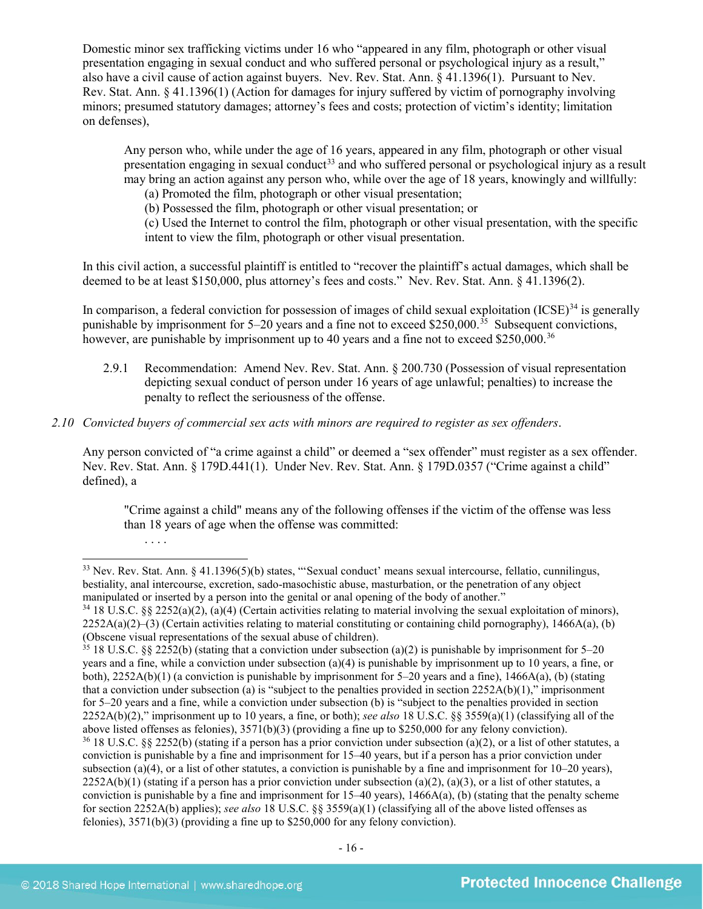Domestic minor sex trafficking victims under 16 who "appeared in any film, photograph or other visual presentation engaging in sexual conduct and who suffered personal or psychological injury as a result," also have a civil cause of action against buyers. Nev. Rev. Stat. Ann. § 41.1396(1). Pursuant to Nev. Rev. Stat. Ann. § 41.1396(1) (Action for damages for injury suffered by victim of pornography involving minors; presumed statutory damages; attorney's fees and costs; protection of victim's identity; limitation on defenses),

> Any person who, while under the age of 16 years, appeared in any film, photograph or other visual presentation engaging in sexual conduct[33] and who suffered personal or psychological injury as a result may bring an action against any person who, while over the age of 18 years, knowingly and willfully:
>
> (a) Promoted the film, photograph or other visual presentation;
>
> (b) Possessed the film, photograph or other visual presentation; or
>
> (c) Used the Internet to control the film, photograph or other visual presentation, with the specific intent to view the film, photograph or other visual presentation.

In this civil action, a successful plaintiff is entitled to "recover the plaintiff's actual damages, which shall be deemed to be at least $150,000, plus attorney's fees and costs." Nev. Rev. Stat. Ann. § 41.1396(2).

In comparison, a federal conviction for possession of images of child sexual exploitation (ICSE)[34] is generally punishable by imprisonment for 5–20 years and a fine not to exceed $250,000.[35] Subsequent convictions, however, are punishable by imprisonment up to 40 years and a fine not to exceed $250,000.[36]

2.9.1 Recommendation: Amend Nev. Rev. Stat. Ann. § 200.730 (Possession of visual representation depicting sexual conduct of person under 16 years of age unlawful; penalties) to increase the penalty to reflect the seriousness of the offense.

*2.10 Convicted buyers of commercial sex acts with minors are required to register as sex offenders.*

Any person convicted of "a crime against a child" or deemed a "sex offender" must register as a sex offender. Nev. Rev. Stat. Ann. § 179D.441(1). Under Nev. Rev. Stat. Ann. § 179D.0357 ("Crime against a child" defined), a

> "Crime against a child" means any of the following offenses if the victim of the offense was less than 18 years of age when the offense was committed:
>
> . . . .

---

[33] Nev. Rev. Stat. Ann. § 41.1396(5)(b) states, "'Sexual conduct' means sexual intercourse, fellatio, cunnilingus, bestiality, anal intercourse, excretion, sado-masochistic abuse, masturbation, or the penetration of any object manipulated or inserted by a person into the genital or anal opening of the body of another."

[34] 18 U.S.C. §§ 2252(a)(2), (a)(4) (Certain activities relating to material involving the sexual exploitation of minors), 2252A(a)(2)–(3) (Certain activities relating to material constituting or containing child pornography), 1466A(a), (b) (Obscene visual representations of the sexual abuse of children).

[35] 18 U.S.C. §§ 2252(b) (stating that a conviction under subsection (a)(2) is punishable by imprisonment for 5–20 years and a fine, while a conviction under subsection (a)(4) is punishable by imprisonment up to 10 years, a fine, or both), 2252A(b)(1) (a conviction is punishable by imprisonment for 5–20 years and a fine), 1466A(a), (b) (stating that a conviction under subsection (a) is "subject to the penalties provided in section 2252A(b)(1)," imprisonment for 5–20 years and a fine, while a conviction under subsection (b) is "subject to the penalties provided in section 2252A(b)(2)," imprisonment up to 10 years, a fine, or both); *see also* 18 U.S.C. §§ 3559(a)(1) (classifying all of the above listed offenses as felonies), 3571(b)(3) (providing a fine up to $250,000 for any felony conviction).

[36] 18 U.S.C. §§ 2252(b) (stating if a person has a prior conviction under subsection (a)(2), or a list of other statutes, a conviction is punishable by a fine and imprisonment for 15–40 years, but if a person has a prior conviction under subsection (a)(4), or a list of other statutes, a conviction is punishable by a fine and imprisonment for 10–20 years), 2252A(b)(1) (stating if a person has a prior conviction under subsection (a)(2), (a)(3), or a list of other statutes, a conviction is punishable by a fine and imprisonment for 15–40 years), 1466A(a), (b) (stating that the penalty scheme for section 2252A(b) applies); *see also* 18 U.S.C. §§ 3559(a)(1) (classifying all of the above listed offenses as felonies), 3571(b)(3) (providing a fine up to $250,000 for any felony conviction).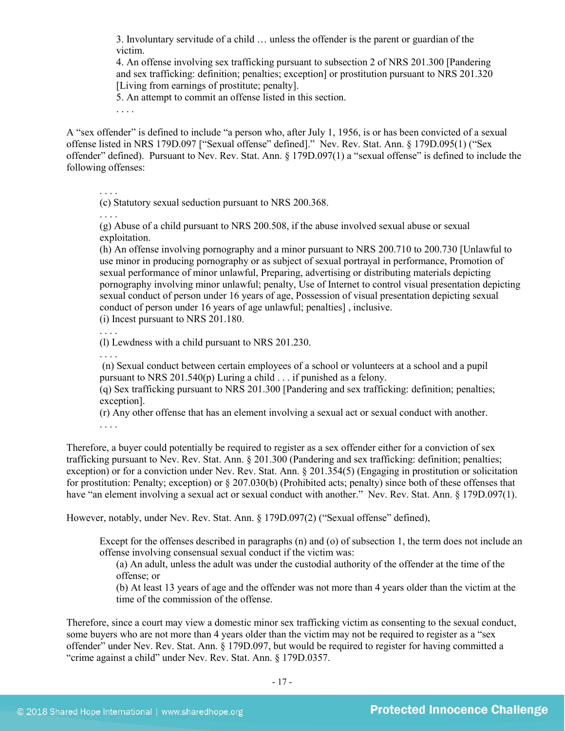> 3. Involuntary servitude of a child … unless the offender is the parent or guardian of the victim.
> 4. An offense involving sex trafficking pursuant to subsection 2 of NRS 201.300 [Pandering and sex trafficking: definition; penalties; exception] or prostitution pursuant to NRS 201.320 [Living from earnings of prostitute; penalty].
> 5. An attempt to commit an offense listed in this section.
> . . . .

A "sex offender" is defined to include "a person who, after July 1, 1956, is or has been convicted of a sexual offense listed in NRS 179D.097 ["Sexual offense" defined]." Nev. Rev. Stat. Ann. § 179D.095(1) ("Sex offender" defined). Pursuant to Nev. Rev. Stat. Ann. § 179D.097(1) a "sexual offense" is defined to include the following offenses:

> . . . .
> (c) Statutory sexual seduction pursuant to NRS 200.368.
> . . . .
> (g) Abuse of a child pursuant to NRS 200.508, if the abuse involved sexual abuse or sexual exploitation.
> (h) An offense involving pornography and a minor pursuant to NRS 200.710 to 200.730 [Unlawful to use minor in producing pornography or as subject of sexual portrayal in performance, Promotion of sexual performance of minor unlawful, Preparing, advertising or distributing materials depicting pornography involving minor unlawful; penalty, Use of Internet to control visual presentation depicting sexual conduct of person under 16 years of age, Possession of visual presentation depicting sexual conduct of person under 16 years of age unlawful; penalties] , inclusive.
> (i) Incest pursuant to NRS 201.180.
> . . . .
> (l) Lewdness with a child pursuant to NRS 201.230.
> . . . .
> (n) Sexual conduct between certain employees of a school or volunteers at a school and a pupil pursuant to NRS 201.540(p) Luring a child . . . if punished as a felony.
> (q) Sex trafficking pursuant to NRS 201.300 [Pandering and sex trafficking: definition; penalties; exception].
> (r) Any other offense that has an element involving a sexual act or sexual conduct with another.
> . . . .

Therefore, a buyer could potentially be required to register as a sex offender either for a conviction of sex trafficking pursuant to Nev. Rev. Stat. Ann. § 201.300 (Pandering and sex trafficking: definition; penalties; exception) or for a conviction under Nev. Rev. Stat. Ann. § 201.354(5) (Engaging in prostitution or solicitation for prostitution: Penalty; exception) or § 207.030(b) (Prohibited acts; penalty) since both of these offenses that have "an element involving a sexual act or sexual conduct with another." Nev. Rev. Stat. Ann. § 179D.097(1).

However, notably, under Nev. Rev. Stat. Ann. § 179D.097(2) ("Sexual offense" defined),

> Except for the offenses described in paragraphs (n) and (o) of subsection 1, the term does not include an offense involving consensual sexual conduct if the victim was:
> (a) An adult, unless the adult was under the custodial authority of the offender at the time of the offense; or
> (b) At least 13 years of age and the offender was not more than 4 years older than the victim at the time of the commission of the offense.

Therefore, since a court may view a domestic minor sex trafficking victim as consenting to the sexual conduct, some buyers who are not more than 4 years older than the victim may not be required to register as a "sex offender" under Nev. Rev. Stat. Ann. § 179D.097, but would be required to register for having committed a "crime against a child" under Nev. Rev. Stat. Ann. § 179D.0357.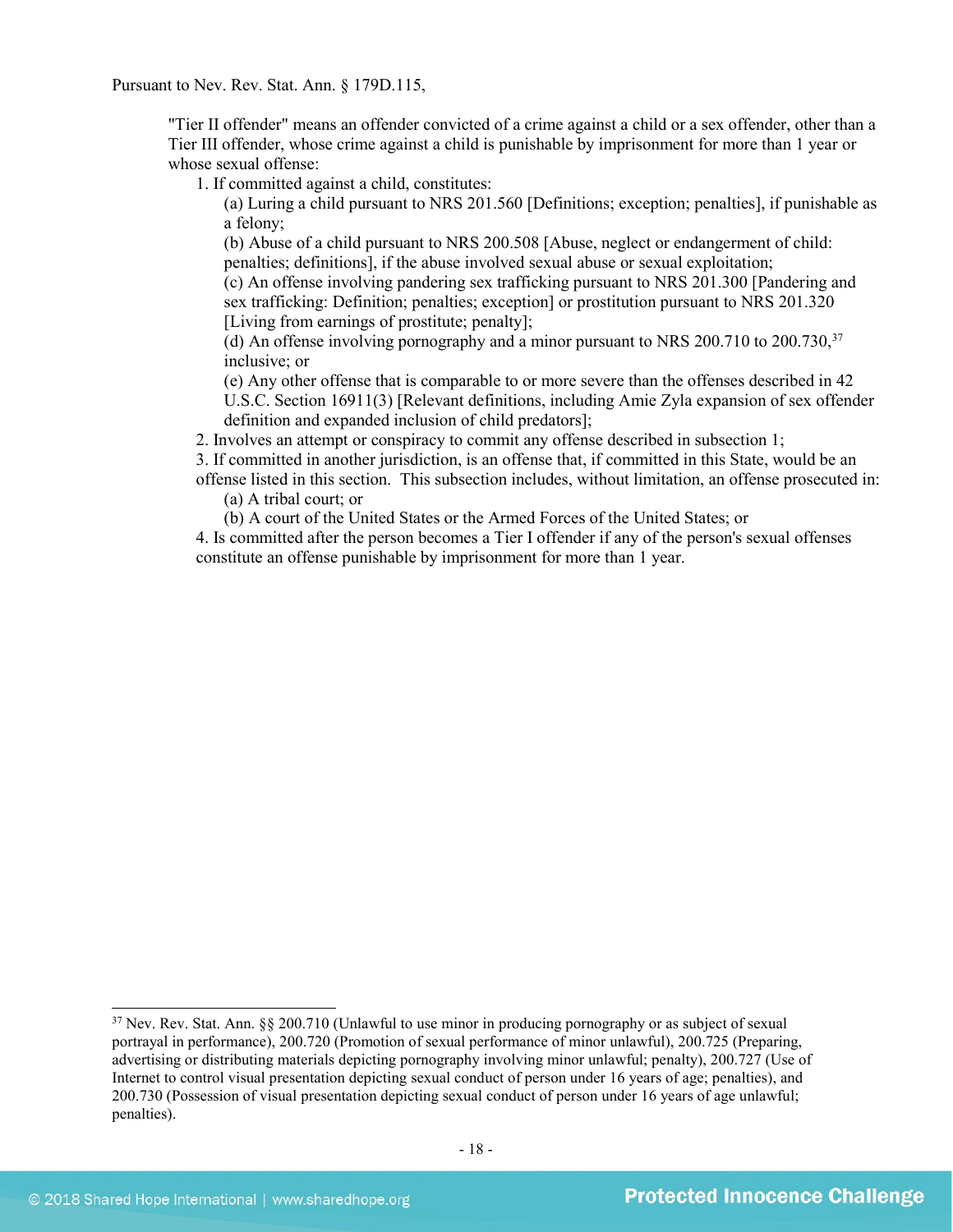Pursuant to Nev. Rev. Stat. Ann. § 179D.115,

> "Tier II offender" means an offender convicted of a crime against a child or a sex offender, other than a Tier III offender, whose crime against a child is punishable by imprisonment for more than 1 year or whose sexual offense:
>
> 1. If committed against a child, constitutes:
>     (a) Luring a child pursuant to NRS 201.560 [Definitions; exception; penalties], if punishable as a felony;
>     (b) Abuse of a child pursuant to NRS 200.508 [Abuse, neglect or endangerment of child: penalties; definitions], if the abuse involved sexual abuse or sexual exploitation;
>     (c) An offense involving pandering sex trafficking pursuant to NRS 201.300 [Pandering and sex trafficking: Definition; penalties; exception] or prostitution pursuant to NRS 201.320 [Living from earnings of prostitute; penalty];
>     (d) An offense involving pornography and a minor pursuant to NRS 200.710 to 200.730,[37] inclusive; or
>     (e) Any other offense that is comparable to or more severe than the offenses described in 42 U.S.C. Section 16911(3) [Relevant definitions, including Amie Zyla expansion of sex offender definition and expanded inclusion of child predators];
> 2. Involves an attempt or conspiracy to commit any offense described in subsection 1;
> 3. If committed in another jurisdiction, is an offense that, if committed in this State, would be an offense listed in this section. This subsection includes, without limitation, an offense prosecuted in:
>     (a) A tribal court; or
>     (b) A court of the United States or the Armed Forces of the United States; or
> 4. Is committed after the person becomes a Tier I offender if any of the person's sexual offenses constitute an offense punishable by imprisonment for more than 1 year.

---

[37] Nev. Rev. Stat. Ann. §§ 200.710 (Unlawful to use minor in producing pornography or as subject of sexual portrayal in performance), 200.720 (Promotion of sexual performance of minor unlawful), 200.725 (Preparing, advertising or distributing materials depicting pornography involving minor unlawful; penalty), 200.727 (Use of Internet to control visual presentation depicting sexual conduct of person under 16 years of age; penalties), and 200.730 (Possession of visual presentation depicting sexual conduct of person under 16 years of age unlawful; penalties).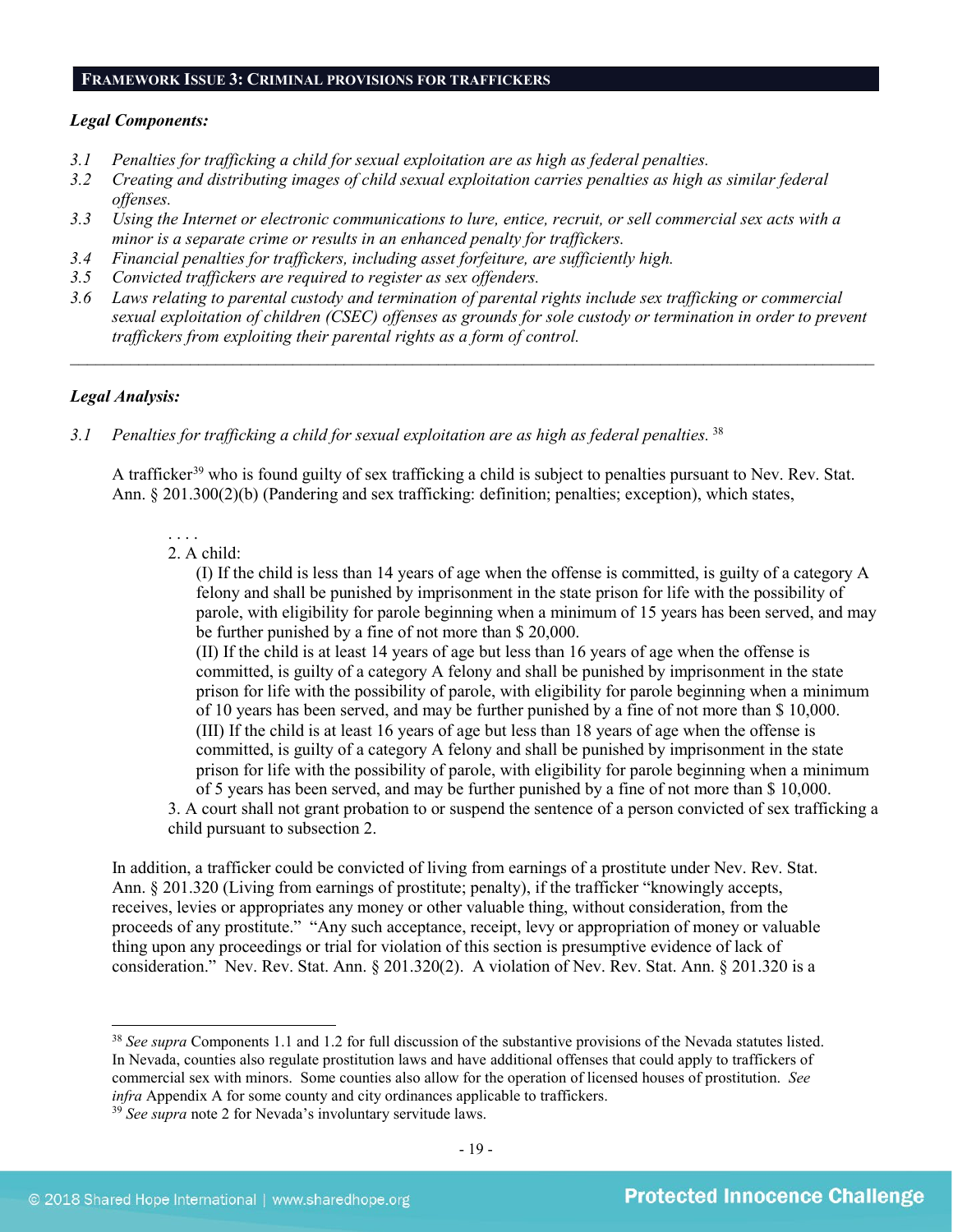## FRAMEWORK ISSUE 3: CRIMINAL PROVISIONS FOR TRAFFICKERS

***Legal Components:***

*3.1 Penalties for trafficking a child for sexual exploitation are as high as federal penalties.*

*3.2 Creating and distributing images of child sexual exploitation carries penalties as high as similar federal offenses.*

*3.3 Using the Internet or electronic communications to lure, entice, recruit, or sell commercial sex acts with a minor is a separate crime or results in an enhanced penalty for traffickers.*

*3.4 Financial penalties for traffickers, including asset forfeiture, are sufficiently high.*

*3.5 Convicted traffickers are required to register as sex offenders.*

*3.6 Laws relating to parental custody and termination of parental rights include sex trafficking or commercial sexual exploitation of children (CSEC) offenses as grounds for sole custody or termination in order to prevent traffickers from exploiting their parental rights as a form of control.*

---

***Legal Analysis:***

*3.1 Penalties for trafficking a child for sexual exploitation are as high as federal penalties.* [38]

A trafficker[39] who is found guilty of sex trafficking a child is subject to penalties pursuant to Nev. Rev. Stat. Ann. § 201.300(2)(b) (Pandering and sex trafficking: definition; penalties; exception), which states,

> . . . .
> 2. A child:
> (I) If the child is less than 14 years of age when the offense is committed, is guilty of a category A felony and shall be punished by imprisonment in the state prison for life with the possibility of parole, with eligibility for parole beginning when a minimum of 15 years has been served, and may be further punished by a fine of not more than $ 20,000.
> (II) If the child is at least 14 years of age but less than 16 years of age when the offense is committed, is guilty of a category A felony and shall be punished by imprisonment in the state prison for life with the possibility of parole, with eligibility for parole beginning when a minimum of 10 years has been served, and may be further punished by a fine of not more than $ 10,000.
> (III) If the child is at least 16 years of age but less than 18 years of age when the offense is committed, is guilty of a category A felony and shall be punished by imprisonment in the state prison for life with the possibility of parole, with eligibility for parole beginning when a minimum of 5 years has been served, and may be further punished by a fine of not more than $ 10,000.
> 3. A court shall not grant probation to or suspend the sentence of a person convicted of sex trafficking a child pursuant to subsection 2.

In addition, a trafficker could be convicted of living from earnings of a prostitute under Nev. Rev. Stat. Ann. § 201.320 (Living from earnings of prostitute; penalty), if the trafficker "knowingly accepts, receives, levies or appropriates any money or other valuable thing, without consideration, from the proceeds of any prostitute." "Any such acceptance, receipt, levy or appropriation of money or valuable thing upon any proceedings or trial for violation of this section is presumptive evidence of lack of consideration." Nev. Rev. Stat. Ann. § 201.320(2). A violation of Nev. Rev. Stat. Ann. § 201.320 is a

---

[38] *See supra* Components 1.1 and 1.2 for full discussion of the substantive provisions of the Nevada statutes listed. In Nevada, counties also regulate prostitution laws and have additional offenses that could apply to traffickers of commercial sex with minors. Some counties also allow for the operation of licensed houses of prostitution. *See infra* Appendix A for some county and city ordinances applicable to traffickers.

[39] *See supra* note 2 for Nevada's involuntary servitude laws.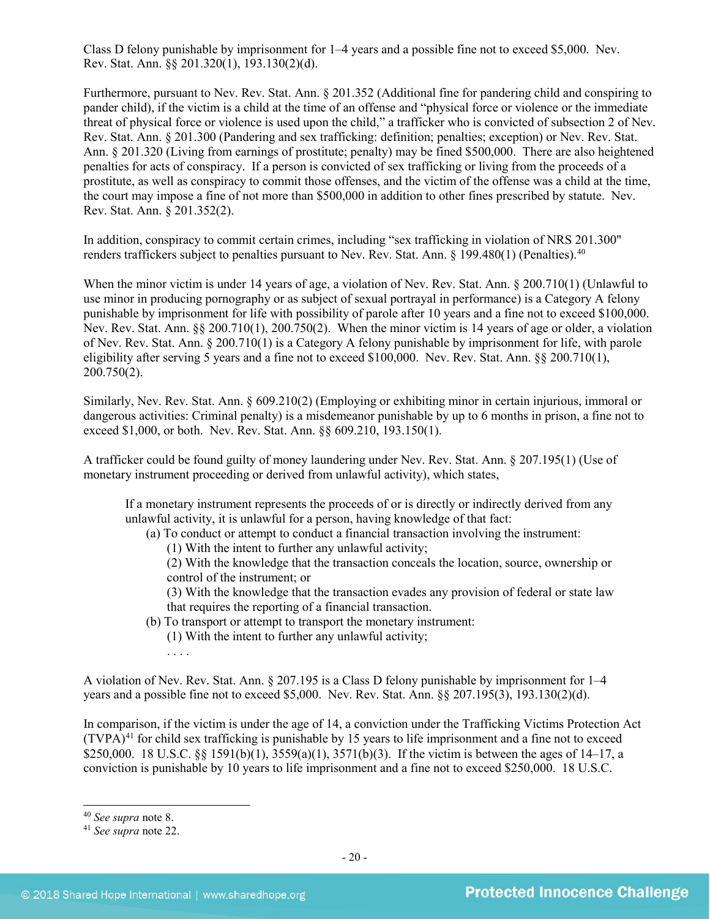Class D felony punishable by imprisonment for 1–4 years and a possible fine not to exceed $5,000. Nev. Rev. Stat. Ann. §§ 201.320(1), 193.130(2)(d).

Furthermore, pursuant to Nev. Rev. Stat. Ann. § 201.352 (Additional fine for pandering child and conspiring to pander child), if the victim is a child at the time of an offense and "physical force or violence or the immediate threat of physical force or violence is used upon the child," a trafficker who is convicted of subsection 2 of Nev. Rev. Stat. Ann. § 201.300 (Pandering and sex trafficking: definition; penalties; exception) or Nev. Rev. Stat. Ann. § 201.320 (Living from earnings of prostitute; penalty) may be fined $500,000. There are also heightened penalties for acts of conspiracy. If a person is convicted of sex trafficking or living from the proceeds of a prostitute, as well as conspiracy to commit those offenses, and the victim of the offense was a child at the time, the court may impose a fine of not more than $500,000 in addition to other fines prescribed by statute. Nev. Rev. Stat. Ann. § 201.352(2).

In addition, conspiracy to commit certain crimes, including "sex trafficking in violation of NRS 201.300" renders traffickers subject to penalties pursuant to Nev. Rev. Stat. Ann. § 199.480(1) (Penalties).[40]

When the minor victim is under 14 years of age, a violation of Nev. Rev. Stat. Ann. § 200.710(1) (Unlawful to use minor in producing pornography or as subject of sexual portrayal in performance) is a Category A felony punishable by imprisonment for life with possibility of parole after 10 years and a fine not to exceed $100,000. Nev. Rev. Stat. Ann. §§ 200.710(1), 200.750(2). When the minor victim is 14 years of age or older, a violation of Nev. Rev. Stat. Ann. § 200.710(1) is a Category A felony punishable by imprisonment for life, with parole eligibility after serving 5 years and a fine not to exceed $100,000. Nev. Rev. Stat. Ann. §§ 200.710(1), 200.750(2).

Similarly, Nev. Rev. Stat. Ann. § 609.210(2) (Employing or exhibiting minor in certain injurious, immoral or dangerous activities: Criminal penalty) is a misdemeanor punishable by up to 6 months in prison, a fine not to exceed $1,000, or both. Nev. Rev. Stat. Ann. §§ 609.210, 193.150(1).

A trafficker could be found guilty of money laundering under Nev. Rev. Stat. Ann. § 207.195(1) (Use of monetary instrument proceeding or derived from unlawful activity), which states,

> If a monetary instrument represents the proceeds of or is directly or indirectly derived from any unlawful activity, it is unlawful for a person, having knowledge of that fact:
>
> (a) To conduct or attempt to conduct a financial transaction involving the instrument:
>
> (1) With the intent to further any unlawful activity;
>
> (2) With the knowledge that the transaction conceals the location, source, ownership or control of the instrument; or
>
> (3) With the knowledge that the transaction evades any provision of federal or state law that requires the reporting of a financial transaction.
>
> (b) To transport or attempt to transport the monetary instrument:
>
> (1) With the intent to further any unlawful activity;
>
> . . . .

A violation of Nev. Rev. Stat. Ann. § 207.195 is a Class D felony punishable by imprisonment for 1–4 years and a possible fine not to exceed $5,000. Nev. Rev. Stat. Ann. §§ 207.195(3), 193.130(2)(d).

In comparison, if the victim is under the age of 14, a conviction under the Trafficking Victims Protection Act (TVPA)[41] for child sex trafficking is punishable by 15 years to life imprisonment and a fine not to exceed $250,000. 18 U.S.C. §§ 1591(b)(1), 3559(a)(1), 3571(b)(3). If the victim is between the ages of 14–17, a conviction is punishable by 10 years to life imprisonment and a fine not to exceed $250,000. 18 U.S.C.

[40] *See supra* note 8.

[41] *See supra* note 22.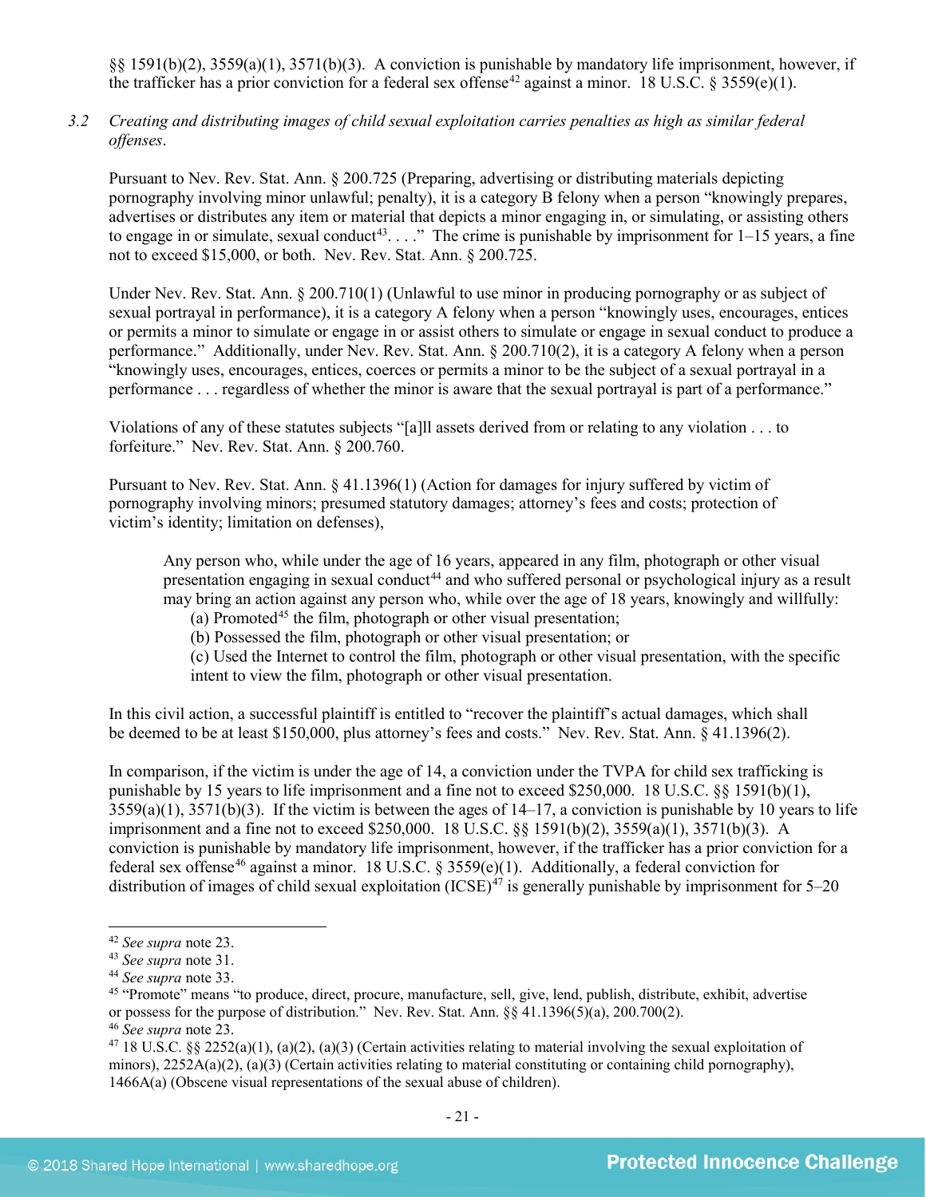§§ 1591(b)(2), 3559(a)(1), 3571(b)(3). A conviction is punishable by mandatory life imprisonment, however, if the trafficker has a prior conviction for a federal sex offense[42] against a minor. 18 U.S.C. § 3559(e)(1).

*3.2 Creating and distributing images of child sexual exploitation carries penalties as high as similar federal offenses.*

Pursuant to Nev. Rev. Stat. Ann. § 200.725 (Preparing, advertising or distributing materials depicting pornography involving minor unlawful; penalty), it is a category B felony when a person "knowingly prepares, advertises or distributes any item or material that depicts a minor engaging in, or simulating, or assisting others to engage in or simulate, sexual conduct[43]. . . ." The crime is punishable by imprisonment for 1–15 years, a fine not to exceed $15,000, or both. Nev. Rev. Stat. Ann. § 200.725.

Under Nev. Rev. Stat. Ann. § 200.710(1) (Unlawful to use minor in producing pornography or as subject of sexual portrayal in performance), it is a category A felony when a person "knowingly uses, encourages, entices or permits a minor to simulate or engage in or assist others to simulate or engage in sexual conduct to produce a performance." Additionally, under Nev. Rev. Stat. Ann. § 200.710(2), it is a category A felony when a person "knowingly uses, encourages, entices, coerces or permits a minor to be the subject of a sexual portrayal in a performance . . . regardless of whether the minor is aware that the sexual portrayal is part of a performance."

Violations of any of these statutes subjects "[a]ll assets derived from or relating to any violation . . . to forfeiture." Nev. Rev. Stat. Ann. § 200.760.

Pursuant to Nev. Rev. Stat. Ann. § 41.1396(1) (Action for damages for injury suffered by victim of pornography involving minors; presumed statutory damages; attorney's fees and costs; protection of victim's identity; limitation on defenses),

> Any person who, while under the age of 16 years, appeared in any film, photograph or other visual presentation engaging in sexual conduct[44] and who suffered personal or psychological injury as a result may bring an action against any person who, while over the age of 18 years, knowingly and willfully:
> (a) Promoted[45] the film, photograph or other visual presentation;
> (b) Possessed the film, photograph or other visual presentation; or
> (c) Used the Internet to control the film, photograph or other visual presentation, with the specific intent to view the film, photograph or other visual presentation.

In this civil action, a successful plaintiff is entitled to "recover the plaintiff's actual damages, which shall be deemed to be at least $150,000, plus attorney's fees and costs." Nev. Rev. Stat. Ann. § 41.1396(2).

In comparison, if the victim is under the age of 14, a conviction under the TVPA for child sex trafficking is punishable by 15 years to life imprisonment and a fine not to exceed $250,000. 18 U.S.C. §§ 1591(b)(1), 3559(a)(1), 3571(b)(3). If the victim is between the ages of 14–17, a conviction is punishable by 10 years to life imprisonment and a fine not to exceed $250,000. 18 U.S.C. §§ 1591(b)(2), 3559(a)(1), 3571(b)(3). A conviction is punishable by mandatory life imprisonment, however, if the trafficker has a prior conviction for a federal sex offense[46] against a minor. 18 U.S.C. § 3559(e)(1). Additionally, a federal conviction for distribution of images of child sexual exploitation (ICSE)[47] is generally punishable by imprisonment for 5–20

---

[42] *See supra* note 23.

[43] *See supra* note 31.

[44] *See supra* note 33.

[45] "Promote" means "to produce, direct, procure, manufacture, sell, give, lend, publish, distribute, exhibit, advertise or possess for the purpose of distribution." Nev. Rev. Stat. Ann. §§ 41.1396(5)(a), 200.700(2).

[46] *See supra* note 23.

[47] 18 U.S.C. §§ 2252(a)(1), (a)(2), (a)(3) (Certain activities relating to material involving the sexual exploitation of minors), 2252A(a)(2), (a)(3) (Certain activities relating to material constituting or containing child pornography), 1466A(a) (Obscene visual representations of the sexual abuse of children).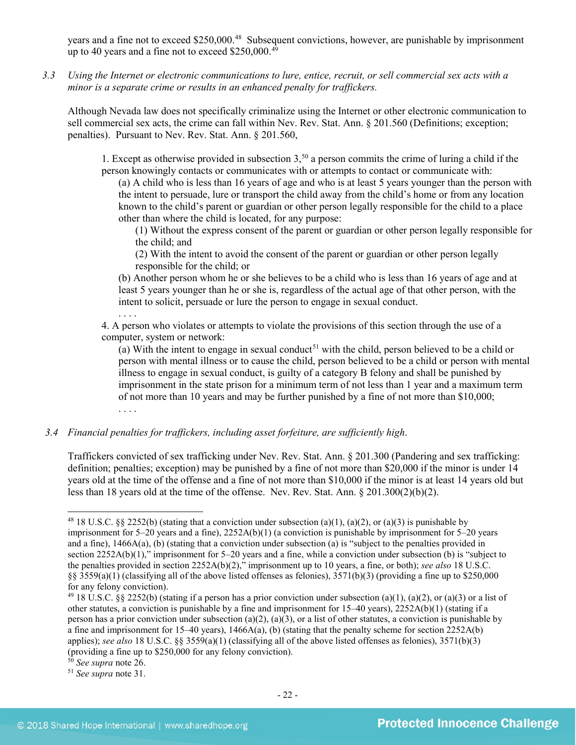years and a fine not to exceed $250,000.[48] Subsequent convictions, however, are punishable by imprisonment up to 40 years and a fine not to exceed $250,000.[49]

*3.3 Using the Internet or electronic communications to lure, entice, recruit, or sell commercial sex acts with a minor is a separate crime or results in an enhanced penalty for traffickers.*

Although Nevada law does not specifically criminalize using the Internet or other electronic communication to sell commercial sex acts, the crime can fall within Nev. Rev. Stat. Ann. § 201.560 (Definitions; exception; penalties). Pursuant to Nev. Rev. Stat. Ann. § 201.560,

> 1. Except as otherwise provided in subsection 3,[50] a person commits the crime of luring a child if the person knowingly contacts or communicates with or attempts to contact or communicate with:
> (a) A child who is less than 16 years of age and who is at least 5 years younger than the person with the intent to persuade, lure or transport the child away from the child's home or from any location known to the child's parent or guardian or other person legally responsible for the child to a place other than where the child is located, for any purpose:
> (1) Without the express consent of the parent or guardian or other person legally responsible for the child; and
> (2) With the intent to avoid the consent of the parent or guardian or other person legally responsible for the child; or
> (b) Another person whom he or she believes to be a child who is less than 16 years of age and at least 5 years younger than he or she is, regardless of the actual age of that other person, with the intent to solicit, persuade or lure the person to engage in sexual conduct.
> . . . .
> 4. A person who violates or attempts to violate the provisions of this section through the use of a computer, system or network:
> (a) With the intent to engage in sexual conduct[51] with the child, person believed to be a child or person with mental illness or to cause the child, person believed to be a child or person with mental illness to engage in sexual conduct, is guilty of a category B felony and shall be punished by imprisonment in the state prison for a minimum term of not less than 1 year and a maximum term of not more than 10 years and may be further punished by a fine of not more than $10,000;
> . . . .

*3.4 Financial penalties for traffickers, including asset forfeiture, are sufficiently high.*

Traffickers convicted of sex trafficking under Nev. Rev. Stat. Ann. § 201.300 (Pandering and sex trafficking: definition; penalties; exception) may be punished by a fine of not more than $20,000 if the minor is under 14 years old at the time of the offense and a fine of not more than $10,000 if the minor is at least 14 years old but less than 18 years old at the time of the offense. Nev. Rev. Stat. Ann. § 201.300(2)(b)(2).

---

[48] 18 U.S.C. §§ 2252(b) (stating that a conviction under subsection (a)(1), (a)(2), or (a)(3) is punishable by imprisonment for 5–20 years and a fine), 2252A(b)(1) (a conviction is punishable by imprisonment for 5–20 years and a fine), 1466A(a), (b) (stating that a conviction under subsection (a) is "subject to the penalties provided in section 2252A(b)(1)," imprisonment for 5–20 years and a fine, while a conviction under subsection (b) is "subject to the penalties provided in section 2252A(b)(2)," imprisonment up to 10 years, a fine, or both); *see also* 18 U.S.C. §§ 3559(a)(1) (classifying all of the above listed offenses as felonies), 3571(b)(3) (providing a fine up to $250,000 for any felony conviction).

[49] 18 U.S.C. §§ 2252(b) (stating if a person has a prior conviction under subsection (a)(1), (a)(2), or (a)(3) or a list of other statutes, a conviction is punishable by a fine and imprisonment for 15–40 years), 2252A(b)(1) (stating if a person has a prior conviction under subsection (a)(2), (a)(3), or a list of other statutes, a conviction is punishable by a fine and imprisonment for 15–40 years), 1466A(a), (b) (stating that the penalty scheme for section 2252A(b) applies); *see also* 18 U.S.C. §§ 3559(a)(1) (classifying all of the above listed offenses as felonies), 3571(b)(3) (providing a fine up to $250,000 for any felony conviction).

[50] *See supra* note 26.

[51] *See supra* note 31.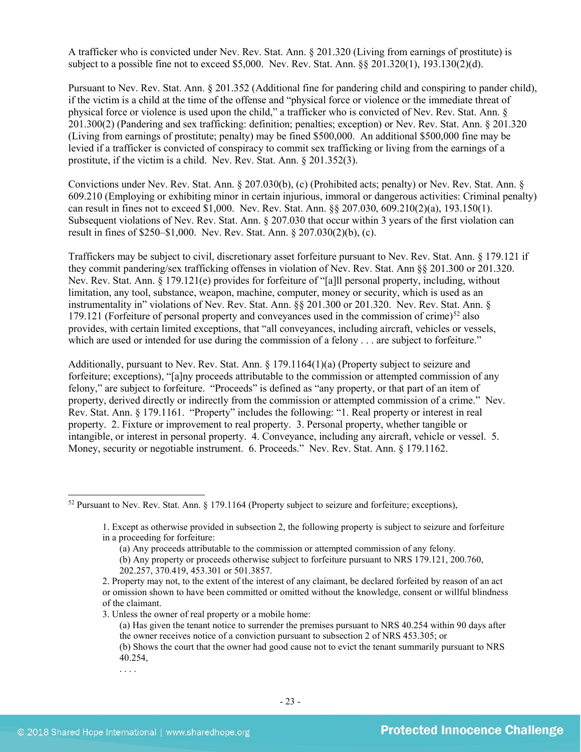A trafficker who is convicted under Nev. Rev. Stat. Ann. § 201.320 (Living from earnings of prostitute) is subject to a possible fine not to exceed $5,000. Nev. Rev. Stat. Ann. §§ 201.320(1), 193.130(2)(d).

Pursuant to Nev. Rev. Stat. Ann. § 201.352 (Additional fine for pandering child and conspiring to pander child), if the victim is a child at the time of the offense and "physical force or violence or the immediate threat of physical force or violence is used upon the child," a trafficker who is convicted of Nev. Rev. Stat. Ann. § 201.300(2) (Pandering and sex trafficking: definition; penalties; exception) or Nev. Rev. Stat. Ann. § 201.320 (Living from earnings of prostitute; penalty) may be fined $500,000. An additional $500,000 fine may be levied if a trafficker is convicted of conspiracy to commit sex trafficking or living from the earnings of a prostitute, if the victim is a child. Nev. Rev. Stat. Ann. § 201.352(3).

Convictions under Nev. Rev. Stat. Ann. § 207.030(b), (c) (Prohibited acts; penalty) or Nev. Rev. Stat. Ann. § 609.210 (Employing or exhibiting minor in certain injurious, immoral or dangerous activities: Criminal penalty) can result in fines not to exceed $1,000. Nev. Rev. Stat. Ann. §§ 207.030, 609.210(2)(a), 193.150(1). Subsequent violations of Nev. Rev. Stat. Ann. § 207.030 that occur within 3 years of the first violation can result in fines of $250–$1,000. Nev. Rev. Stat. Ann. § 207.030(2)(b), (c).

Traffickers may be subject to civil, discretionary asset forfeiture pursuant to Nev. Rev. Stat. Ann. § 179.121 if they commit pandering/sex trafficking offenses in violation of Nev. Rev. Stat Ann §§ 201.300 or 201.320. Nev. Rev. Stat. Ann. § 179.121(e) provides for forfeiture of "[a]ll personal property, including, without limitation, any tool, substance, weapon, machine, computer, money or security, which is used as an instrumentality in" violations of Nev. Rev. Stat. Ann. §§ 201.300 or 201.320. Nev. Rev. Stat. Ann. § 179.121 (Forfeiture of personal property and conveyances used in the commission of crime)[52] also provides, with certain limited exceptions, that "all conveyances, including aircraft, vehicles or vessels, which are used or intended for use during the commission of a felony . . . are subject to forfeiture."

Additionally, pursuant to Nev. Rev. Stat. Ann. § 179.1164(1)(a) (Property subject to seizure and forfeiture; exceptions), "[a]ny proceeds attributable to the commission or attempted commission of any felony," are subject to forfeiture. "Proceeds" is defined as "any property, or that part of an item of property, derived directly or indirectly from the commission or attempted commission of a crime." Nev. Rev. Stat. Ann. § 179.1161. "Property" includes the following: "1. Real property or interest in real property. 2. Fixture or improvement to real property. 3. Personal property, whether tangible or intangible, or interest in personal property. 4. Conveyance, including any aircraft, vehicle or vessel. 5. Money, security or negotiable instrument. 6. Proceeds." Nev. Rev. Stat. Ann. § 179.1162.

---

[52] Pursuant to Nev. Rev. Stat. Ann. § 179.1164 (Property subject to seizure and forfeiture; exceptions),

> 1. Except as otherwise provided in subsection 2, the following property is subject to seizure and forfeiture in a proceeding for forfeiture:
>
> (a) Any proceeds attributable to the commission or attempted commission of any felony.
>
> (b) Any property or proceeds otherwise subject to forfeiture pursuant to NRS 179.121, 200.760, 202.257, 370.419, 453.301 or 501.3857.
>
> 2. Property may not, to the extent of the interest of any claimant, be declared forfeited by reason of an act or omission shown to have been committed or omitted without the knowledge, consent or willful blindness of the claimant.
>
> 3. Unless the owner of real property or a mobile home:
>
> (a) Has given the tenant notice to surrender the premises pursuant to NRS 40.254 within 90 days after the owner receives notice of a conviction pursuant to subsection 2 of NRS 453.305; or
>
> (b) Shows the court that the owner had good cause not to evict the tenant summarily pursuant to NRS 40.254,
>
> . . . .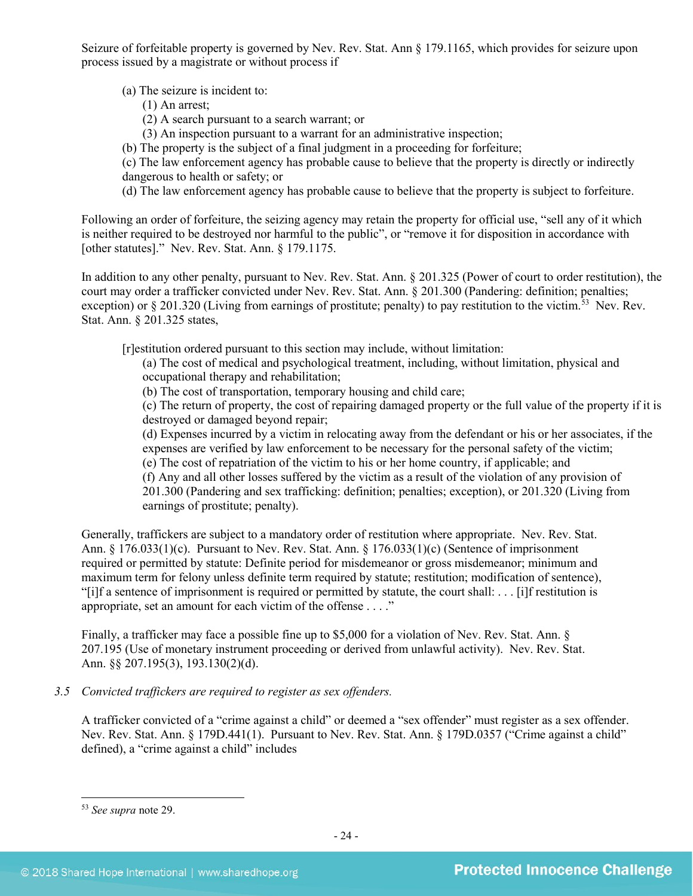Seizure of forfeitable property is governed by Nev. Rev. Stat. Ann § 179.1165, which provides for seizure upon process issued by a magistrate or without process if

> (a) The seizure is incident to:
> (1) An arrest;
> (2) A search pursuant to a search warrant; or
> (3) An inspection pursuant to a warrant for an administrative inspection;
> (b) The property is the subject of a final judgment in a proceeding for forfeiture;
> (c) The law enforcement agency has probable cause to believe that the property is directly or indirectly dangerous to health or safety; or
> (d) The law enforcement agency has probable cause to believe that the property is subject to forfeiture.

Following an order of forfeiture, the seizing agency may retain the property for official use, "sell any of it which is neither required to be destroyed nor harmful to the public", or "remove it for disposition in accordance with [other statutes]." Nev. Rev. Stat. Ann. § 179.1175.

In addition to any other penalty, pursuant to Nev. Rev. Stat. Ann. § 201.325 (Power of court to order restitution), the court may order a trafficker convicted under Nev. Rev. Stat. Ann. § 201.300 (Pandering: definition; penalties; exception) or § 201.320 (Living from earnings of prostitute; penalty) to pay restitution to the victim.[53] Nev. Rev. Stat. Ann. § 201.325 states,

> [r]estitution ordered pursuant to this section may include, without limitation:
> (a) The cost of medical and psychological treatment, including, without limitation, physical and occupational therapy and rehabilitation;
> (b) The cost of transportation, temporary housing and child care;
> (c) The return of property, the cost of repairing damaged property or the full value of the property if it is destroyed or damaged beyond repair;
> (d) Expenses incurred by a victim in relocating away from the defendant or his or her associates, if the expenses are verified by law enforcement to be necessary for the personal safety of the victim;
> (e) The cost of repatriation of the victim to his or her home country, if applicable; and
> (f) Any and all other losses suffered by the victim as a result of the violation of any provision of 201.300 (Pandering and sex trafficking: definition; penalties; exception), or 201.320 (Living from earnings of prostitute; penalty).

Generally, traffickers are subject to a mandatory order of restitution where appropriate. Nev. Rev. Stat. Ann. § 176.033(1)(c). Pursuant to Nev. Rev. Stat. Ann. § 176.033(1)(c) (Sentence of imprisonment required or permitted by statute: Definite period for misdemeanor or gross misdemeanor; minimum and maximum term for felony unless definite term required by statute; restitution; modification of sentence), "[i]f a sentence of imprisonment is required or permitted by statute, the court shall: . . . [i]f restitution is appropriate, set an amount for each victim of the offense . . . ."

Finally, a trafficker may face a possible fine up to $5,000 for a violation of Nev. Rev. Stat. Ann. § 207.195 (Use of monetary instrument proceeding or derived from unlawful activity). Nev. Rev. Stat. Ann. §§ 207.195(3), 193.130(2)(d).

*3.5 Convicted traffickers are required to register as sex offenders.*

A trafficker convicted of a "crime against a child" or deemed a "sex offender" must register as a sex offender. Nev. Rev. Stat. Ann. § 179D.441(1). Pursuant to Nev. Rev. Stat. Ann. § 179D.0357 ("Crime against a child" defined), a "crime against a child" includes

---

[53] *See supra* note 29.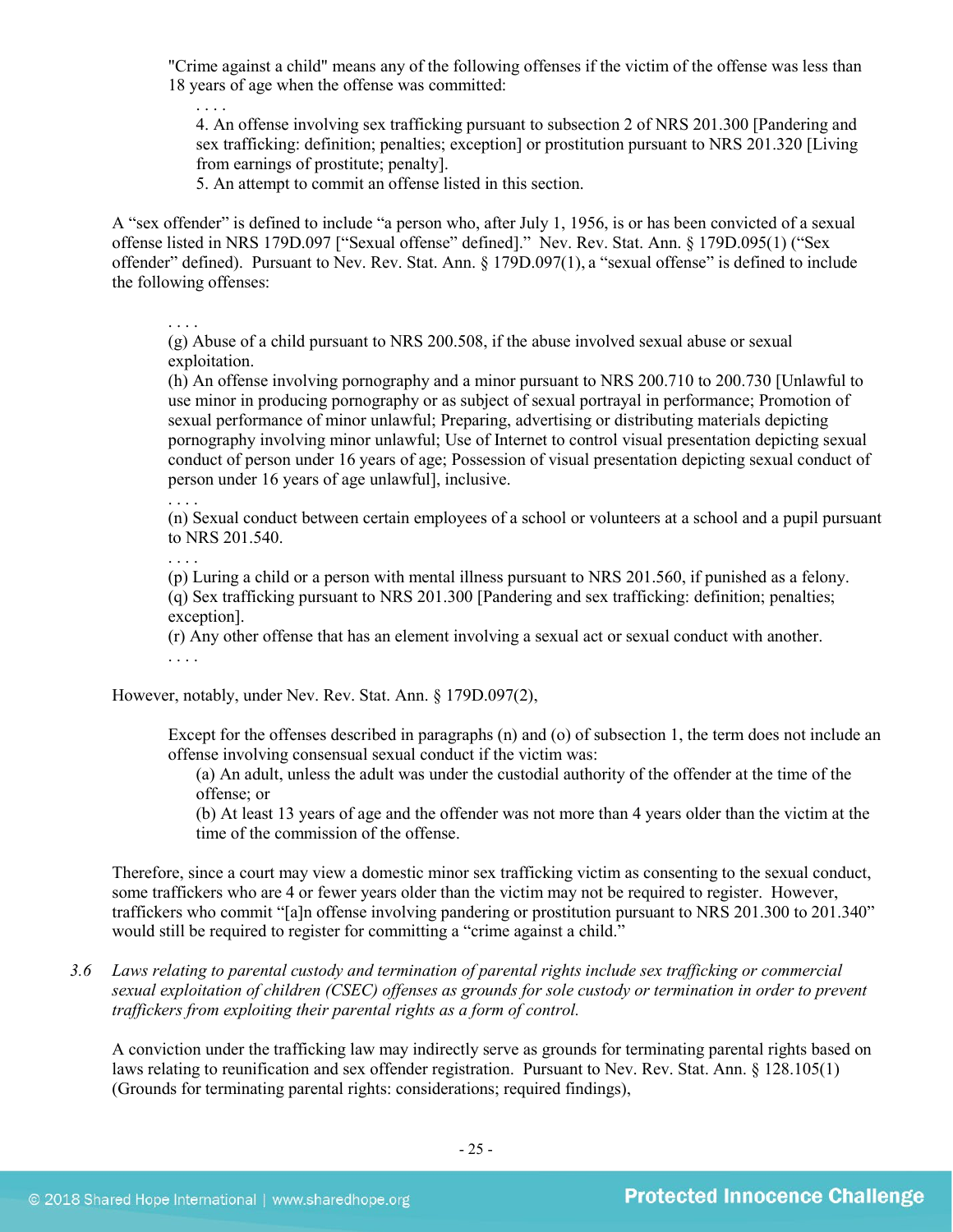> "Crime against a child" means any of the following offenses if the victim of the offense was less than 18 years of age when the offense was committed:
>
> > . . . .
> > 4. An offense involving sex trafficking pursuant to subsection 2 of NRS 201.300 [Pandering and sex trafficking: definition; penalties; exception] or prostitution pursuant to NRS 201.320 [Living from earnings of prostitute; penalty].
> > 5. An attempt to commit an offense listed in this section.

A "sex offender" is defined to include "a person who, after July 1, 1956, is or has been convicted of a sexual offense listed in NRS 179D.097 ["Sexual offense" defined]." Nev. Rev. Stat. Ann. § 179D.095(1) ("Sex offender" defined). Pursuant to Nev. Rev. Stat. Ann. § 179D.097(1), a "sexual offense" is defined to include the following offenses:

> . . . .
> (g) Abuse of a child pursuant to NRS 200.508, if the abuse involved sexual abuse or sexual exploitation.
> (h) An offense involving pornography and a minor pursuant to NRS 200.710 to 200.730 [Unlawful to use minor in producing pornography or as subject of sexual portrayal in performance; Promotion of sexual performance of minor unlawful; Preparing, advertising or distributing materials depicting pornography involving minor unlawful; Use of Internet to control visual presentation depicting sexual conduct of person under 16 years of age; Possession of visual presentation depicting sexual conduct of person under 16 years of age unlawful], inclusive.
> . . . .
> (n) Sexual conduct between certain employees of a school or volunteers at a school and a pupil pursuant to NRS 201.540.
> . . . .
> (p) Luring a child or a person with mental illness pursuant to NRS 201.560, if punished as a felony.
> (q) Sex trafficking pursuant to NRS 201.300 [Pandering and sex trafficking: definition; penalties; exception].
> (r) Any other offense that has an element involving a sexual act or sexual conduct with another.
> . . . .

However, notably, under Nev. Rev. Stat. Ann. § 179D.097(2),

> Except for the offenses described in paragraphs (n) and (o) of subsection 1, the term does not include an offense involving consensual sexual conduct if the victim was:
>
> > (a) An adult, unless the adult was under the custodial authority of the offender at the time of the offense; or
> > (b) At least 13 years of age and the offender was not more than 4 years older than the victim at the time of the commission of the offense.

Therefore, since a court may view a domestic minor sex trafficking victim as consenting to the sexual conduct, some traffickers who are 4 or fewer years older than the victim may not be required to register. However, traffickers who commit "[a]n offense involving pandering or prostitution pursuant to NRS 201.300 to 201.340" would still be required to register for committing a "crime against a child."

3.6 *Laws relating to parental custody and termination of parental rights include sex trafficking or commercial sexual exploitation of children (CSEC) offenses as grounds for sole custody or termination in order to prevent traffickers from exploiting their parental rights as a form of control.*

A conviction under the trafficking law may indirectly serve as grounds for terminating parental rights based on laws relating to reunification and sex offender registration. Pursuant to Nev. Rev. Stat. Ann. § 128.105(1) (Grounds for terminating parental rights: considerations; required findings),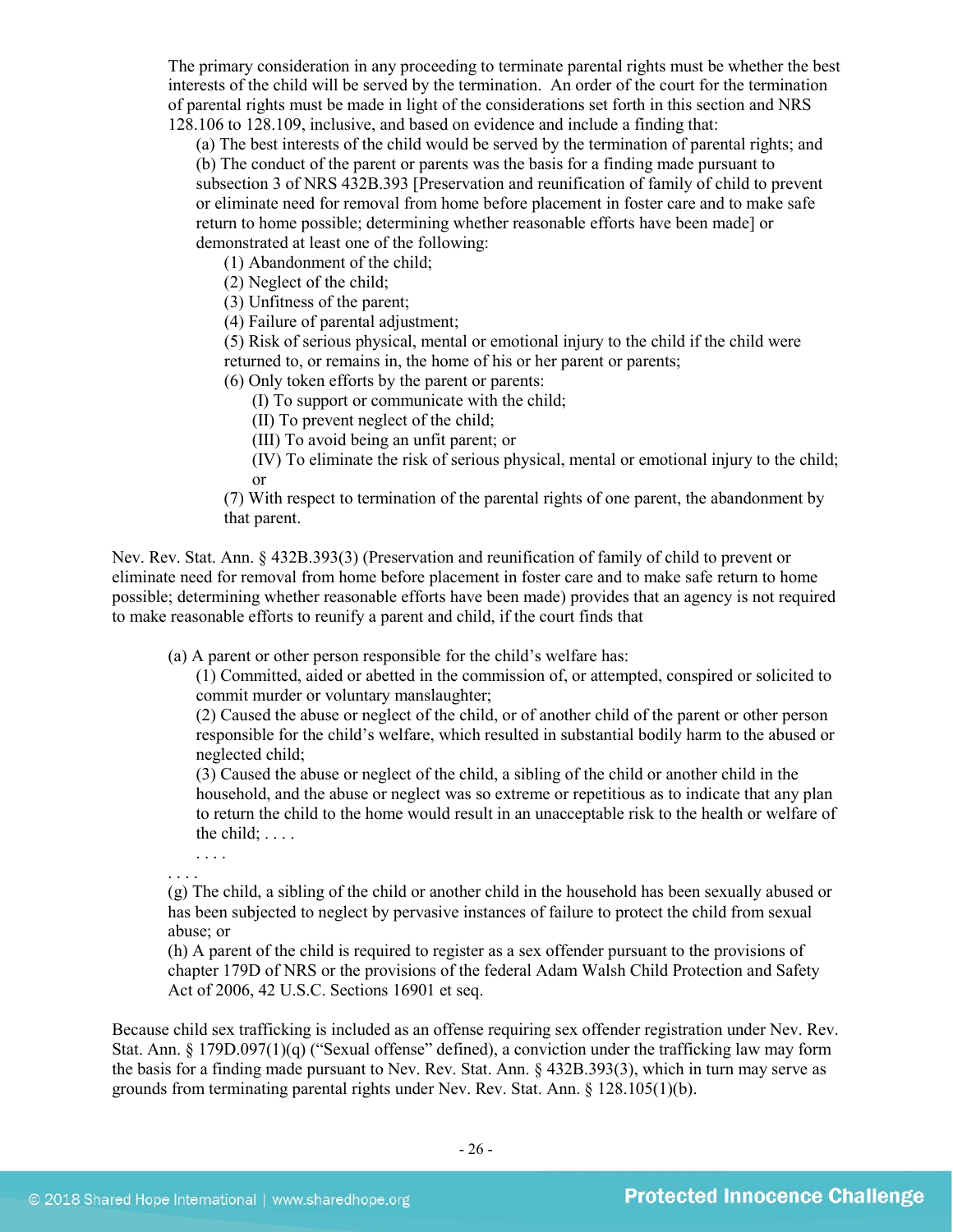> The primary consideration in any proceeding to terminate parental rights must be whether the best interests of the child will be served by the termination. An order of the court for the termination of parental rights must be made in light of the considerations set forth in this section and NRS 128.106 to 128.109, inclusive, and based on evidence and include a finding that:
>
> (a) The best interests of the child would be served by the termination of parental rights; and
>
> (b) The conduct of the parent or parents was the basis for a finding made pursuant to subsection 3 of NRS 432B.393 [Preservation and reunification of family of child to prevent or eliminate need for removal from home before placement in foster care and to make safe return to home possible; determining whether reasonable efforts have been made] or demonstrated at least one of the following:
>
> (1) Abandonment of the child;
>
> (2) Neglect of the child;
>
> (3) Unfitness of the parent;
>
> (4) Failure of parental adjustment;
>
> (5) Risk of serious physical, mental or emotional injury to the child if the child were returned to, or remains in, the home of his or her parent or parents;
>
> (6) Only token efforts by the parent or parents:
>
> (I) To support or communicate with the child;
>
> (II) To prevent neglect of the child;
>
> (III) To avoid being an unfit parent; or
>
> (IV) To eliminate the risk of serious physical, mental or emotional injury to the child; or
>
> (7) With respect to termination of the parental rights of one parent, the abandonment by that parent.

Nev. Rev. Stat. Ann. § 432B.393(3) (Preservation and reunification of family of child to prevent or eliminate need for removal from home before placement in foster care and to make safe return to home possible; determining whether reasonable efforts have been made) provides that an agency is not required to make reasonable efforts to reunify a parent and child, if the court finds that

> (a) A parent or other person responsible for the child's welfare has:
>
> (1) Committed, aided or abetted in the commission of, or attempted, conspired or solicited to commit murder or voluntary manslaughter;
>
> (2) Caused the abuse or neglect of the child, or of another child of the parent or other person responsible for the child's welfare, which resulted in substantial bodily harm to the abused or neglected child;
>
> (3) Caused the abuse or neglect of the child, a sibling of the child or another child in the household, and the abuse or neglect was so extreme or repetitious as to indicate that any plan to return the child to the home would result in an unacceptable risk to the health or welfare of the child; . . . .
>
> . . . .
>
> . . . .
>
> (g) The child, a sibling of the child or another child in the household has been sexually abused or has been subjected to neglect by pervasive instances of failure to protect the child from sexual abuse; or
>
> (h) A parent of the child is required to register as a sex offender pursuant to the provisions of chapter 179D of NRS or the provisions of the federal Adam Walsh Child Protection and Safety Act of 2006, 42 U.S.C. Sections 16901 et seq.

Because child sex trafficking is included as an offense requiring sex offender registration under Nev. Rev. Stat. Ann. § 179D.097(1)(q) ("Sexual offense" defined), a conviction under the trafficking law may form the basis for a finding made pursuant to Nev. Rev. Stat. Ann. § 432B.393(3), which in turn may serve as grounds from terminating parental rights under Nev. Rev. Stat. Ann. § 128.105(1)(b).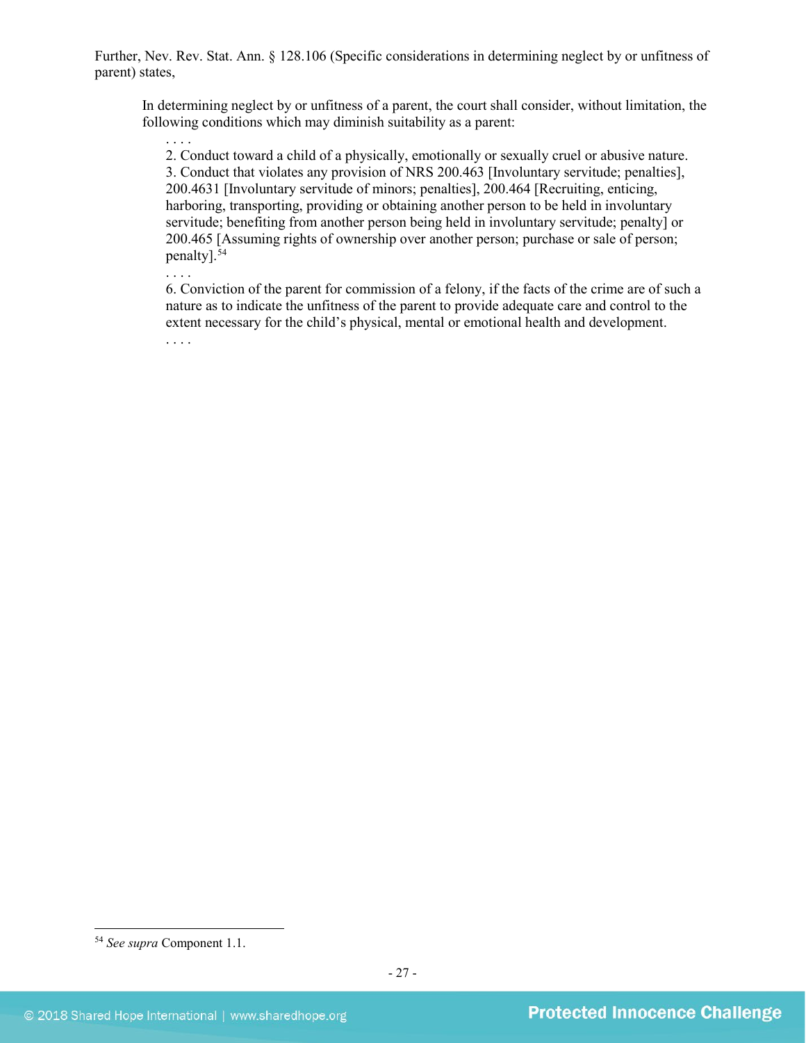Further, Nev. Rev. Stat. Ann. § 128.106 (Specific considerations in determining neglect by or unfitness of parent) states,

> In determining neglect by or unfitness of a parent, the court shall consider, without limitation, the following conditions which may diminish suitability as a parent:
>
> . . . .
>
> 2. Conduct toward a child of a physically, emotionally or sexually cruel or abusive nature.
>
> 3. Conduct that violates any provision of NRS 200.463 [Involuntary servitude; penalties], 200.4631 [Involuntary servitude of minors; penalties], 200.464 [Recruiting, enticing, harboring, transporting, providing or obtaining another person to be held in involuntary servitude; benefiting from another person being held in involuntary servitude; penalty] or 200.465 [Assuming rights of ownership over another person; purchase or sale of person; penalty].[54]
>
> . . . .
>
> 6. Conviction of the parent for commission of a felony, if the facts of the crime are of such a nature as to indicate the unfitness of the parent to provide adequate care and control to the extent necessary for the child's physical, mental or emotional health and development.
>
> . . . .

---

[54] *See supra* Component 1.1.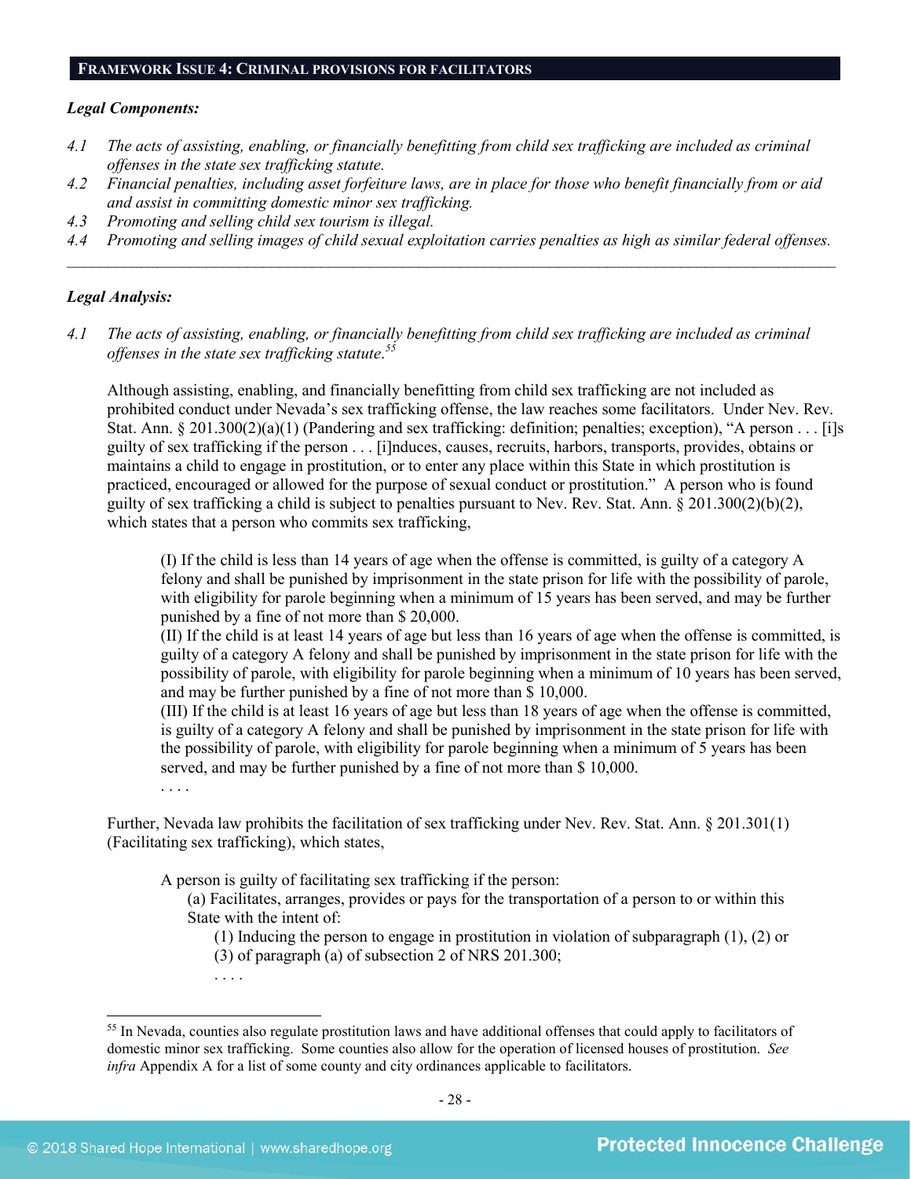## FRAMEWORK ISSUE 4: CRIMINAL PROVISIONS FOR FACILITATORS

***Legal Components:***

*4.1 The acts of assisting, enabling, or financially benefitting from child sex trafficking are included as criminal offenses in the state sex trafficking statute.*

*4.2 Financial penalties, including asset forfeiture laws, are in place for those who benefit financially from or aid and assist in committing domestic minor sex trafficking.*

*4.3 Promoting and selling child sex tourism is illegal.*

*4.4 Promoting and selling images of child sexual exploitation carries penalties as high as similar federal offenses.*

---

***Legal Analysis:***

*4.1 The acts of assisting, enabling, or financially benefitting from child sex trafficking are included as criminal offenses in the state sex trafficking statute.*[55]

Although assisting, enabling, and financially benefitting from child sex trafficking are not included as prohibited conduct under Nevada's sex trafficking offense, the law reaches some facilitators. Under Nev. Rev. Stat. Ann. § 201.300(2)(a)(1) (Pandering and sex trafficking: definition; penalties; exception), "A person . . . [i]s guilty of sex trafficking if the person . . . [i]nduces, causes, recruits, harbors, transports, provides, obtains or maintains a child to engage in prostitution, or to enter any place within this State in which prostitution is practiced, encouraged or allowed for the purpose of sexual conduct or prostitution." A person who is found guilty of sex trafficking a child is subject to penalties pursuant to Nev. Rev. Stat. Ann. § 201.300(2)(b)(2), which states that a person who commits sex trafficking,

> (I) If the child is less than 14 years of age when the offense is committed, is guilty of a category A felony and shall be punished by imprisonment in the state prison for life with the possibility of parole, with eligibility for parole beginning when a minimum of 15 years has been served, and may be further punished by a fine of not more than $ 20,000.
> (II) If the child is at least 14 years of age but less than 16 years of age when the offense is committed, is guilty of a category A felony and shall be punished by imprisonment in the state prison for life with the possibility of parole, with eligibility for parole beginning when a minimum of 10 years has been served, and may be further punished by a fine of not more than $ 10,000.
> (III) If the child is at least 16 years of age but less than 18 years of age when the offense is committed, is guilty of a category A felony and shall be punished by imprisonment in the state prison for life with the possibility of parole, with eligibility for parole beginning when a minimum of 5 years has been served, and may be further punished by a fine of not more than $ 10,000.
> . . . .

Further, Nevada law prohibits the facilitation of sex trafficking under Nev. Rev. Stat. Ann. § 201.301(1) (Facilitating sex trafficking), which states,

> A person is guilty of facilitating sex trafficking if the person:
> (a) Facilitates, arranges, provides or pays for the transportation of a person to or within this State with the intent of:
> (1) Inducing the person to engage in prostitution in violation of subparagraph (1), (2) or (3) of paragraph (a) of subsection 2 of NRS 201.300;
> . . . .

---

[55] In Nevada, counties also regulate prostitution laws and have additional offenses that could apply to facilitators of domestic minor sex trafficking. Some counties also allow for the operation of licensed houses of prostitution. *See infra* Appendix A for a list of some county and city ordinances applicable to facilitators.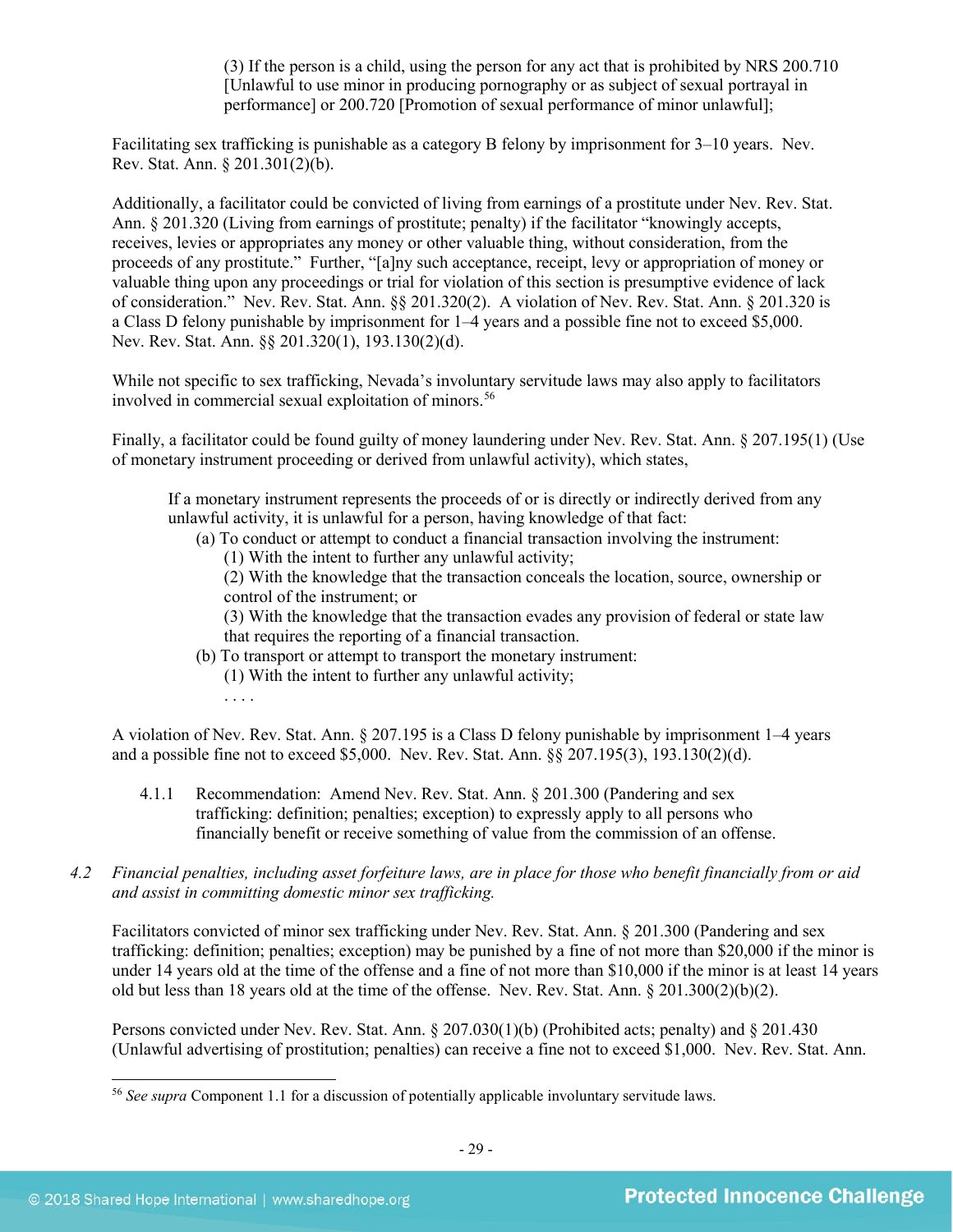(3) If the person is a child, using the person for any act that is prohibited by NRS 200.710 [Unlawful to use minor in producing pornography or as subject of sexual portrayal in performance] or 200.720 [Promotion of sexual performance of minor unlawful];

Facilitating sex trafficking is punishable as a category B felony by imprisonment for 3–10 years. Nev. Rev. Stat. Ann. § 201.301(2)(b).

Additionally, a facilitator could be convicted of living from earnings of a prostitute under Nev. Rev. Stat. Ann. § 201.320 (Living from earnings of prostitute; penalty) if the facilitator "knowingly accepts, receives, levies or appropriates any money or other valuable thing, without consideration, from the proceeds of any prostitute." Further, "[a]ny such acceptance, receipt, levy or appropriation of money or valuable thing upon any proceedings or trial for violation of this section is presumptive evidence of lack of consideration." Nev. Rev. Stat. Ann. §§ 201.320(2). A violation of Nev. Rev. Stat. Ann. § 201.320 is a Class D felony punishable by imprisonment for 1–4 years and a possible fine not to exceed $5,000. Nev. Rev. Stat. Ann. §§ 201.320(1), 193.130(2)(d).

While not specific to sex trafficking, Nevada's involuntary servitude laws may also apply to facilitators involved in commercial sexual exploitation of minors.[56]

Finally, a facilitator could be found guilty of money laundering under Nev. Rev. Stat. Ann. § 207.195(1) (Use of monetary instrument proceeding or derived from unlawful activity), which states,

> If a monetary instrument represents the proceeds of or is directly or indirectly derived from any unlawful activity, it is unlawful for a person, having knowledge of that fact:
>
> (a) To conduct or attempt to conduct a financial transaction involving the instrument:
>
> (1) With the intent to further any unlawful activity;
>
> (2) With the knowledge that the transaction conceals the location, source, ownership or control of the instrument; or
>
> (3) With the knowledge that the transaction evades any provision of federal or state law that requires the reporting of a financial transaction.
>
> (b) To transport or attempt to transport the monetary instrument:
>
> (1) With the intent to further any unlawful activity;
>
> . . . .

A violation of Nev. Rev. Stat. Ann. § 207.195 is a Class D felony punishable by imprisonment 1–4 years and a possible fine not to exceed $5,000. Nev. Rev. Stat. Ann. §§ 207.195(3), 193.130(2)(d).

4.1.1 Recommendation: Amend Nev. Rev. Stat. Ann. § 201.300 (Pandering and sex trafficking: definition; penalties; exception) to expressly apply to all persons who financially benefit or receive something of value from the commission of an offense.

*4.2 Financial penalties, including asset forfeiture laws, are in place for those who benefit financially from or aid and assist in committing domestic minor sex trafficking.*

Facilitators convicted of minor sex trafficking under Nev. Rev. Stat. Ann. § 201.300 (Pandering and sex trafficking: definition; penalties; exception) may be punished by a fine of not more than $20,000 if the minor is under 14 years old at the time of the offense and a fine of not more than $10,000 if the minor is at least 14 years old but less than 18 years old at the time of the offense. Nev. Rev. Stat. Ann. § 201.300(2)(b)(2).

Persons convicted under Nev. Rev. Stat. Ann. § 207.030(1)(b) (Prohibited acts; penalty) and § 201.430 (Unlawful advertising of prostitution; penalties) can receive a fine not to exceed $1,000. Nev. Rev. Stat. Ann.

[56] *See supra* Component 1.1 for a discussion of potentially applicable involuntary servitude laws.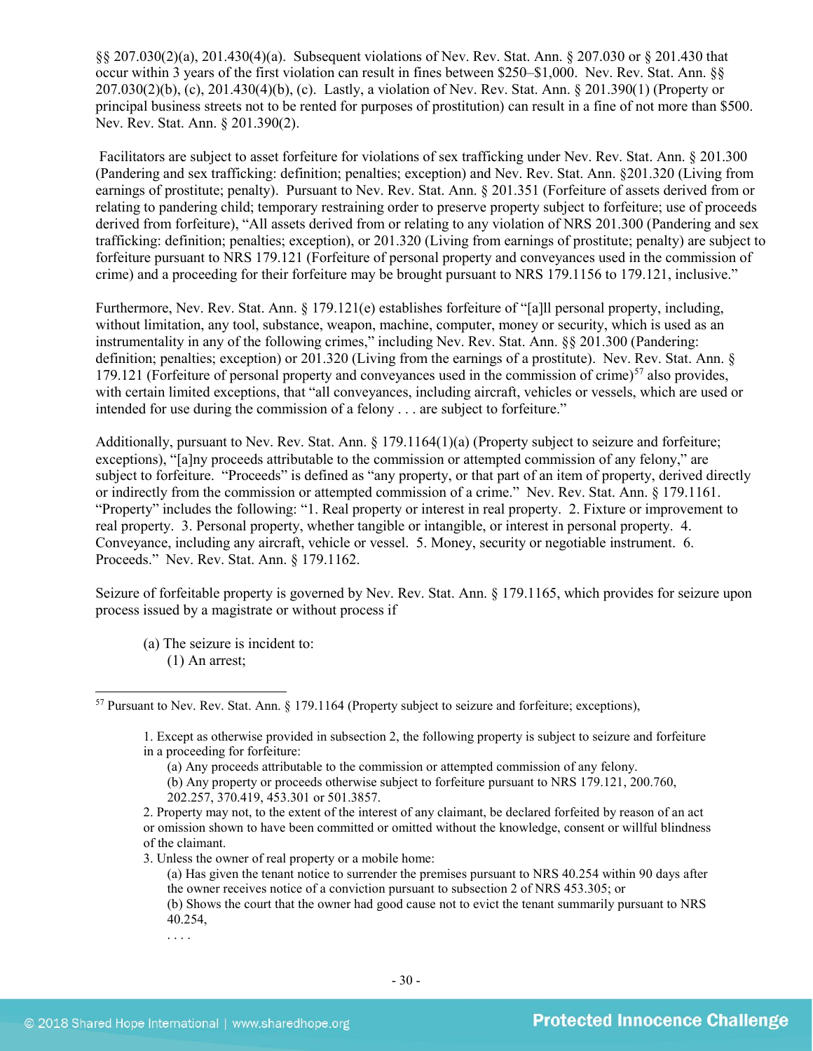§§ 207.030(2)(a), 201.430(4)(a). Subsequent violations of Nev. Rev. Stat. Ann. § 207.030 or § 201.430 that occur within 3 years of the first violation can result in fines between $250–$1,000. Nev. Rev. Stat. Ann. §§ 207.030(2)(b), (c), 201.430(4)(b), (c). Lastly, a violation of Nev. Rev. Stat. Ann. § 201.390(1) (Property or principal business streets not to be rented for purposes of prostitution) can result in a fine of not more than $500. Nev. Rev. Stat. Ann. § 201.390(2).

Facilitators are subject to asset forfeiture for violations of sex trafficking under Nev. Rev. Stat. Ann. § 201.300 (Pandering and sex trafficking: definition; penalties; exception) and Nev. Rev. Stat. Ann. §201.320 (Living from earnings of prostitute; penalty). Pursuant to Nev. Rev. Stat. Ann. § 201.351 (Forfeiture of assets derived from or relating to pandering child; temporary restraining order to preserve property subject to forfeiture; use of proceeds derived from forfeiture), "All assets derived from or relating to any violation of NRS 201.300 (Pandering and sex trafficking: definition; penalties; exception), or 201.320 (Living from earnings of prostitute; penalty) are subject to forfeiture pursuant to NRS 179.121 (Forfeiture of personal property and conveyances used in the commission of crime) and a proceeding for their forfeiture may be brought pursuant to NRS 179.1156 to 179.121, inclusive."

Furthermore, Nev. Rev. Stat. Ann. § 179.121(e) establishes forfeiture of "[a]ll personal property, including, without limitation, any tool, substance, weapon, machine, computer, money or security, which is used as an instrumentality in any of the following crimes," including Nev. Rev. Stat. Ann. §§ 201.300 (Pandering: definition; penalties; exception) or 201.320 (Living from the earnings of a prostitute). Nev. Rev. Stat. Ann. § 179.121 (Forfeiture of personal property and conveyances used in the commission of crime)[57] also provides, with certain limited exceptions, that "all conveyances, including aircraft, vehicles or vessels, which are used or intended for use during the commission of a felony . . . are subject to forfeiture."

Additionally, pursuant to Nev. Rev. Stat. Ann. § 179.1164(1)(a) (Property subject to seizure and forfeiture; exceptions), "[a]ny proceeds attributable to the commission or attempted commission of any felony," are subject to forfeiture. "Proceeds" is defined as "any property, or that part of an item of property, derived directly or indirectly from the commission or attempted commission of a crime." Nev. Rev. Stat. Ann. § 179.1161. "Property" includes the following: "1. Real property or interest in real property. 2. Fixture or improvement to real property. 3. Personal property, whether tangible or intangible, or interest in personal property. 4. Conveyance, including any aircraft, vehicle or vessel. 5. Money, security or negotiable instrument. 6. Proceeds." Nev. Rev. Stat. Ann. § 179.1162.

Seizure of forfeitable property is governed by Nev. Rev. Stat. Ann. § 179.1165, which provides for seizure upon process issued by a magistrate or without process if

> (a) The seizure is incident to:
>> (1) An arrest;

---

[57] Pursuant to Nev. Rev. Stat. Ann. § 179.1164 (Property subject to seizure and forfeiture; exceptions),

> 1. Except as otherwise provided in subsection 2, the following property is subject to seizure and forfeiture in a proceeding for forfeiture:
>> (a) Any proceeds attributable to the commission or attempted commission of any felony.
>> (b) Any property or proceeds otherwise subject to forfeiture pursuant to NRS 179.121, 200.760, 202.257, 370.419, 453.301 or 501.3857.
>
> 2. Property may not, to the extent of the interest of any claimant, be declared forfeited by reason of an act or omission shown to have been committed or omitted without the knowledge, consent or willful blindness of the claimant.
> 3. Unless the owner of real property or a mobile home:
>> (a) Has given the tenant notice to surrender the premises pursuant to NRS 40.254 within 90 days after the owner receives notice of a conviction pursuant to subsection 2 of NRS 453.305; or
>> (b) Shows the court that the owner had good cause not to evict the tenant summarily pursuant to NRS 40.254,
>>
>> . . . .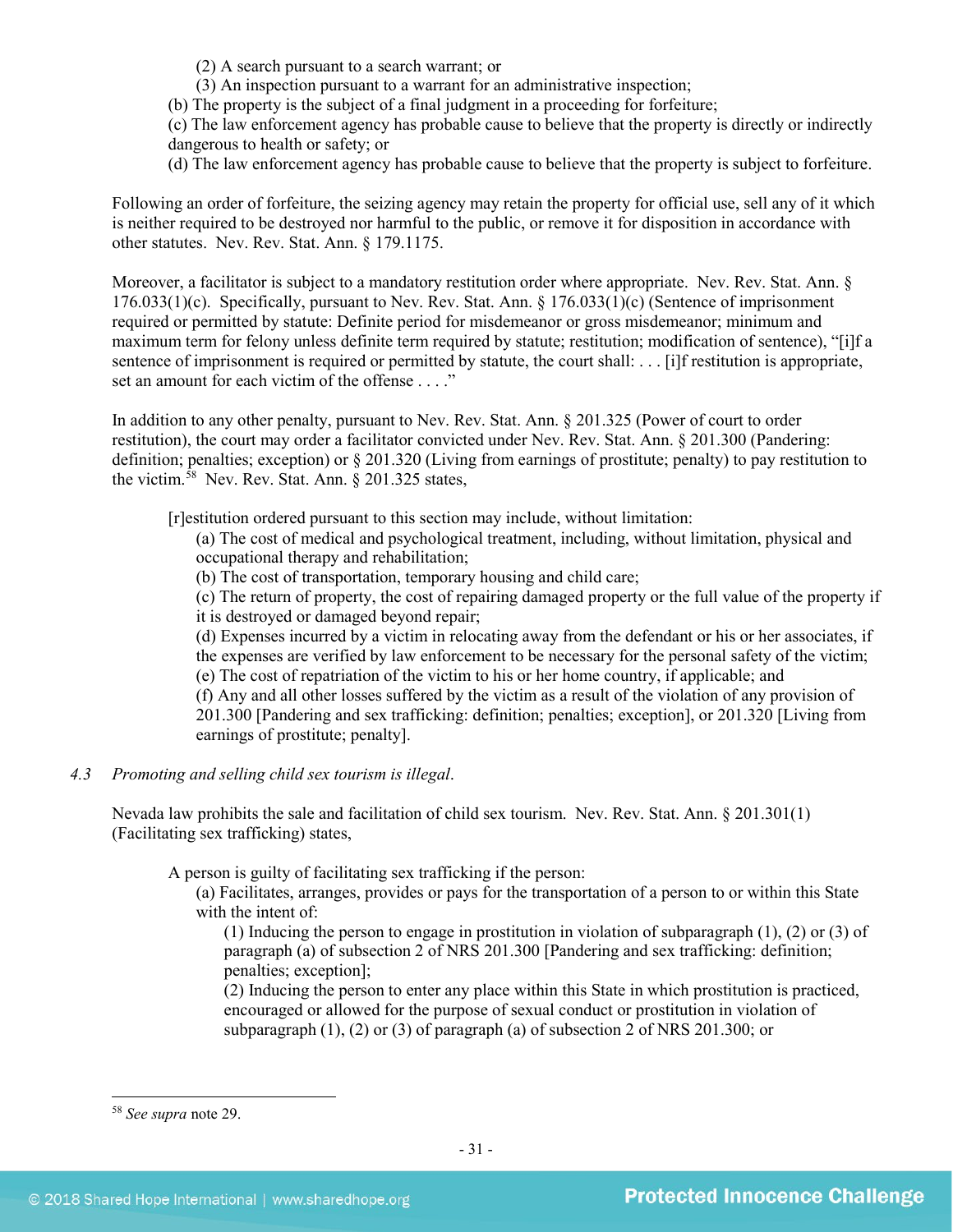(2) A search pursuant to a search warrant; or
(3) An inspection pursuant to a warrant for an administrative inspection;

(b) The property is the subject of a final judgment in a proceeding for forfeiture;
(c) The law enforcement agency has probable cause to believe that the property is directly or indirectly dangerous to health or safety; or
(d) The law enforcement agency has probable cause to believe that the property is subject to forfeiture.

Following an order of forfeiture, the seizing agency may retain the property for official use, sell any of it which is neither required to be destroyed nor harmful to the public, or remove it for disposition in accordance with other statutes. Nev. Rev. Stat. Ann. § 179.1175.

Moreover, a facilitator is subject to a mandatory restitution order where appropriate. Nev. Rev. Stat. Ann. § 176.033(1)(c). Specifically, pursuant to Nev. Rev. Stat. Ann. § 176.033(1)(c) (Sentence of imprisonment required or permitted by statute: Definite period for misdemeanor or gross misdemeanor; minimum and maximum term for felony unless definite term required by statute; restitution; modification of sentence), "[i]f a sentence of imprisonment is required or permitted by statute, the court shall: . . . [i]f restitution is appropriate, set an amount for each victim of the offense . . . ."

In addition to any other penalty, pursuant to Nev. Rev. Stat. Ann. § 201.325 (Power of court to order restitution), the court may order a facilitator convicted under Nev. Rev. Stat. Ann. § 201.300 (Pandering: definition; penalties; exception) or § 201.320 (Living from earnings of prostitute; penalty) to pay restitution to the victim.[58] Nev. Rev. Stat. Ann. § 201.325 states,

> [r]estitution ordered pursuant to this section may include, without limitation:
> (a) The cost of medical and psychological treatment, including, without limitation, physical and occupational therapy and rehabilitation;
> (b) The cost of transportation, temporary housing and child care;
> (c) The return of property, the cost of repairing damaged property or the full value of the property if it is destroyed or damaged beyond repair;
> (d) Expenses incurred by a victim in relocating away from the defendant or his or her associates, if the expenses are verified by law enforcement to be necessary for the personal safety of the victim;
> (e) The cost of repatriation of the victim to his or her home country, if applicable; and
> (f) Any and all other losses suffered by the victim as a result of the violation of any provision of 201.300 [Pandering and sex trafficking: definition; penalties; exception], or 201.320 [Living from earnings of prostitute; penalty].

*4.3 Promoting and selling child sex tourism is illegal.*

Nevada law prohibits the sale and facilitation of child sex tourism. Nev. Rev. Stat. Ann. § 201.301(1) (Facilitating sex trafficking) states,

> A person is guilty of facilitating sex trafficking if the person:
> (a) Facilitates, arranges, provides or pays for the transportation of a person to or within this State with the intent of:
> (1) Inducing the person to engage in prostitution in violation of subparagraph (1), (2) or (3) of paragraph (a) of subsection 2 of NRS 201.300 [Pandering and sex trafficking: definition; penalties; exception];
> (2) Inducing the person to enter any place within this State in which prostitution is practiced, encouraged or allowed for the purpose of sexual conduct or prostitution in violation of subparagraph (1), (2) or (3) of paragraph (a) of subsection 2 of NRS 201.300; or

---

[58] *See supra* note 29.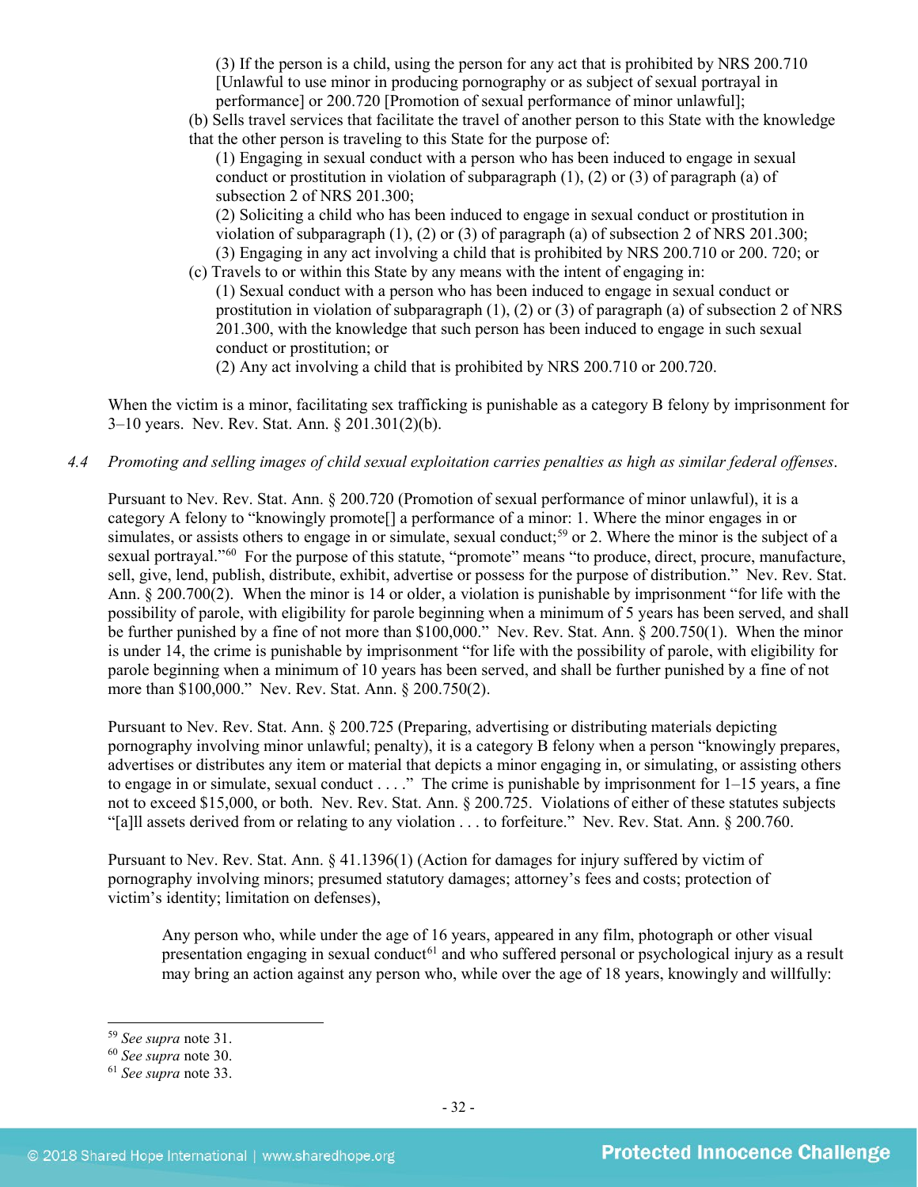(3) If the person is a child, using the person for any act that is prohibited by NRS 200.710 [Unlawful to use minor in producing pornography or as subject of sexual portrayal in performance] or 200.720 [Promotion of sexual performance of minor unlawful];

(b) Sells travel services that facilitate the travel of another person to this State with the knowledge that the other person is traveling to this State for the purpose of:

(1) Engaging in sexual conduct with a person who has been induced to engage in sexual conduct or prostitution in violation of subparagraph (1), (2) or (3) of paragraph (a) of subsection 2 of NRS 201.300;

(2) Soliciting a child who has been induced to engage in sexual conduct or prostitution in violation of subparagraph (1), (2) or (3) of paragraph (a) of subsection 2 of NRS 201.300;

(3) Engaging in any act involving a child that is prohibited by NRS 200.710 or 200. 720; or

(c) Travels to or within this State by any means with the intent of engaging in:

(1) Sexual conduct with a person who has been induced to engage in sexual conduct or prostitution in violation of subparagraph (1), (2) or (3) of paragraph (a) of subsection 2 of NRS 201.300, with the knowledge that such person has been induced to engage in such sexual conduct or prostitution; or

(2) Any act involving a child that is prohibited by NRS 200.710 or 200.720.

When the victim is a minor, facilitating sex trafficking is punishable as a category B felony by imprisonment for 3–10 years. Nev. Rev. Stat. Ann. § 201.301(2)(b).

*4.4 Promoting and selling images of child sexual exploitation carries penalties as high as similar federal offenses.*

Pursuant to Nev. Rev. Stat. Ann. § 200.720 (Promotion of sexual performance of minor unlawful), it is a category A felony to "knowingly promote[] a performance of a minor: 1. Where the minor engages in or simulates, or assists others to engage in or simulate, sexual conduct;[59] or 2. Where the minor is the subject of a sexual portrayal."[60] For the purpose of this statute, "promote" means "to produce, direct, procure, manufacture, sell, give, lend, publish, distribute, exhibit, advertise or possess for the purpose of distribution." Nev. Rev. Stat. Ann. § 200.700(2). When the minor is 14 or older, a violation is punishable by imprisonment "for life with the possibility of parole, with eligibility for parole beginning when a minimum of 5 years has been served, and shall be further punished by a fine of not more than $100,000." Nev. Rev. Stat. Ann. § 200.750(1). When the minor is under 14, the crime is punishable by imprisonment "for life with the possibility of parole, with eligibility for parole beginning when a minimum of 10 years has been served, and shall be further punished by a fine of not more than $100,000." Nev. Rev. Stat. Ann. § 200.750(2).

Pursuant to Nev. Rev. Stat. Ann. § 200.725 (Preparing, advertising or distributing materials depicting pornography involving minor unlawful; penalty), it is a category B felony when a person "knowingly prepares, advertises or distributes any item or material that depicts a minor engaging in, or simulating, or assisting others to engage in or simulate, sexual conduct . . . ." The crime is punishable by imprisonment for 1–15 years, a fine not to exceed $15,000, or both. Nev. Rev. Stat. Ann. § 200.725. Violations of either of these statutes subjects "[a]ll assets derived from or relating to any violation . . . to forfeiture." Nev. Rev. Stat. Ann. § 200.760.

Pursuant to Nev. Rev. Stat. Ann. § 41.1396(1) (Action for damages for injury suffered by victim of pornography involving minors; presumed statutory damages; attorney's fees and costs; protection of victim's identity; limitation on defenses),

> Any person who, while under the age of 16 years, appeared in any film, photograph or other visual presentation engaging in sexual conduct[61] and who suffered personal or psychological injury as a result may bring an action against any person who, while over the age of 18 years, knowingly and willfully:

---

[59] *See supra* note 31.
[60] *See supra* note 30.
[61] *See supra* note 33.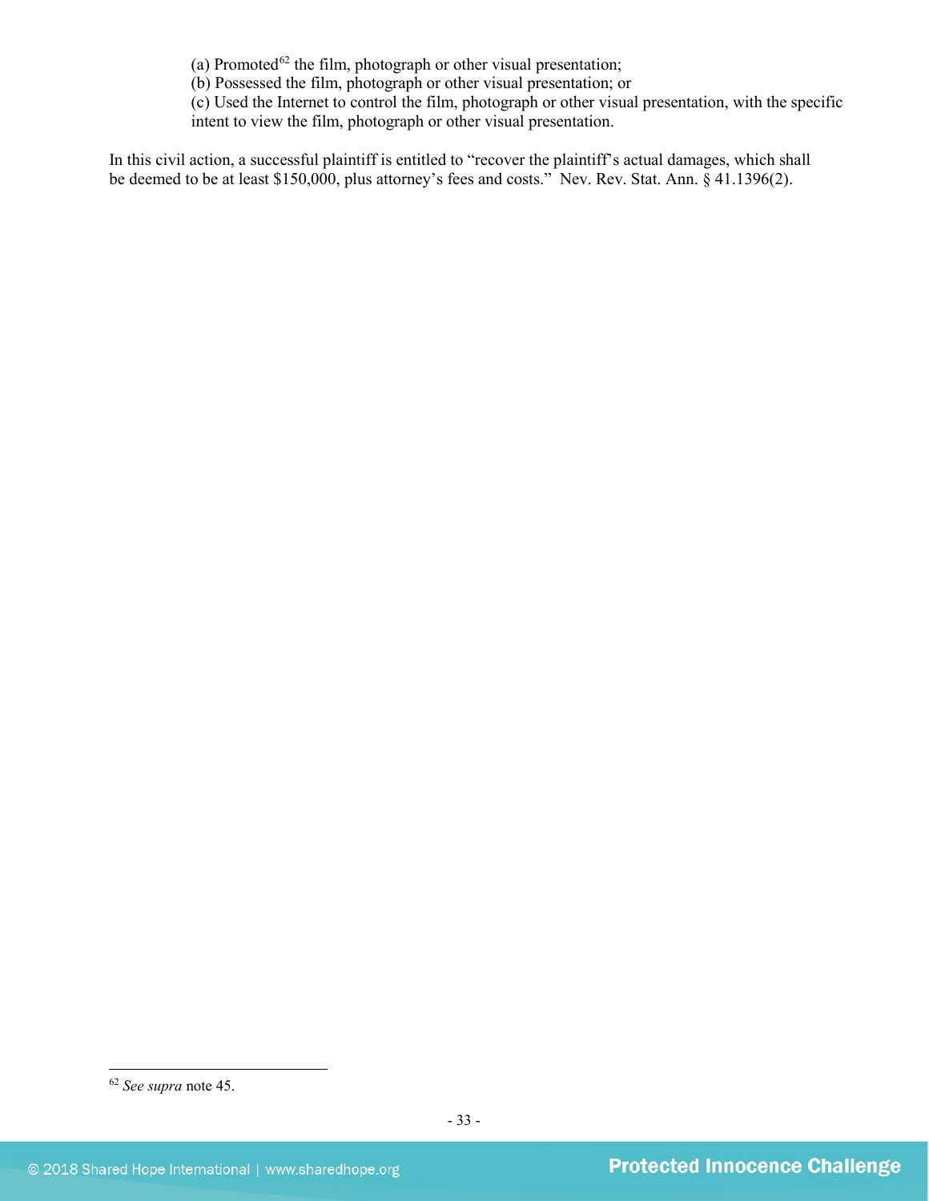(a) Promoted[62] the film, photograph or other visual presentation;
(b) Possessed the film, photograph or other visual presentation; or
(c) Used the Internet to control the film, photograph or other visual presentation, with the specific intent to view the film, photograph or other visual presentation.

In this civil action, a successful plaintiff is entitled to "recover the plaintiff's actual damages, which shall be deemed to be at least $150,000, plus attorney's fees and costs." Nev. Rev. Stat. Ann. § 41.1396(2).

---

[62] *See supra* note 45.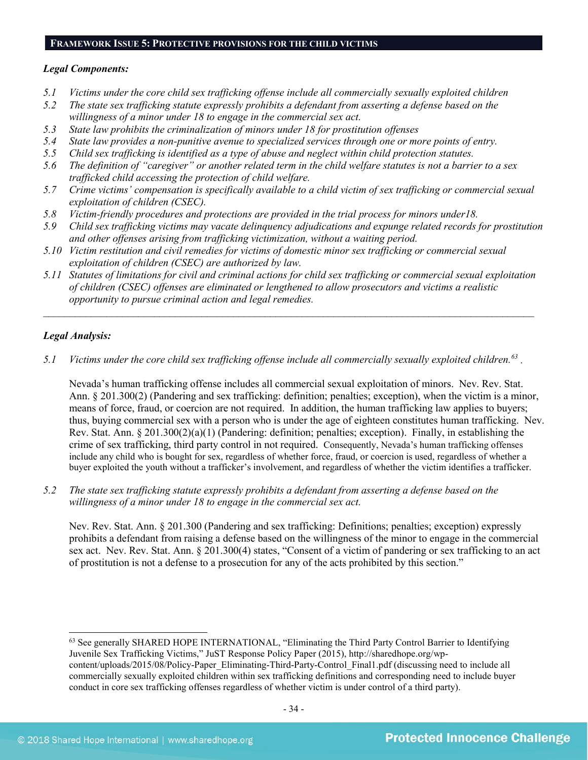## Framework Issue 5: Protective provisions for the child victims

**_Legal Components:_**

5.1 *Victims under the core child sex trafficking offense include all commercially sexually exploited children*

5.2 *The state sex trafficking statute expressly prohibits a defendant from asserting a defense based on the willingness of a minor under 18 to engage in the commercial sex act.*

5.3 *State law prohibits the criminalization of minors under 18 for prostitution offenses*

5.4 *State law provides a non-punitive avenue to specialized services through one or more points of entry.*

5.5 *Child sex trafficking is identified as a type of abuse and neglect within child protection statutes.*

5.6 *The definition of "caregiver" or another related term in the child welfare statutes is not a barrier to a sex trafficked child accessing the protection of child welfare.*

5.7 *Crime victims' compensation is specifically available to a child victim of sex trafficking or commercial sexual exploitation of children (CSEC).*

5.8 *Victim-friendly procedures and protections are provided in the trial process for minors under18.*

5.9 *Child sex trafficking victims may vacate delinquency adjudications and expunge related records for prostitution and other offenses arising from trafficking victimization, without a waiting period.*

5.10 *Victim restitution and civil remedies for victims of domestic minor sex trafficking or commercial sexual exploitation of children (CSEC) are authorized by law.*

5.11 *Statutes of limitations for civil and criminal actions for child sex trafficking or commercial sexual exploitation of children (CSEC) offenses are eliminated or lengthened to allow prosecutors and victims a realistic opportunity to pursue criminal action and legal remedies.*

---

**_Legal Analysis:_**

5.1 *Victims under the core child sex trafficking offense include all commercially sexually exploited children.*[63] .

Nevada's human trafficking offense includes all commercial sexual exploitation of minors. Nev. Rev. Stat. Ann. § 201.300(2) (Pandering and sex trafficking: definition; penalties; exception), when the victim is a minor, means of force, fraud, or coercion are not required. In addition, the human trafficking law applies to buyers; thus, buying commercial sex with a person who is under the age of eighteen constitutes human trafficking. Nev. Rev. Stat. Ann. § 201.300(2)(a)(1) (Pandering: definition; penalties; exception). Finally, in establishing the crime of sex trafficking, third party control in not required. Consequently, Nevada's human trafficking offenses include any child who is bought for sex, regardless of whether force, fraud, or coercion is used, regardless of whether a buyer exploited the youth without a trafficker's involvement, and regardless of whether the victim identifies a trafficker.

5.2 *The state sex trafficking statute expressly prohibits a defendant from asserting a defense based on the willingness of a minor under 18 to engage in the commercial sex act.*

Nev. Rev. Stat. Ann. § 201.300 (Pandering and sex trafficking: Definitions; penalties; exception) expressly prohibits a defendant from raising a defense based on the willingness of the minor to engage in the commercial sex act. Nev. Rev. Stat. Ann. § 201.300(4) states, "Consent of a victim of pandering or sex trafficking to an act of prostitution is not a defense to a prosecution for any of the acts prohibited by this section."

---

[63] See generally SHARED HOPE INTERNATIONAL, "Eliminating the Third Party Control Barrier to Identifying Juvenile Sex Trafficking Victims," JuST Response Policy Paper (2015), http://sharedhope.org/wp-content/uploads/2015/08/Policy-Paper_Eliminating-Third-Party-Control_Final1.pdf (discussing need to include all commercially sexually exploited children within sex trafficking definitions and corresponding need to include buyer conduct in core sex trafficking offenses regardless of whether victim is under control of a third party).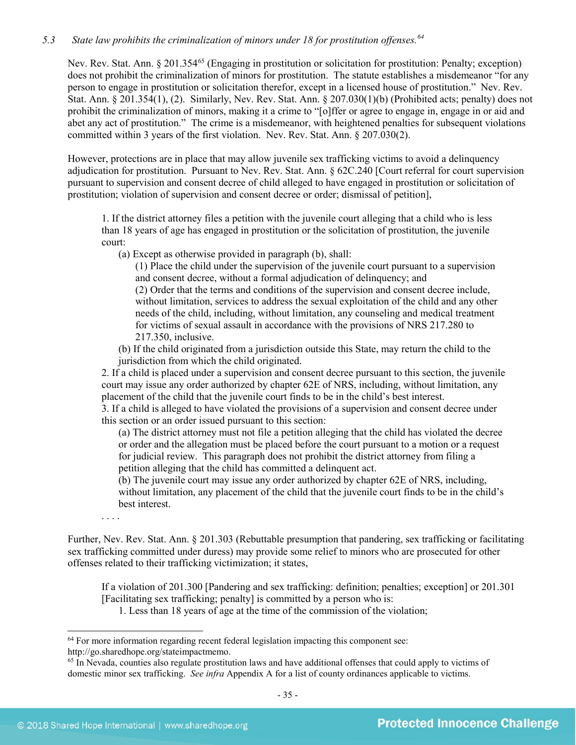*5.3 State law prohibits the criminalization of minors under 18 for prostitution offenses.*[64]

Nev. Rev. Stat. Ann. § 201.354[65] (Engaging in prostitution or solicitation for prostitution: Penalty; exception) does not prohibit the criminalization of minors for prostitution. The statute establishes a misdemeanor "for any person to engage in prostitution or solicitation therefor, except in a licensed house of prostitution." Nev. Rev. Stat. Ann. § 201.354(1), (2). Similarly, Nev. Rev. Stat. Ann. § 207.030(1)(b) (Prohibited acts; penalty) does not prohibit the criminalization of minors, making it a crime to "[o]ffer or agree to engage in, engage in or aid and abet any act of prostitution." The crime is a misdemeanor, with heightened penalties for subsequent violations committed within 3 years of the first violation. Nev. Rev. Stat. Ann. § 207.030(2).

However, protections are in place that may allow juvenile sex trafficking victims to avoid a delinquency adjudication for prostitution. Pursuant to Nev. Rev. Stat. Ann. § 62C.240 [Court referral for court supervision pursuant to supervision and consent decree of child alleged to have engaged in prostitution or solicitation of prostitution; violation of supervision and consent decree or order; dismissal of petition],

> 1. If the district attorney files a petition with the juvenile court alleging that a child who is less than 18 years of age has engaged in prostitution or the solicitation of prostitution, the juvenile court:
>     (a) Except as otherwise provided in paragraph (b), shall:
>         (1) Place the child under the supervision of the juvenile court pursuant to a supervision and consent decree, without a formal adjudication of delinquency; and
>         (2) Order that the terms and conditions of the supervision and consent decree include, without limitation, services to address the sexual exploitation of the child and any other needs of the child, including, without limitation, any counseling and medical treatment for victims of sexual assault in accordance with the provisions of NRS 217.280 to 217.350, inclusive.
>     (b) If the child originated from a jurisdiction outside this State, may return the child to the jurisdiction from which the child originated.
> 2. If a child is placed under a supervision and consent decree pursuant to this section, the juvenile court may issue any order authorized by chapter 62E of NRS, including, without limitation, any placement of the child that the juvenile court finds to be in the child's best interest.
> 3. If a child is alleged to have violated the provisions of a supervision and consent decree under this section or an order issued pursuant to this section:
>     (a) The district attorney must not file a petition alleging that the child has violated the decree or order and the allegation must be placed before the court pursuant to a motion or a request for judicial review. This paragraph does not prohibit the district attorney from filing a petition alleging that the child has committed a delinquent act.
>     (b) The juvenile court may issue any order authorized by chapter 62E of NRS, including, without limitation, any placement of the child that the juvenile court finds to be in the child's best interest.
>
> . . . .

Further, Nev. Rev. Stat. Ann. § 201.303 (Rebuttable presumption that pandering, sex trafficking or facilitating sex trafficking committed under duress) may provide some relief to minors who are prosecuted for other offenses related to their trafficking victimization; it states,

> If a violation of 201.300 [Pandering and sex trafficking: definition; penalties; exception] or 201.301 [Facilitating sex trafficking; penalty] is committed by a person who is:
>     1. Less than 18 years of age at the time of the commission of the violation;

---

[64] For more information regarding recent federal legislation impacting this component see: http://go.sharedhope.org/stateimpactmemo.

[65] In Nevada, counties also regulate prostitution laws and have additional offenses that could apply to victims of domestic minor sex trafficking. *See infra* Appendix A for a list of county ordinances applicable to victims.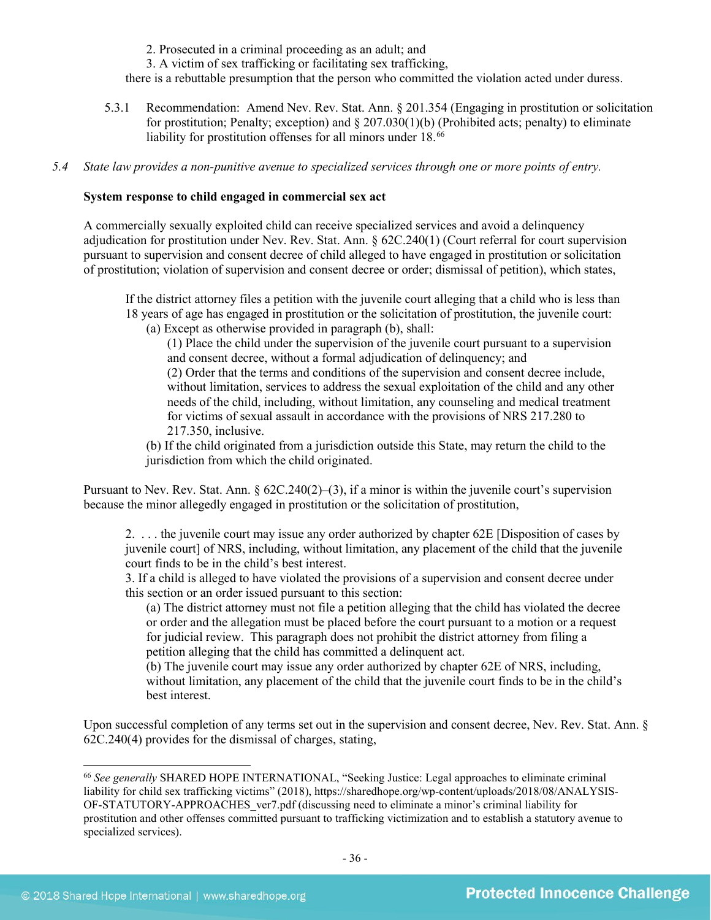2. Prosecuted in a criminal proceeding as an adult; and
3. A victim of sex trafficking or facilitating sex trafficking,

there is a rebuttable presumption that the person who committed the violation acted under duress.

5.3.1 Recommendation: Amend Nev. Rev. Stat. Ann. § 201.354 (Engaging in prostitution or solicitation for prostitution; Penalty; exception) and § 207.030(1)(b) (Prohibited acts; penalty) to eliminate liability for prostitution offenses for all minors under 18.[66]

*5.4 State law provides a non-punitive avenue to specialized services through one or more points of entry.*

**System response to child engaged in commercial sex act**

A commercially sexually exploited child can receive specialized services and avoid a delinquency adjudication for prostitution under Nev. Rev. Stat. Ann. § 62C.240(1) (Court referral for court supervision pursuant to supervision and consent decree of child alleged to have engaged in prostitution or solicitation of prostitution; violation of supervision and consent decree or order; dismissal of petition), which states,

> If the district attorney files a petition with the juvenile court alleging that a child who is less than 18 years of age has engaged in prostitution or the solicitation of prostitution, the juvenile court:
> (a) Except as otherwise provided in paragraph (b), shall:
> (1) Place the child under the supervision of the juvenile court pursuant to a supervision and consent decree, without a formal adjudication of delinquency; and
> (2) Order that the terms and conditions of the supervision and consent decree include, without limitation, services to address the sexual exploitation of the child and any other needs of the child, including, without limitation, any counseling and medical treatment for victims of sexual assault in accordance with the provisions of NRS 217.280 to 217.350, inclusive.
> (b) If the child originated from a jurisdiction outside this State, may return the child to the jurisdiction from which the child originated.

Pursuant to Nev. Rev. Stat. Ann. § 62C.240(2)–(3), if a minor is within the juvenile court's supervision because the minor allegedly engaged in prostitution or the solicitation of prostitution,

> 2. . . . the juvenile court may issue any order authorized by chapter 62E [Disposition of cases by juvenile court] of NRS, including, without limitation, any placement of the child that the juvenile court finds to be in the child's best interest.
> 3. If a child is alleged to have violated the provisions of a supervision and consent decree under this section or an order issued pursuant to this section:
> (a) The district attorney must not file a petition alleging that the child has violated the decree or order and the allegation must be placed before the court pursuant to a motion or a request for judicial review. This paragraph does not prohibit the district attorney from filing a petition alleging that the child has committed a delinquent act.
> (b) The juvenile court may issue any order authorized by chapter 62E of NRS, including, without limitation, any placement of the child that the juvenile court finds to be in the child's best interest.

Upon successful completion of any terms set out in the supervision and consent decree, Nev. Rev. Stat. Ann. § 62C.240(4) provides for the dismissal of charges, stating,

---

[66] *See generally* SHARED HOPE INTERNATIONAL, "Seeking Justice: Legal approaches to eliminate criminal liability for child sex trafficking victims" (2018), https://sharedhope.org/wp-content/uploads/2018/08/ANALYSIS-OF-STATUTORY-APPROACHES_ver7.pdf (discussing need to eliminate a minor's criminal liability for prostitution and other offenses committed pursuant to trafficking victimization and to establish a statutory avenue to specialized services).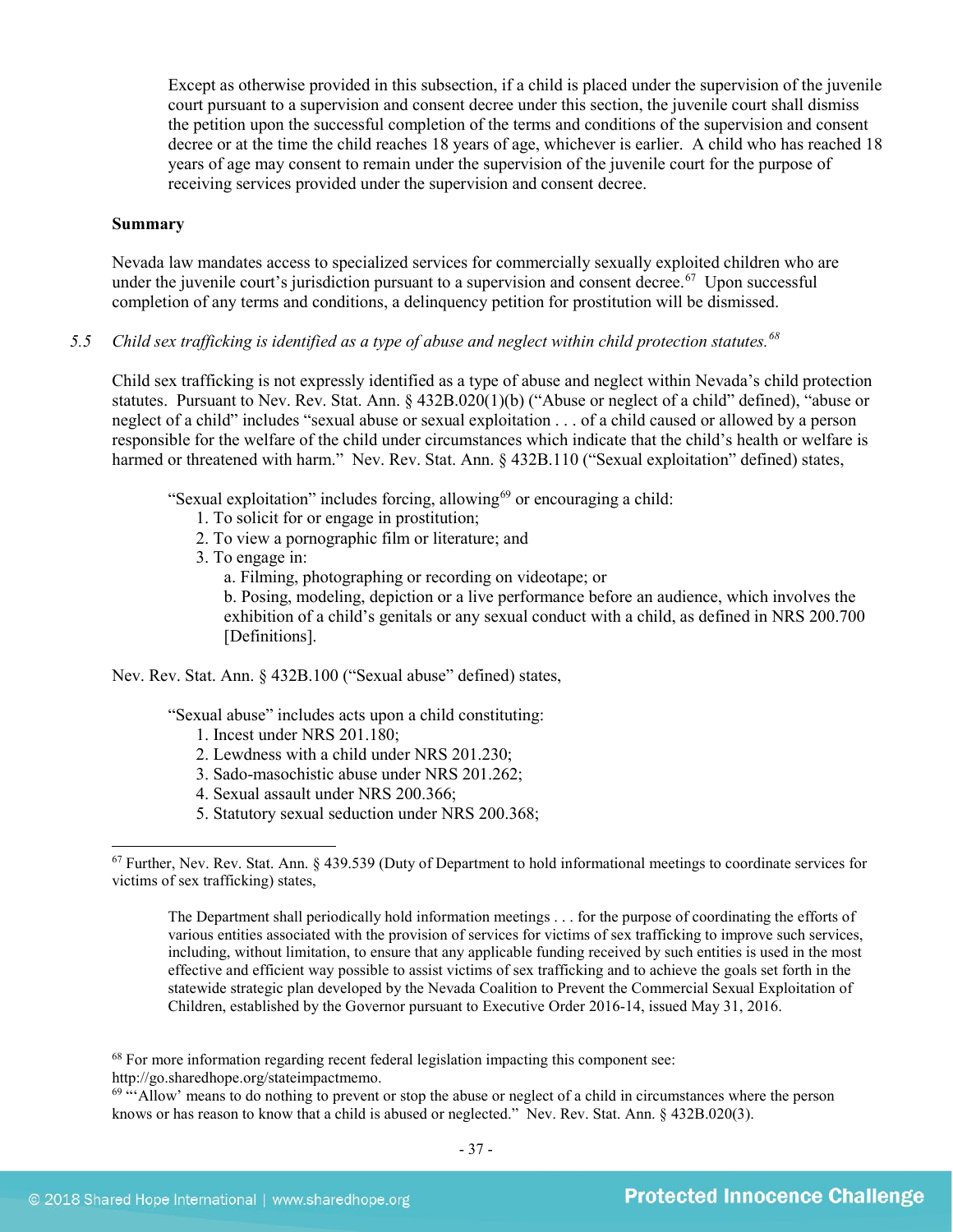Except as otherwise provided in this subsection, if a child is placed under the supervision of the juvenile court pursuant to a supervision and consent decree under this section, the juvenile court shall dismiss the petition upon the successful completion of the terms and conditions of the supervision and consent decree or at the time the child reaches 18 years of age, whichever is earlier. A child who has reached 18 years of age may consent to remain under the supervision of the juvenile court for the purpose of receiving services provided under the supervision and consent decree.

**Summary**

Nevada law mandates access to specialized services for commercially sexually exploited children who are under the juvenile court's jurisdiction pursuant to a supervision and consent decree.[67] Upon successful completion of any terms and conditions, a delinquency petition for prostitution will be dismissed.

5.5 *Child sex trafficking is identified as a type of abuse and neglect within child protection statutes.*[68]

Child sex trafficking is not expressly identified as a type of abuse and neglect within Nevada's child protection statutes. Pursuant to Nev. Rev. Stat. Ann. § 432B.020(1)(b) ("Abuse or neglect of a child" defined), "abuse or neglect of a child" includes "sexual abuse or sexual exploitation . . . of a child caused or allowed by a person responsible for the welfare of the child under circumstances which indicate that the child's health or welfare is harmed or threatened with harm." Nev. Rev. Stat. Ann. § 432B.110 ("Sexual exploitation" defined) states,

> "Sexual exploitation" includes forcing, allowing[69] or encouraging a child:
> 1. To solicit for or engage in prostitution;
> 2. To view a pornographic film or literature; and
> 3. To engage in:
>    a. Filming, photographing or recording on videotape; or
>    b. Posing, modeling, depiction or a live performance before an audience, which involves the exhibition of a child's genitals or any sexual conduct with a child, as defined in NRS 200.700 [Definitions].

Nev. Rev. Stat. Ann. § 432B.100 ("Sexual abuse" defined) states,

> "Sexual abuse" includes acts upon a child constituting:
> 1. Incest under NRS 201.180;
> 2. Lewdness with a child under NRS 201.230;
> 3. Sado-masochistic abuse under NRS 201.262;
> 4. Sexual assault under NRS 200.366;
> 5. Statutory sexual seduction under NRS 200.368;

---

[67] Further, Nev. Rev. Stat. Ann. § 439.539 (Duty of Department to hold informational meetings to coordinate services for victims of sex trafficking) states,

> The Department shall periodically hold information meetings . . . for the purpose of coordinating the efforts of various entities associated with the provision of services for victims of sex trafficking to improve such services, including, without limitation, to ensure that any applicable funding received by such entities is used in the most effective and efficient way possible to assist victims of sex trafficking and to achieve the goals set forth in the statewide strategic plan developed by the Nevada Coalition to Prevent the Commercial Sexual Exploitation of Children, established by the Governor pursuant to Executive Order 2016-14, issued May 31, 2016.

[68] For more information regarding recent federal legislation impacting this component see: http://go.sharedhope.org/stateimpactmemo.

[69] "'Allow' means to do nothing to prevent or stop the abuse or neglect of a child in circumstances where the person knows or has reason to know that a child is abused or neglected." Nev. Rev. Stat. Ann. § 432B.020(3).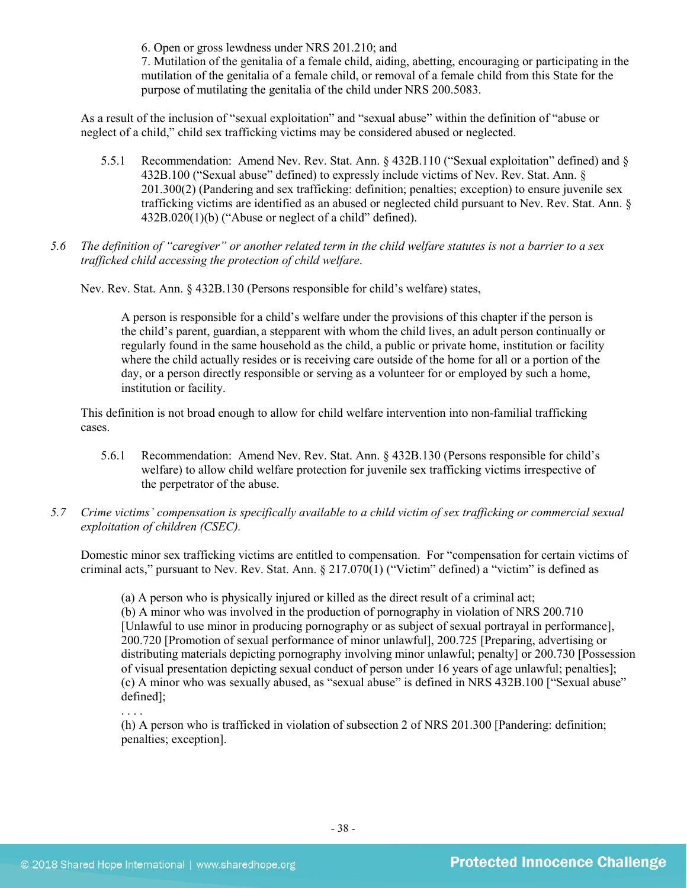> 6. Open or gross lewdness under NRS 201.210; and
> 7. Mutilation of the genitalia of a female child, aiding, abetting, encouraging or participating in the mutilation of the genitalia of a female child, or removal of a female child from this State for the purpose of mutilating the genitalia of the child under NRS 200.5083.

As a result of the inclusion of "sexual exploitation" and "sexual abuse" within the definition of "abuse or neglect of a child," child sex trafficking victims may be considered abused or neglected.

5.5.1 Recommendation: Amend Nev. Rev. Stat. Ann. § 432B.110 ("Sexual exploitation" defined) and § 432B.100 ("Sexual abuse" defined) to expressly include victims of Nev. Rev. Stat. Ann. § 201.300(2) (Pandering and sex trafficking: definition; penalties; exception) to ensure juvenile sex trafficking victims are identified as an abused or neglected child pursuant to Nev. Rev. Stat. Ann. § 432B.020(1)(b) ("Abuse or neglect of a child" defined).

*5.6 The definition of "caregiver" or another related term in the child welfare statutes is not a barrier to a sex trafficked child accessing the protection of child welfare.*

Nev. Rev. Stat. Ann. § 432B.130 (Persons responsible for child's welfare) states,

> A person is responsible for a child's welfare under the provisions of this chapter if the person is the child's parent, guardian, a stepparent with whom the child lives, an adult person continually or regularly found in the same household as the child, a public or private home, institution or facility where the child actually resides or is receiving care outside of the home for all or a portion of the day, or a person directly responsible or serving as a volunteer for or employed by such a home, institution or facility.

This definition is not broad enough to allow for child welfare intervention into non-familial trafficking cases.

5.6.1 Recommendation: Amend Nev. Rev. Stat. Ann. § 432B.130 (Persons responsible for child's welfare) to allow child welfare protection for juvenile sex trafficking victims irrespective of the perpetrator of the abuse.

*5.7 Crime victims' compensation is specifically available to a child victim of sex trafficking or commercial sexual exploitation of children (CSEC).*

Domestic minor sex trafficking victims are entitled to compensation. For "compensation for certain victims of criminal acts," pursuant to Nev. Rev. Stat. Ann. § 217.070(1) ("Victim" defined) a "victim" is defined as

> (a) A person who is physically injured or killed as the direct result of a criminal act;
> (b) A minor who was involved in the production of pornography in violation of NRS 200.710 [Unlawful to use minor in producing pornography or as subject of sexual portrayal in performance], 200.720 [Promotion of sexual performance of minor unlawful], 200.725 [Preparing, advertising or distributing materials depicting pornography involving minor unlawful; penalty] or 200.730 [Possession of visual presentation depicting sexual conduct of person under 16 years of age unlawful; penalties];
> (c) A minor who was sexually abused, as "sexual abuse" is defined in NRS 432B.100 ["Sexual abuse" defined];
> . . . .
> (h) A person who is trafficked in violation of subsection 2 of NRS 201.300 [Pandering: definition; penalties; exception].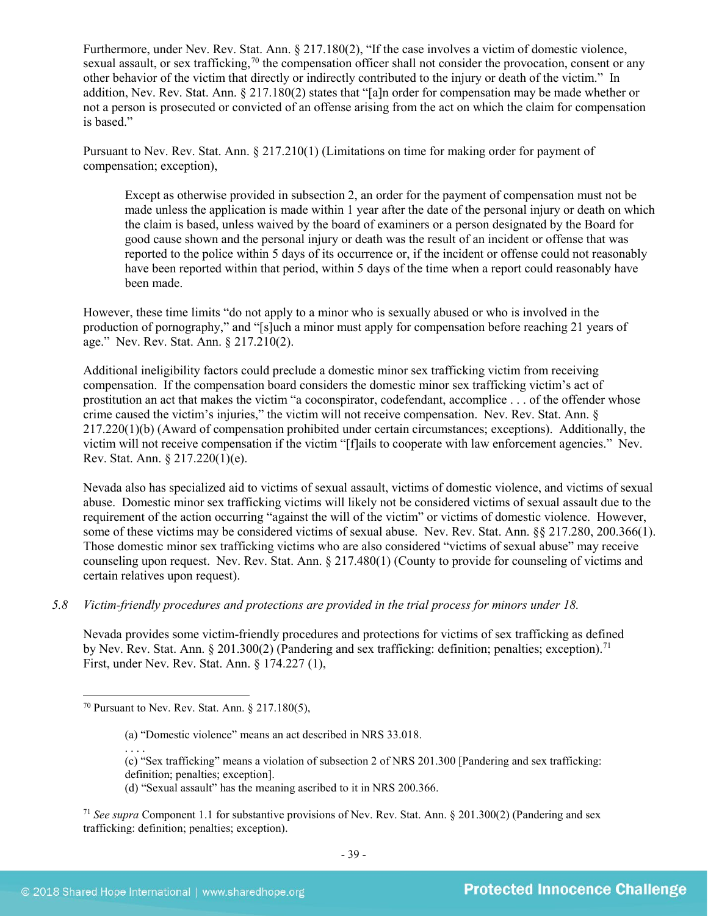Furthermore, under Nev. Rev. Stat. Ann. § 217.180(2), "If the case involves a victim of domestic violence, sexual assault, or sex trafficking,[70] the compensation officer shall not consider the provocation, consent or any other behavior of the victim that directly or indirectly contributed to the injury or death of the victim." In addition, Nev. Rev. Stat. Ann. § 217.180(2) states that "[a]n order for compensation may be made whether or not a person is prosecuted or convicted of an offense arising from the act on which the claim for compensation is based."

Pursuant to Nev. Rev. Stat. Ann. § 217.210(1) (Limitations on time for making order for payment of compensation; exception),

> Except as otherwise provided in subsection 2, an order for the payment of compensation must not be made unless the application is made within 1 year after the date of the personal injury or death on which the claim is based, unless waived by the board of examiners or a person designated by the Board for good cause shown and the personal injury or death was the result of an incident or offense that was reported to the police within 5 days of its occurrence or, if the incident or offense could not reasonably have been reported within that period, within 5 days of the time when a report could reasonably have been made.

However, these time limits "do not apply to a minor who is sexually abused or who is involved in the production of pornography," and "[s]uch a minor must apply for compensation before reaching 21 years of age." Nev. Rev. Stat. Ann. § 217.210(2).

Additional ineligibility factors could preclude a domestic minor sex trafficking victim from receiving compensation. If the compensation board considers the domestic minor sex trafficking victim's act of prostitution an act that makes the victim "a coconspirator, codefendant, accomplice . . . of the offender whose crime caused the victim's injuries," the victim will not receive compensation. Nev. Rev. Stat. Ann. § 217.220(1)(b) (Award of compensation prohibited under certain circumstances; exceptions). Additionally, the victim will not receive compensation if the victim "[f]ails to cooperate with law enforcement agencies." Nev. Rev. Stat. Ann. § 217.220(1)(e).

Nevada also has specialized aid to victims of sexual assault, victims of domestic violence, and victims of sexual abuse. Domestic minor sex trafficking victims will likely not be considered victims of sexual assault due to the requirement of the action occurring "against the will of the victim" or victims of domestic violence. However, some of these victims may be considered victims of sexual abuse. Nev. Rev. Stat. Ann. §§ 217.280, 200.366(1). Those domestic minor sex trafficking victims who are also considered "victims of sexual abuse" may receive counseling upon request. Nev. Rev. Stat. Ann. § 217.480(1) (County to provide for counseling of victims and certain relatives upon request).

*5.8 Victim-friendly procedures and protections are provided in the trial process for minors under 18.*

Nevada provides some victim-friendly procedures and protections for victims of sex trafficking as defined by Nev. Rev. Stat. Ann. § 201.300(2) (Pandering and sex trafficking: definition; penalties; exception).[71] First, under Nev. Rev. Stat. Ann. § 174.227 (1),

---

[70] Pursuant to Nev. Rev. Stat. Ann. § 217.180(5),

> (a) "Domestic violence" means an act described in NRS 33.018.
> . . . .
> (c) "Sex trafficking" means a violation of subsection 2 of NRS 201.300 [Pandering and sex trafficking: definition; penalties; exception].
> (d) "Sexual assault" has the meaning ascribed to it in NRS 200.366.

[71] *See supra* Component 1.1 for substantive provisions of Nev. Rev. Stat. Ann. § 201.300(2) (Pandering and sex trafficking: definition; penalties; exception).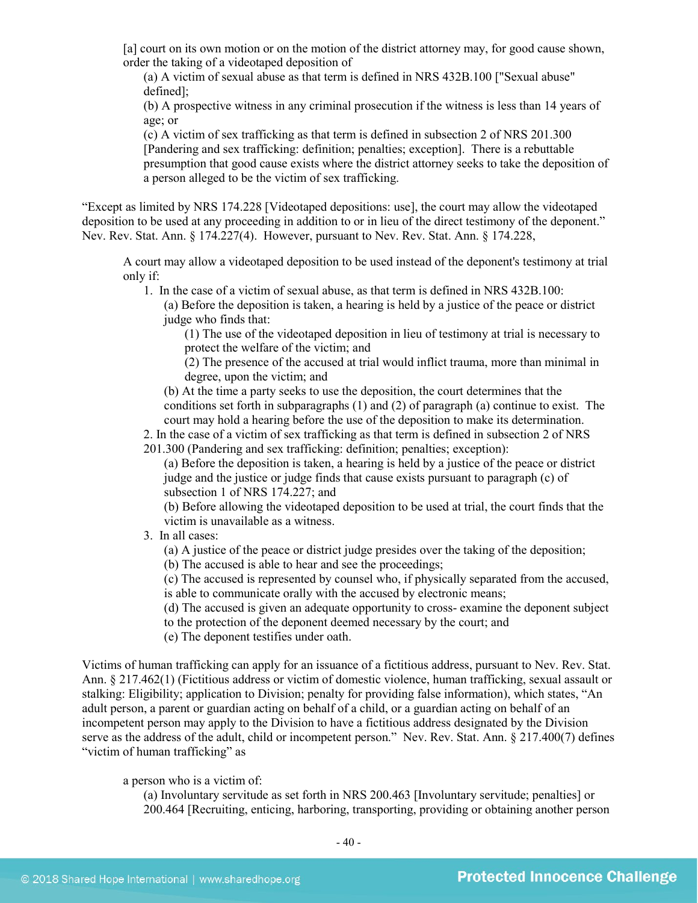> [a] court on its own motion or on the motion of the district attorney may, for good cause shown, order the taking of a videotaped deposition of
>
> (a) A victim of sexual abuse as that term is defined in NRS 432B.100 ["Sexual abuse" defined];
>
> (b) A prospective witness in any criminal prosecution if the witness is less than 14 years of age; or
>
> (c) A victim of sex trafficking as that term is defined in subsection 2 of NRS 201.300 [Pandering and sex trafficking: definition; penalties; exception]. There is a rebuttable presumption that good cause exists where the district attorney seeks to take the deposition of a person alleged to be the victim of sex trafficking.

"Except as limited by NRS 174.228 [Videotaped depositions: use], the court may allow the videotaped deposition to be used at any proceeding in addition to or in lieu of the direct testimony of the deponent." Nev. Rev. Stat. Ann. § 174.227(4). However, pursuant to Nev. Rev. Stat. Ann. § 174.228,

> A court may allow a videotaped deposition to be used instead of the deponent's testimony at trial only if:
>
> 1. In the case of a victim of sexual abuse, as that term is defined in NRS 432B.100:
>
>     (a) Before the deposition is taken, a hearing is held by a justice of the peace or district judge who finds that:
>
>         (1) The use of the videotaped deposition in lieu of testimony at trial is necessary to protect the welfare of the victim; and
>
>         (2) The presence of the accused at trial would inflict trauma, more than minimal in degree, upon the victim; and
>
>     (b) At the time a party seeks to use the deposition, the court determines that the conditions set forth in subparagraphs (1) and (2) of paragraph (a) continue to exist. The court may hold a hearing before the use of the deposition to make its determination.
>
> 2. In the case of a victim of sex trafficking as that term is defined in subsection 2 of NRS 201.300 (Pandering and sex trafficking: definition; penalties; exception):
>
>     (a) Before the deposition is taken, a hearing is held by a justice of the peace or district judge and the justice or judge finds that cause exists pursuant to paragraph (c) of subsection 1 of NRS 174.227; and
>
>     (b) Before allowing the videotaped deposition to be used at trial, the court finds that the victim is unavailable as a witness.
>
> 3. In all cases:
>
>     (a) A justice of the peace or district judge presides over the taking of the deposition;
>
>     (b) The accused is able to hear and see the proceedings;
>
>     (c) The accused is represented by counsel who, if physically separated from the accused, is able to communicate orally with the accused by electronic means;
>
>     (d) The accused is given an adequate opportunity to cross- examine the deponent subject to the protection of the deponent deemed necessary by the court; and
>
>     (e) The deponent testifies under oath.

Victims of human trafficking can apply for an issuance of a fictitious address, pursuant to Nev. Rev. Stat. Ann. § 217.462(1) (Fictitious address or victim of domestic violence, human trafficking, sexual assault or stalking: Eligibility; application to Division; penalty for providing false information), which states, "An adult person, a parent or guardian acting on behalf of a child, or a guardian acting on behalf of an incompetent person may apply to the Division to have a fictitious address designated by the Division serve as the address of the adult, child or incompetent person." Nev. Rev. Stat. Ann. § 217.400(7) defines "victim of human trafficking" as

> a person who is a victim of:
>
> (a) Involuntary servitude as set forth in NRS 200.463 [Involuntary servitude; penalties] or 200.464 [Recruiting, enticing, harboring, transporting, providing or obtaining another person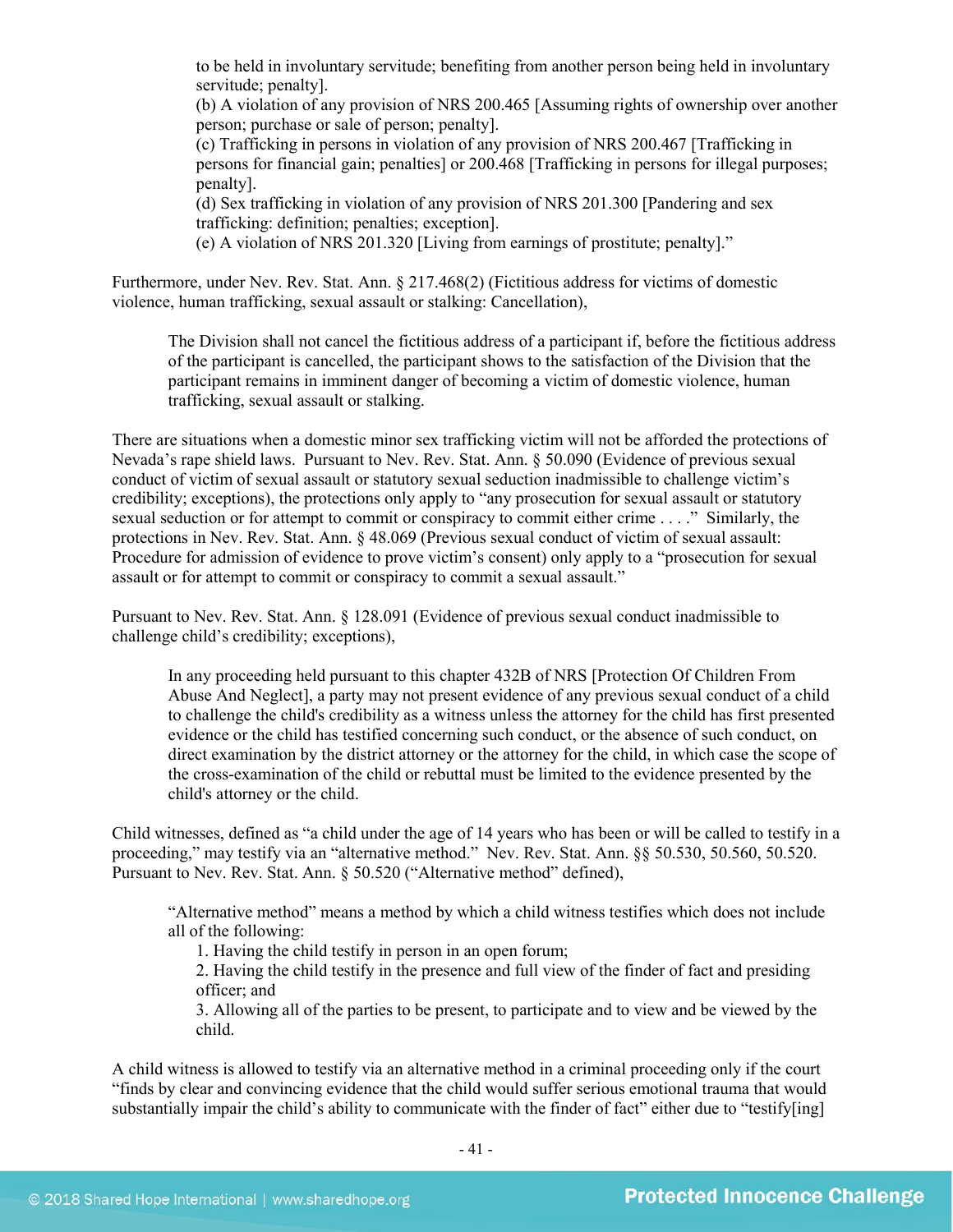to be held in involuntary servitude; benefiting from another person being held in involuntary servitude; penalty].

(b) A violation of any provision of NRS 200.465 [Assuming rights of ownership over another person; purchase or sale of person; penalty].

(c) Trafficking in persons in violation of any provision of NRS 200.467 [Trafficking in persons for financial gain; penalties] or 200.468 [Trafficking in persons for illegal purposes; penalty].

(d) Sex trafficking in violation of any provision of NRS 201.300 [Pandering and sex trafficking: definition; penalties; exception].

(e) A violation of NRS 201.320 [Living from earnings of prostitute; penalty]."

Furthermore, under Nev. Rev. Stat. Ann. § 217.468(2) (Fictitious address for victims of domestic violence, human trafficking, sexual assault or stalking: Cancellation),

> The Division shall not cancel the fictitious address of a participant if, before the fictitious address of the participant is cancelled, the participant shows to the satisfaction of the Division that the participant remains in imminent danger of becoming a victim of domestic violence, human trafficking, sexual assault or stalking.

There are situations when a domestic minor sex trafficking victim will not be afforded the protections of Nevada's rape shield laws. Pursuant to Nev. Rev. Stat. Ann. § 50.090 (Evidence of previous sexual conduct of victim of sexual assault or statutory sexual seduction inadmissible to challenge victim's credibility; exceptions), the protections only apply to "any prosecution for sexual assault or statutory sexual seduction or for attempt to commit or conspiracy to commit either crime . . . ." Similarly, the protections in Nev. Rev. Stat. Ann. § 48.069 (Previous sexual conduct of victim of sexual assault: Procedure for admission of evidence to prove victim's consent) only apply to a "prosecution for sexual assault or for attempt to commit or conspiracy to commit a sexual assault."

Pursuant to Nev. Rev. Stat. Ann. § 128.091 (Evidence of previous sexual conduct inadmissible to challenge child's credibility; exceptions),

> In any proceeding held pursuant to this chapter 432B of NRS [Protection Of Children From Abuse And Neglect], a party may not present evidence of any previous sexual conduct of a child to challenge the child's credibility as a witness unless the attorney for the child has first presented evidence or the child has testified concerning such conduct, or the absence of such conduct, on direct examination by the district attorney or the attorney for the child, in which case the scope of the cross-examination of the child or rebuttal must be limited to the evidence presented by the child's attorney or the child.

Child witnesses, defined as "a child under the age of 14 years who has been or will be called to testify in a proceeding," may testify via an "alternative method." Nev. Rev. Stat. Ann. §§ 50.530, 50.560, 50.520. Pursuant to Nev. Rev. Stat. Ann. § 50.520 ("Alternative method" defined),

> "Alternative method" means a method by which a child witness testifies which does not include all of the following:
>
> 1. Having the child testify in person in an open forum;
> 2. Having the child testify in the presence and full view of the finder of fact and presiding officer; and
> 3. Allowing all of the parties to be present, to participate and to view and be viewed by the child.

A child witness is allowed to testify via an alternative method in a criminal proceeding only if the court "finds by clear and convincing evidence that the child would suffer serious emotional trauma that would substantially impair the child's ability to communicate with the finder of fact" either due to "testify[ing]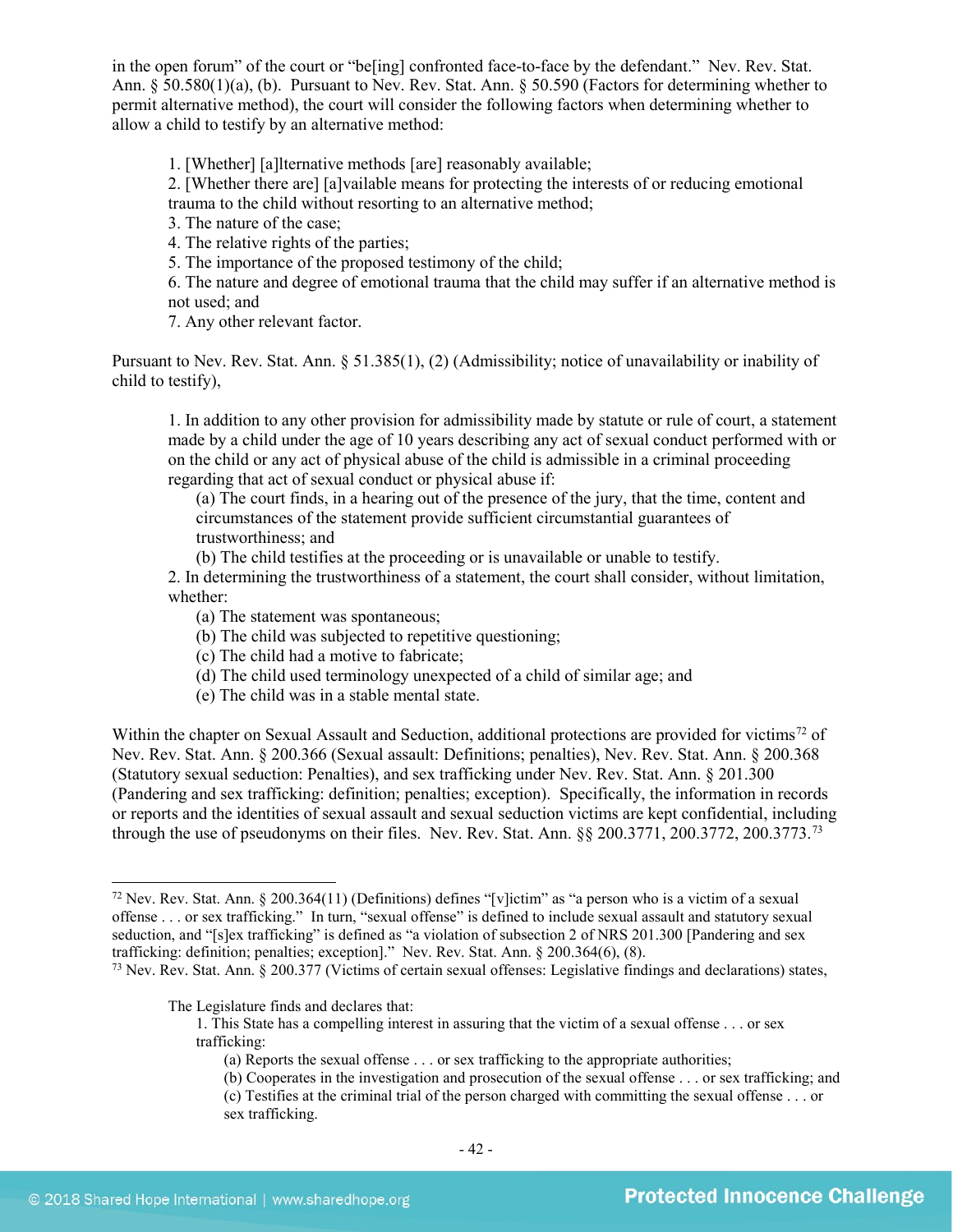in the open forum" of the court or "be[ing] confronted face-to-face by the defendant." Nev. Rev. Stat. Ann. § 50.580(1)(a), (b). Pursuant to Nev. Rev. Stat. Ann. § 50.590 (Factors for determining whether to permit alternative method), the court will consider the following factors when determining whether to allow a child to testify by an alternative method:

> 1. [Whether] [a]lternative methods [are] reasonably available;
> 2. [Whether there are] [a]vailable means for protecting the interests of or reducing emotional trauma to the child without resorting to an alternative method;
> 3. The nature of the case;
> 4. The relative rights of the parties;
> 5. The importance of the proposed testimony of the child;
> 6. The nature and degree of emotional trauma that the child may suffer if an alternative method is not used; and
> 7. Any other relevant factor.

Pursuant to Nev. Rev. Stat. Ann. § 51.385(1), (2) (Admissibility; notice of unavailability or inability of child to testify),

> 1. In addition to any other provision for admissibility made by statute or rule of court, a statement made by a child under the age of 10 years describing any act of sexual conduct performed with or on the child or any act of physical abuse of the child is admissible in a criminal proceeding regarding that act of sexual conduct or physical abuse if:
> (a) The court finds, in a hearing out of the presence of the jury, that the time, content and circumstances of the statement provide sufficient circumstantial guarantees of trustworthiness; and
> (b) The child testifies at the proceeding or is unavailable or unable to testify.
> 2. In determining the trustworthiness of a statement, the court shall consider, without limitation, whether:
> (a) The statement was spontaneous;
> (b) The child was subjected to repetitive questioning;
> (c) The child had a motive to fabricate;
> (d) The child used terminology unexpected of a child of similar age; and
> (e) The child was in a stable mental state.

Within the chapter on Sexual Assault and Seduction, additional protections are provided for victims[72] of Nev. Rev. Stat. Ann. § 200.366 (Sexual assault: Definitions; penalties), Nev. Rev. Stat. Ann. § 200.368 (Statutory sexual seduction: Penalties), and sex trafficking under Nev. Rev. Stat. Ann. § 201.300 (Pandering and sex trafficking: definition; penalties; exception). Specifically, the information in records or reports and the identities of sexual assault and sexual seduction victims are kept confidential, including through the use of pseudonyms on their files. Nev. Rev. Stat. Ann. §§ 200.3771, 200.3772, 200.3773.[73]

---

[72] Nev. Rev. Stat. Ann. § 200.364(11) (Definitions) defines "[v]ictim" as "a person who is a victim of a sexual offense . . . or sex trafficking." In turn, "sexual offense" is defined to include sexual assault and statutory sexual seduction, and "[s]ex trafficking" is defined as "a violation of subsection 2 of NRS 201.300 [Pandering and sex trafficking: definition; penalties; exception]." Nev. Rev. Stat. Ann. § 200.364(6), (8).

[73] Nev. Rev. Stat. Ann. § 200.377 (Victims of certain sexual offenses: Legislative findings and declarations) states,

> The Legislature finds and declares that:
> 1. This State has a compelling interest in assuring that the victim of a sexual offense . . . or sex trafficking:
> (a) Reports the sexual offense . . . or sex trafficking to the appropriate authorities;
> (b) Cooperates in the investigation and prosecution of the sexual offense . . . or sex trafficking; and
> (c) Testifies at the criminal trial of the person charged with committing the sexual offense . . . or sex trafficking.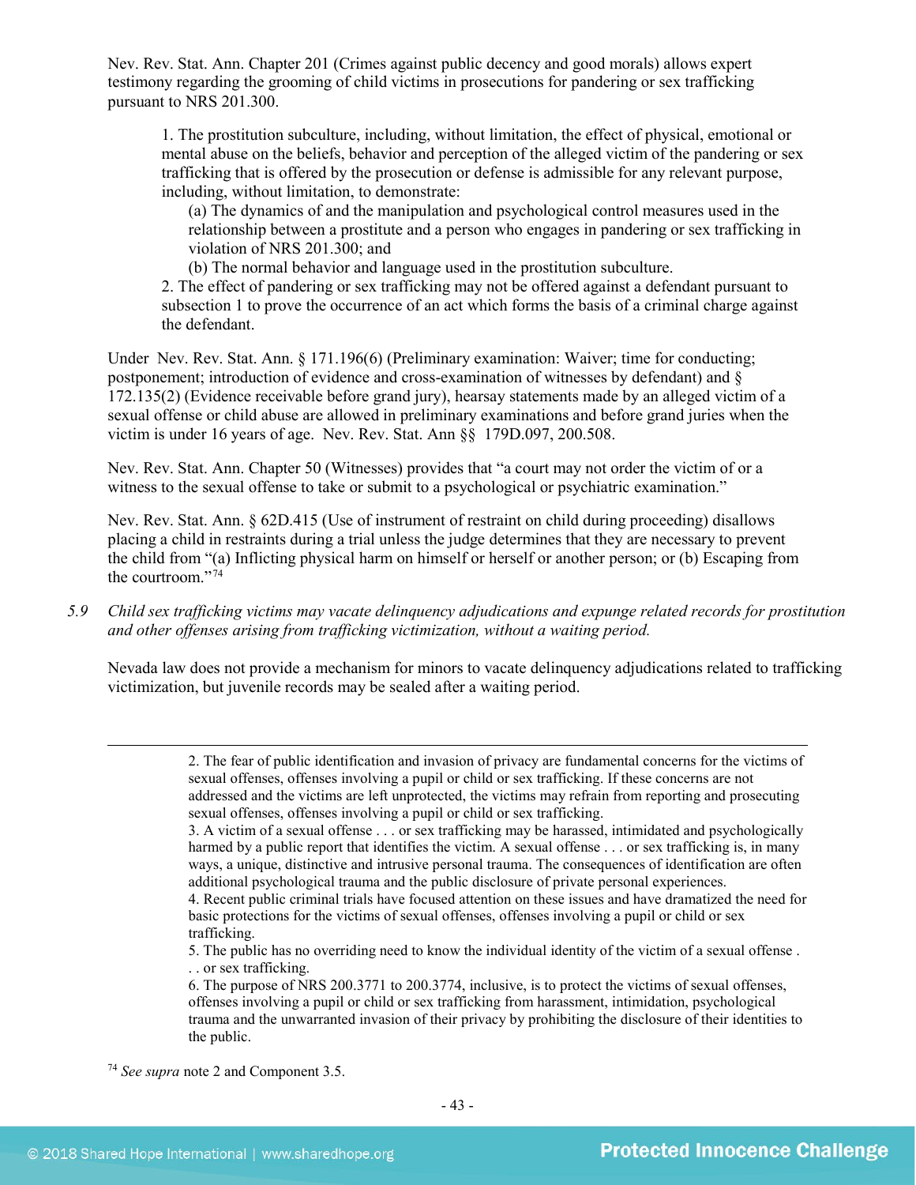Nev. Rev. Stat. Ann. Chapter 201 (Crimes against public decency and good morals) allows expert testimony regarding the grooming of child victims in prosecutions for pandering or sex trafficking pursuant to NRS 201.300.

> 1. The prostitution subculture, including, without limitation, the effect of physical, emotional or mental abuse on the beliefs, behavior and perception of the alleged victim of the pandering or sex trafficking that is offered by the prosecution or defense is admissible for any relevant purpose, including, without limitation, to demonstrate:
>
> (a) The dynamics of and the manipulation and psychological control measures used in the relationship between a prostitute and a person who engages in pandering or sex trafficking in violation of NRS 201.300; and
>
> (b) The normal behavior and language used in the prostitution subculture.
>
> 2. The effect of pandering or sex trafficking may not be offered against a defendant pursuant to subsection 1 to prove the occurrence of an act which forms the basis of a criminal charge against the defendant.

Under Nev. Rev. Stat. Ann. § 171.196(6) (Preliminary examination: Waiver; time for conducting; postponement; introduction of evidence and cross-examination of witnesses by defendant) and § 172.135(2) (Evidence receivable before grand jury), hearsay statements made by an alleged victim of a sexual offense or child abuse are allowed in preliminary examinations and before grand juries when the victim is under 16 years of age. Nev. Rev. Stat. Ann §§ 179D.097, 200.508.

Nev. Rev. Stat. Ann. Chapter 50 (Witnesses) provides that "a court may not order the victim of or a witness to the sexual offense to take or submit to a psychological or psychiatric examination."

Nev. Rev. Stat. Ann. § 62D.415 (Use of instrument of restraint on child during proceeding) disallows placing a child in restraints during a trial unless the judge determines that they are necessary to prevent the child from "(a) Inflicting physical harm on himself or herself or another person; or (b) Escaping from the courtroom."[74]

*5.9 Child sex trafficking victims may vacate delinquency adjudications and expunge related records for prostitution and other offenses arising from trafficking victimization, without a waiting period.*

Nevada law does not provide a mechanism for minors to vacate delinquency adjudications related to trafficking victimization, but juvenile records may be sealed after a waiting period.

---

> 2. The fear of public identification and invasion of privacy are fundamental concerns for the victims of sexual offenses, offenses involving a pupil or child or sex trafficking. If these concerns are not addressed and the victims are left unprotected, the victims may refrain from reporting and prosecuting sexual offenses, offenses involving a pupil or child or sex trafficking.
>
> 3. A victim of a sexual offense . . . or sex trafficking may be harassed, intimidated and psychologically harmed by a public report that identifies the victim. A sexual offense . . . or sex trafficking is, in many ways, a unique, distinctive and intrusive personal trauma. The consequences of identification are often additional psychological trauma and the public disclosure of private personal experiences.
>
> 4. Recent public criminal trials have focused attention on these issues and have dramatized the need for basic protections for the victims of sexual offenses, offenses involving a pupil or child or sex trafficking.
>
> 5. The public has no overriding need to know the individual identity of the victim of a sexual offense . . . or sex trafficking.
>
> 6. The purpose of NRS 200.3771 to 200.3774, inclusive, is to protect the victims of sexual offenses, offenses involving a pupil or child or sex trafficking from harassment, intimidation, psychological trauma and the unwarranted invasion of their privacy by prohibiting the disclosure of their identities to the public.

[74] *See supra* note 2 and Component 3.5.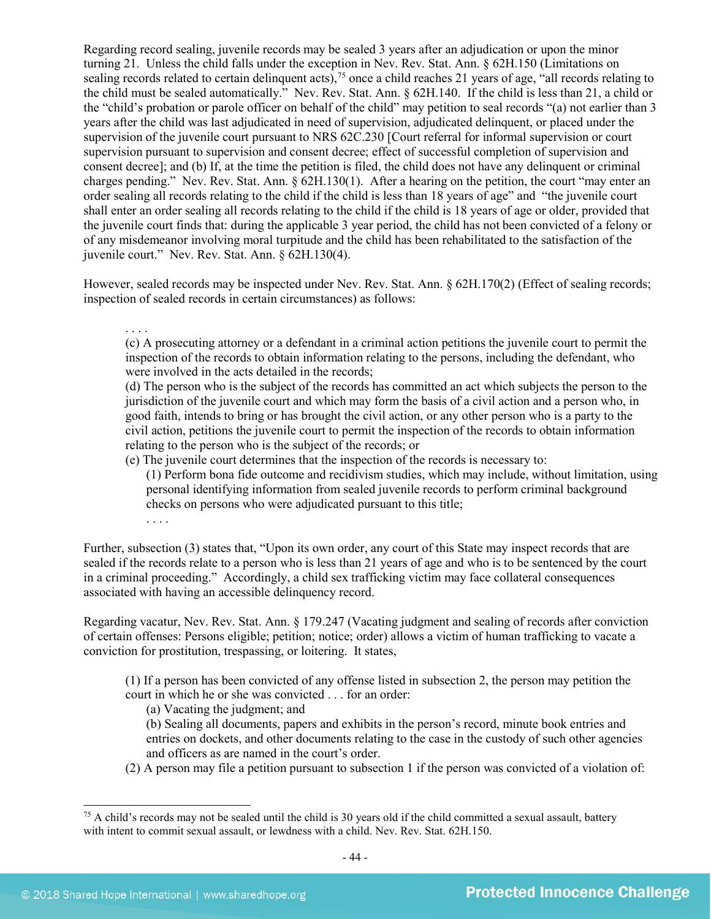Regarding record sealing, juvenile records may be sealed 3 years after an adjudication or upon the minor turning 21. Unless the child falls under the exception in Nev. Rev. Stat. Ann. § 62H.150 (Limitations on sealing records related to certain delinquent acts),[75] once a child reaches 21 years of age, "all records relating to the child must be sealed automatically." Nev. Rev. Stat. Ann. § 62H.140. If the child is less than 21, a child or the "child's probation or parole officer on behalf of the child" may petition to seal records "(a) not earlier than 3 years after the child was last adjudicated in need of supervision, adjudicated delinquent, or placed under the supervision of the juvenile court pursuant to NRS 62C.230 [Court referral for informal supervision or court supervision pursuant to supervision and consent decree; effect of successful completion of supervision and consent decree]; and (b) If, at the time the petition is filed, the child does not have any delinquent or criminal charges pending." Nev. Rev. Stat. Ann. § 62H.130(1). After a hearing on the petition, the court "may enter an order sealing all records relating to the child if the child is less than 18 years of age" and "the juvenile court shall enter an order sealing all records relating to the child if the child is 18 years of age or older, provided that the juvenile court finds that: during the applicable 3 year period, the child has not been convicted of a felony or of any misdemeanor involving moral turpitude and the child has been rehabilitated to the satisfaction of the juvenile court." Nev. Rev. Stat. Ann. § 62H.130(4).

However, sealed records may be inspected under Nev. Rev. Stat. Ann. § 62H.170(2) (Effect of sealing records; inspection of sealed records in certain circumstances) as follows:

> . . . .
> (c) A prosecuting attorney or a defendant in a criminal action petitions the juvenile court to permit the inspection of the records to obtain information relating to the persons, including the defendant, who were involved in the acts detailed in the records;
> (d) The person who is the subject of the records has committed an act which subjects the person to the jurisdiction of the juvenile court and which may form the basis of a civil action and a person who, in good faith, intends to bring or has brought the civil action, or any other person who is a party to the civil action, petitions the juvenile court to permit the inspection of the records to obtain information relating to the person who is the subject of the records; or
> (e) The juvenile court determines that the inspection of the records is necessary to:
> > (1) Perform bona fide outcome and recidivism studies, which may include, without limitation, using personal identifying information from sealed juvenile records to perform criminal background checks on persons who were adjudicated pursuant to this title;
> > . . . .

Further, subsection (3) states that, "Upon its own order, any court of this State may inspect records that are sealed if the records relate to a person who is less than 21 years of age and who is to be sentenced by the court in a criminal proceeding." Accordingly, a child sex trafficking victim may face collateral consequences associated with having an accessible delinquency record.

Regarding vacatur, Nev. Rev. Stat. Ann. § 179.247 (Vacating judgment and sealing of records after conviction of certain offenses: Persons eligible; petition; notice; order) allows a victim of human trafficking to vacate a conviction for prostitution, trespassing, or loitering. It states,

> (1) If a person has been convicted of any offense listed in subsection 2, the person may petition the court in which he or she was convicted . . . for an order:
> > (a) Vacating the judgment; and
> > (b) Sealing all documents, papers and exhibits in the person's record, minute book entries and entries on dockets, and other documents relating to the case in the custody of such other agencies and officers as are named in the court's order.
>
> (2) A person may file a petition pursuant to subsection 1 if the person was convicted of a violation of:

[75] A child's records may not be sealed until the child is 30 years old if the child committed a sexual assault, battery with intent to commit sexual assault, or lewdness with a child. Nev. Rev. Stat. 62H.150.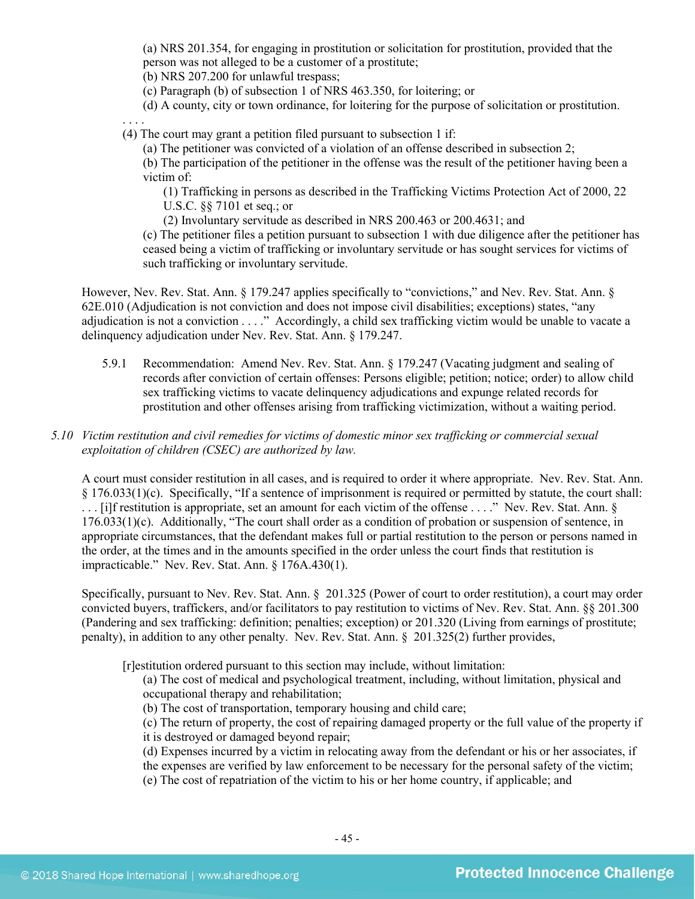(a) NRS 201.354, for engaging in prostitution or solicitation for prostitution, provided that the person was not alleged to be a customer of a prostitute;
(b) NRS 207.200 for unlawful trespass;
(c) Paragraph (b) of subsection 1 of NRS 463.350, for loitering; or
(d) A county, city or town ordinance, for loitering for the purpose of solicitation or prostitution.

. . . .

(4) The court may grant a petition filed pursuant to subsection 1 if:
(a) The petitioner was convicted of a violation of an offense described in subsection 2;
(b) The participation of the petitioner in the offense was the result of the petitioner having been a victim of:
(1) Trafficking in persons as described in the Trafficking Victims Protection Act of 2000, 22 U.S.C. §§ 7101 et seq.; or
(2) Involuntary servitude as described in NRS 200.463 or 200.4631; and
(c) The petitioner files a petition pursuant to subsection 1 with due diligence after the petitioner has ceased being a victim of trafficking or involuntary servitude or has sought services for victims of such trafficking or involuntary servitude.

However, Nev. Rev. Stat. Ann. § 179.247 applies specifically to "convictions," and Nev. Rev. Stat. Ann. § 62E.010 (Adjudication is not conviction and does not impose civil disabilities; exceptions) states, "any adjudication is not a conviction . . . ." Accordingly, a child sex trafficking victim would be unable to vacate a delinquency adjudication under Nev. Rev. Stat. Ann. § 179.247.

5.9.1 Recommendation: Amend Nev. Rev. Stat. Ann. § 179.247 (Vacating judgment and sealing of records after conviction of certain offenses: Persons eligible; petition; notice; order) to allow child sex trafficking victims to vacate delinquency adjudications and expunge related records for prostitution and other offenses arising from trafficking victimization, without a waiting period.

*5.10 Victim restitution and civil remedies for victims of domestic minor sex trafficking or commercial sexual exploitation of children (CSEC) are authorized by law.*

A court must consider restitution in all cases, and is required to order it where appropriate. Nev. Rev. Stat. Ann. § 176.033(1)(c). Specifically, "If a sentence of imprisonment is required or permitted by statute, the court shall: . . . [i]f restitution is appropriate, set an amount for each victim of the offense . . . ." Nev. Rev. Stat. Ann. § 176.033(1)(c). Additionally, "The court shall order as a condition of probation or suspension of sentence, in appropriate circumstances, that the defendant makes full or partial restitution to the person or persons named in the order, at the times and in the amounts specified in the order unless the court finds that restitution is impracticable." Nev. Rev. Stat. Ann. § 176A.430(1).

Specifically, pursuant to Nev. Rev. Stat. Ann. § 201.325 (Power of court to order restitution), a court may order convicted buyers, traffickers, and/or facilitators to pay restitution to victims of Nev. Rev. Stat. Ann. §§ 201.300 (Pandering and sex trafficking: definition; penalties; exception) or 201.320 (Living from earnings of prostitute; penalty), in addition to any other penalty. Nev. Rev. Stat. Ann. § 201.325(2) further provides,

[r]estitution ordered pursuant to this section may include, without limitation:
(a) The cost of medical and psychological treatment, including, without limitation, physical and occupational therapy and rehabilitation;
(b) The cost of transportation, temporary housing and child care;
(c) The return of property, the cost of repairing damaged property or the full value of the property if it is destroyed or damaged beyond repair;
(d) Expenses incurred by a victim in relocating away from the defendant or his or her associates, if the expenses are verified by law enforcement to be necessary for the personal safety of the victim;
(e) The cost of repatriation of the victim to his or her home country, if applicable; and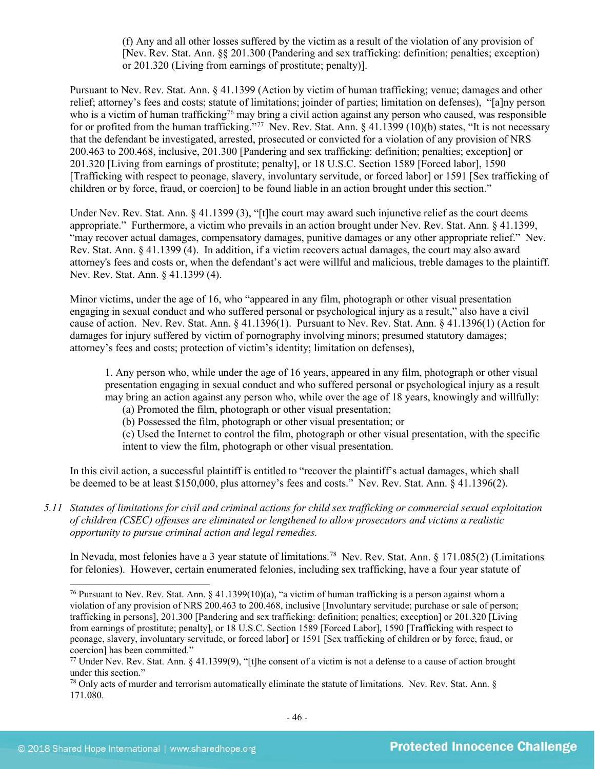(f) Any and all other losses suffered by the victim as a result of the violation of any provision of [Nev. Rev. Stat. Ann. §§ 201.300 (Pandering and sex trafficking: definition; penalties; exception) or 201.320 (Living from earnings of prostitute; penalty)].

Pursuant to Nev. Rev. Stat. Ann. § 41.1399 (Action by victim of human trafficking; venue; damages and other relief; attorney's fees and costs; statute of limitations; joinder of parties; limitation on defenses), "[a]ny person who is a victim of human trafficking[76] may bring a civil action against any person who caused, was responsible for or profited from the human trafficking."[77] Nev. Rev. Stat. Ann. § 41.1399 (10)(b) states, "It is not necessary that the defendant be investigated, arrested, prosecuted or convicted for a violation of any provision of NRS 200.463 to 200.468, inclusive, 201.300 [Pandering and sex trafficking: definition; penalties; exception] or 201.320 [Living from earnings of prostitute; penalty], or 18 U.S.C. Section 1589 [Forced labor], 1590 [Trafficking with respect to peonage, slavery, involuntary servitude, or forced labor] or 1591 [Sex trafficking of children or by force, fraud, or coercion] to be found liable in an action brought under this section."

Under Nev. Rev. Stat. Ann. § 41.1399 (3), "[t]he court may award such injunctive relief as the court deems appropriate." Furthermore, a victim who prevails in an action brought under Nev. Rev. Stat. Ann. § 41.1399, "may recover actual damages, compensatory damages, punitive damages or any other appropriate relief." Nev. Rev. Stat. Ann. § 41.1399 (4). In addition, if a victim recovers actual damages, the court may also award attorney's fees and costs or, when the defendant's act were willful and malicious, treble damages to the plaintiff. Nev. Rev. Stat. Ann. § 41.1399 (4).

Minor victims, under the age of 16, who "appeared in any film, photograph or other visual presentation engaging in sexual conduct and who suffered personal or psychological injury as a result," also have a civil cause of action. Nev. Rev. Stat. Ann. § 41.1396(1). Pursuant to Nev. Rev. Stat. Ann. § 41.1396(1) (Action for damages for injury suffered by victim of pornography involving minors; presumed statutory damages; attorney's fees and costs; protection of victim's identity; limitation on defenses),

> 1. Any person who, while under the age of 16 years, appeared in any film, photograph or other visual presentation engaging in sexual conduct and who suffered personal or psychological injury as a result may bring an action against any person who, while over the age of 18 years, knowingly and willfully:
> (a) Promoted the film, photograph or other visual presentation;
> (b) Possessed the film, photograph or other visual presentation; or
> (c) Used the Internet to control the film, photograph or other visual presentation, with the specific intent to view the film, photograph or other visual presentation.

In this civil action, a successful plaintiff is entitled to "recover the plaintiff's actual damages, which shall be deemed to be at least $150,000, plus attorney's fees and costs." Nev. Rev. Stat. Ann. § 41.1396(2).

*5.11 Statutes of limitations for civil and criminal actions for child sex trafficking or commercial sexual exploitation of children (CSEC) offenses are eliminated or lengthened to allow prosecutors and victims a realistic opportunity to pursue criminal action and legal remedies.*

In Nevada, most felonies have a 3 year statute of limitations.[78] Nev. Rev. Stat. Ann. § 171.085(2) (Limitations for felonies). However, certain enumerated felonies, including sex trafficking, have a four year statute of

---

[76] Pursuant to Nev. Rev. Stat. Ann. § 41.1399(10)(a), "a victim of human trafficking is a person against whom a violation of any provision of NRS 200.463 to 200.468, inclusive [Involuntary servitude; purchase or sale of person; trafficking in persons], 201.300 [Pandering and sex trafficking: definition; penalties; exception] or 201.320 [Living from earnings of prostitute; penalty], or 18 U.S.C. Section 1589 [Forced Labor], 1590 [Trafficking with respect to peonage, slavery, involuntary servitude, or forced labor] or 1591 [Sex trafficking of children or by force, fraud, or coercion] has been committed."

[77] Under Nev. Rev. Stat. Ann. § 41.1399(9), "[t]he consent of a victim is not a defense to a cause of action brought under this section."

[78] Only acts of murder and terrorism automatically eliminate the statute of limitations. Nev. Rev. Stat. Ann. § 171.080.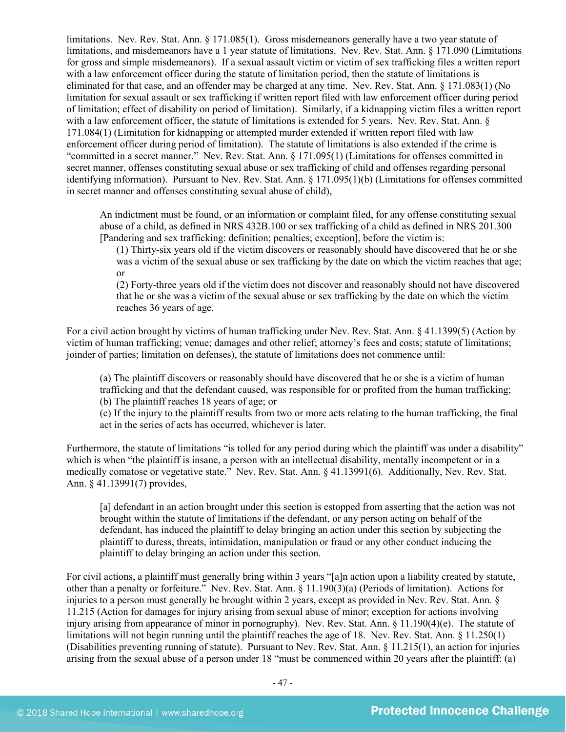limitations. Nev. Rev. Stat. Ann. § 171.085(1). Gross misdemeanors generally have a two year statute of limitations, and misdemeanors have a 1 year statute of limitations. Nev. Rev. Stat. Ann. § 171.090 (Limitations for gross and simple misdemeanors). If a sexual assault victim or victim of sex trafficking files a written report with a law enforcement officer during the statute of limitation period, then the statute of limitations is eliminated for that case, and an offender may be charged at any time. Nev. Rev. Stat. Ann. § 171.083(1) (No limitation for sexual assault or sex trafficking if written report filed with law enforcement officer during period of limitation; effect of disability on period of limitation). Similarly, if a kidnapping victim files a written report with a law enforcement officer, the statute of limitations is extended for 5 years. Nev. Rev. Stat. Ann. § 171.084(1) (Limitation for kidnapping or attempted murder extended if written report filed with law enforcement officer during period of limitation). The statute of limitations is also extended if the crime is "committed in a secret manner." Nev. Rev. Stat. Ann. § 171.095(1) (Limitations for offenses committed in secret manner, offenses constituting sexual abuse or sex trafficking of child and offenses regarding personal identifying information). Pursuant to Nev. Rev. Stat. Ann. § 171.095(1)(b) (Limitations for offenses committed in secret manner and offenses constituting sexual abuse of child),

> An indictment must be found, or an information or complaint filed, for any offense constituting sexual abuse of a child, as defined in NRS 432B.100 or sex trafficking of a child as defined in NRS 201.300 [Pandering and sex trafficking: definition; penalties; exception], before the victim is:
>
> (1) Thirty-six years old if the victim discovers or reasonably should have discovered that he or she was a victim of the sexual abuse or sex trafficking by the date on which the victim reaches that age; or
>
> (2) Forty-three years old if the victim does not discover and reasonably should not have discovered that he or she was a victim of the sexual abuse or sex trafficking by the date on which the victim reaches 36 years of age.

For a civil action brought by victims of human trafficking under Nev. Rev. Stat. Ann. § 41.1399(5) (Action by victim of human trafficking; venue; damages and other relief; attorney's fees and costs; statute of limitations; joinder of parties; limitation on defenses), the statute of limitations does not commence until:

> (a) The plaintiff discovers or reasonably should have discovered that he or she is a victim of human trafficking and that the defendant caused, was responsible for or profited from the human trafficking;
>
> (b) The plaintiff reaches 18 years of age; or
>
> (c) If the injury to the plaintiff results from two or more acts relating to the human trafficking, the final act in the series of acts has occurred, whichever is later.

Furthermore, the statute of limitations "is tolled for any period during which the plaintiff was under a disability" which is when "the plaintiff is insane, a person with an intellectual disability, mentally incompetent or in a medically comatose or vegetative state." Nev. Rev. Stat. Ann. § 41.13991(6). Additionally, Nev. Rev. Stat. Ann. § 41.13991(7) provides,

> [a] defendant in an action brought under this section is estopped from asserting that the action was not brought within the statute of limitations if the defendant, or any person acting on behalf of the defendant, has induced the plaintiff to delay bringing an action under this section by subjecting the plaintiff to duress, threats, intimidation, manipulation or fraud or any other conduct inducing the plaintiff to delay bringing an action under this section.

For civil actions, a plaintiff must generally bring within 3 years "[a]n action upon a liability created by statute, other than a penalty or forfeiture." Nev. Rev. Stat. Ann. § 11.190(3)(a) (Periods of limitation). Actions for injuries to a person must generally be brought within 2 years, except as provided in Nev. Rev. Stat. Ann. § 11.215 (Action for damages for injury arising from sexual abuse of minor; exception for actions involving injury arising from appearance of minor in pornography). Nev. Rev. Stat. Ann. § 11.190(4)(e). The statute of limitations will not begin running until the plaintiff reaches the age of 18. Nev. Rev. Stat. Ann. § 11.250(1) (Disabilities preventing running of statute). Pursuant to Nev. Rev. Stat. Ann. § 11.215(1), an action for injuries arising from the sexual abuse of a person under 18 "must be commenced within 20 years after the plaintiff: (a)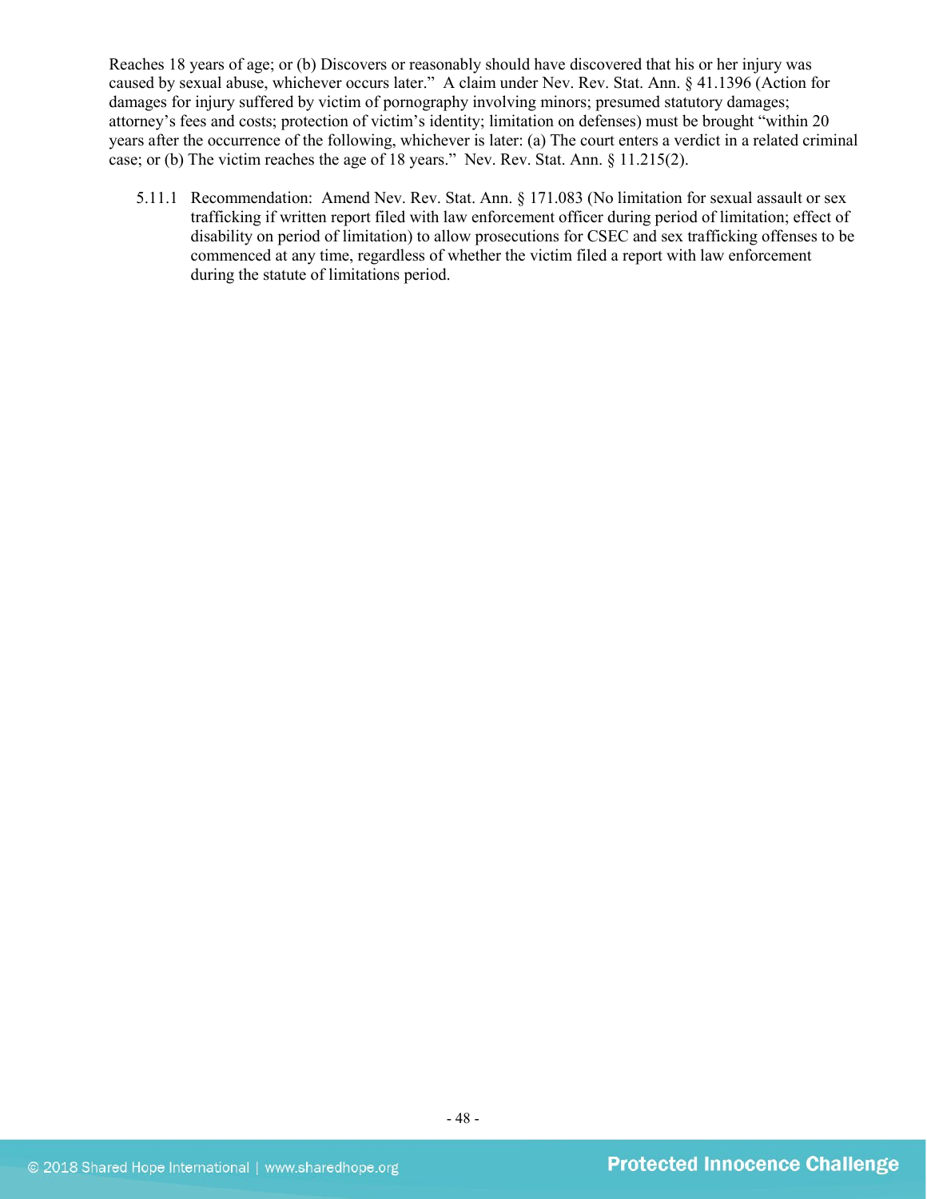Reaches 18 years of age; or (b) Discovers or reasonably should have discovered that his or her injury was caused by sexual abuse, whichever occurs later." A claim under Nev. Rev. Stat. Ann. § 41.1396 (Action for damages for injury suffered by victim of pornography involving minors; presumed statutory damages; attorney's fees and costs; protection of victim's identity; limitation on defenses) must be brought "within 20 years after the occurrence of the following, whichever is later: (a) The court enters a verdict in a related criminal case; or (b) The victim reaches the age of 18 years." Nev. Rev. Stat. Ann. § 11.215(2).

5.11.1 Recommendation: Amend Nev. Rev. Stat. Ann. § 171.083 (No limitation for sexual assault or sex trafficking if written report filed with law enforcement officer during period of limitation; effect of disability on period of limitation) to allow prosecutions for CSEC and sex trafficking offenses to be commenced at any time, regardless of whether the victim filed a report with law enforcement during the statute of limitations period.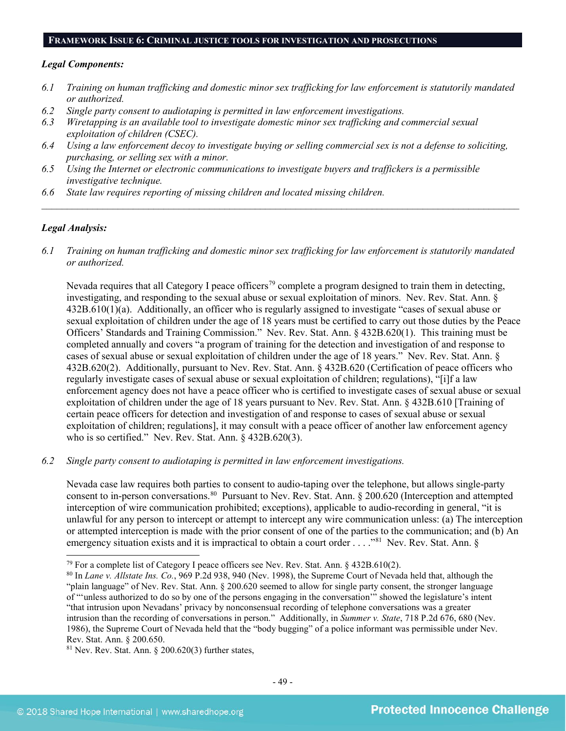## FRAMEWORK ISSUE 6: CRIMINAL JUSTICE TOOLS FOR INVESTIGATION AND PROSECUTIONS

***Legal Components:***

*6.1 Training on human trafficking and domestic minor sex trafficking for law enforcement is statutorily mandated or authorized.*

*6.2 Single party consent to audiotaping is permitted in law enforcement investigations.*

*6.3 Wiretapping is an available tool to investigate domestic minor sex trafficking and commercial sexual exploitation of children (CSEC).*

*6.4 Using a law enforcement decoy to investigate buying or selling commercial sex is not a defense to soliciting, purchasing, or selling sex with a minor.*

*6.5 Using the Internet or electronic communications to investigate buyers and traffickers is a permissible investigative technique.*

*6.6 State law requires reporting of missing children and located missing children.*

---

***Legal Analysis:***

*6.1 Training on human trafficking and domestic minor sex trafficking for law enforcement is statutorily mandated or authorized.*

Nevada requires that all Category I peace officers[79] complete a program designed to train them in detecting, investigating, and responding to the sexual abuse or sexual exploitation of minors. Nev. Rev. Stat. Ann. § 432B.610(1)(a). Additionally, an officer who is regularly assigned to investigate "cases of sexual abuse or sexual exploitation of children under the age of 18 years must be certified to carry out those duties by the Peace Officers' Standards and Training Commission." Nev. Rev. Stat. Ann. § 432B.620(1). This training must be completed annually and covers "a program of training for the detection and investigation of and response to cases of sexual abuse or sexual exploitation of children under the age of 18 years." Nev. Rev. Stat. Ann. § 432B.620(2). Additionally, pursuant to Nev. Rev. Stat. Ann. § 432B.620 (Certification of peace officers who regularly investigate cases of sexual abuse or sexual exploitation of children; regulations), "[i]f a law enforcement agency does not have a peace officer who is certified to investigate cases of sexual abuse or sexual exploitation of children under the age of 18 years pursuant to Nev. Rev. Stat. Ann. § 432B.610 [Training of certain peace officers for detection and investigation of and response to cases of sexual abuse or sexual exploitation of children; regulations], it may consult with a peace officer of another law enforcement agency who is so certified." Nev. Rev. Stat. Ann. § 432B.620(3).

*6.2 Single party consent to audiotaping is permitted in law enforcement investigations.*

Nevada case law requires both parties to consent to audio-taping over the telephone, but allows single-party consent to in-person conversations.[80] Pursuant to Nev. Rev. Stat. Ann. § 200.620 (Interception and attempted interception of wire communication prohibited; exceptions), applicable to audio-recording in general, "it is unlawful for any person to intercept or attempt to intercept any wire communication unless: (a) The interception or attempted interception is made with the prior consent of one of the parties to the communication; and (b) An emergency situation exists and it is impractical to obtain a court order . . . ."[81] Nev. Rev. Stat. Ann. §

---

[79] For a complete list of Category I peace officers see Nev. Rev. Stat. Ann. § 432B.610(2).

[80] In *Lane v. Allstate Ins. Co.*, 969 P.2d 938, 940 (Nev. 1998), the Supreme Court of Nevada held that, although the "plain language" of Nev. Rev. Stat. Ann. § 200.620 seemed to allow for single party consent, the stronger language of "'unless authorized to do so by one of the persons engaging in the conversation'" showed the legislature's intent "that intrusion upon Nevadans' privacy by nonconsensual recording of telephone conversations was a greater intrusion than the recording of conversations in person." Additionally, in *Summer v. State*, 718 P.2d 676, 680 (Nev. 1986), the Supreme Court of Nevada held that the "body bugging" of a police informant was permissible under Nev. Rev. Stat. Ann. § 200.650.

[81] Nev. Rev. Stat. Ann. § 200.620(3) further states,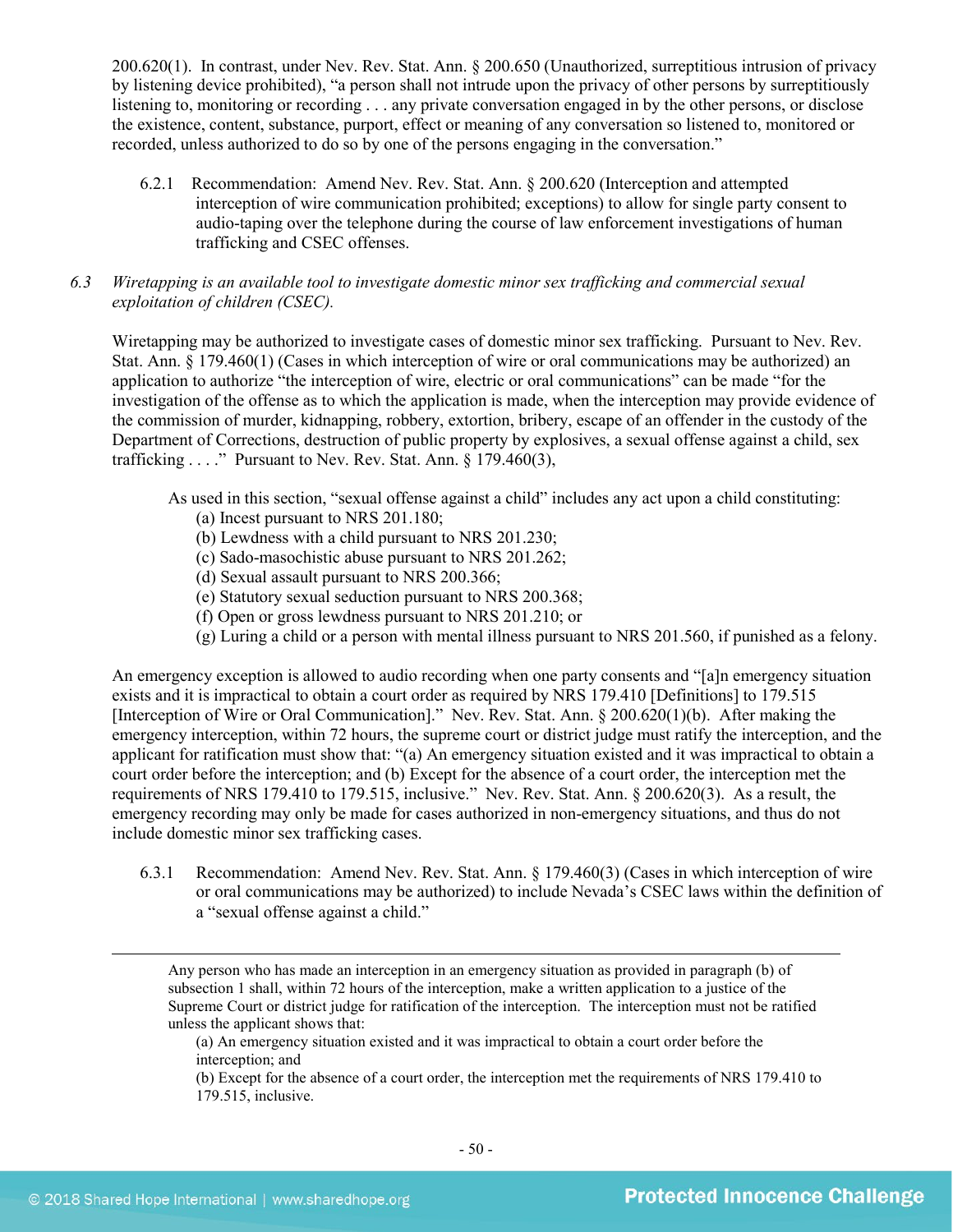200.620(1). In contrast, under Nev. Rev. Stat. Ann. § 200.650 (Unauthorized, surreptitious intrusion of privacy by listening device prohibited), "a person shall not intrude upon the privacy of other persons by surreptitiously listening to, monitoring or recording . . . any private conversation engaged in by the other persons, or disclose the existence, content, substance, purport, effect or meaning of any conversation so listened to, monitored or recorded, unless authorized to do so by one of the persons engaging in the conversation."

6.2.1 Recommendation: Amend Nev. Rev. Stat. Ann. § 200.620 (Interception and attempted interception of wire communication prohibited; exceptions) to allow for single party consent to audio-taping over the telephone during the course of law enforcement investigations of human trafficking and CSEC offenses.

*6.3 Wiretapping is an available tool to investigate domestic minor sex trafficking and commercial sexual exploitation of children (CSEC).*

Wiretapping may be authorized to investigate cases of domestic minor sex trafficking. Pursuant to Nev. Rev. Stat. Ann. § 179.460(1) (Cases in which interception of wire or oral communications may be authorized) an application to authorize "the interception of wire, electric or oral communications" can be made "for the investigation of the offense as to which the application is made, when the interception may provide evidence of the commission of murder, kidnapping, robbery, extortion, bribery, escape of an offender in the custody of the Department of Corrections, destruction of public property by explosives, a sexual offense against a child, sex trafficking . . . ." Pursuant to Nev. Rev. Stat. Ann. § 179.460(3),

> As used in this section, "sexual offense against a child" includes any act upon a child constituting:
> (a) Incest pursuant to NRS 201.180;
> (b) Lewdness with a child pursuant to NRS 201.230;
> (c) Sado-masochistic abuse pursuant to NRS 201.262;
> (d) Sexual assault pursuant to NRS 200.366;
> (e) Statutory sexual seduction pursuant to NRS 200.368;
> (f) Open or gross lewdness pursuant to NRS 201.210; or
> (g) Luring a child or a person with mental illness pursuant to NRS 201.560, if punished as a felony.

An emergency exception is allowed to audio recording when one party consents and "[a]n emergency situation exists and it is impractical to obtain a court order as required by NRS 179.410 [Definitions] to 179.515 [Interception of Wire or Oral Communication]." Nev. Rev. Stat. Ann. § 200.620(1)(b). After making the emergency interception, within 72 hours, the supreme court or district judge must ratify the interception, and the applicant for ratification must show that: "(a) An emergency situation existed and it was impractical to obtain a court order before the interception; and (b) Except for the absence of a court order, the interception met the requirements of NRS 179.410 to 179.515, inclusive." Nev. Rev. Stat. Ann. § 200.620(3). As a result, the emergency recording may only be made for cases authorized in non-emergency situations, and thus do not include domestic minor sex trafficking cases.

6.3.1 Recommendation: Amend Nev. Rev. Stat. Ann. § 179.460(3) (Cases in which interception of wire or oral communications may be authorized) to include Nevada's CSEC laws within the definition of a "sexual offense against a child."

---

Any person who has made an interception in an emergency situation as provided in paragraph (b) of subsection 1 shall, within 72 hours of the interception, make a written application to a justice of the Supreme Court or district judge for ratification of the interception. The interception must not be ratified unless the applicant shows that:

(a) An emergency situation existed and it was impractical to obtain a court order before the interception; and

(b) Except for the absence of a court order, the interception met the requirements of NRS 179.410 to 179.515, inclusive.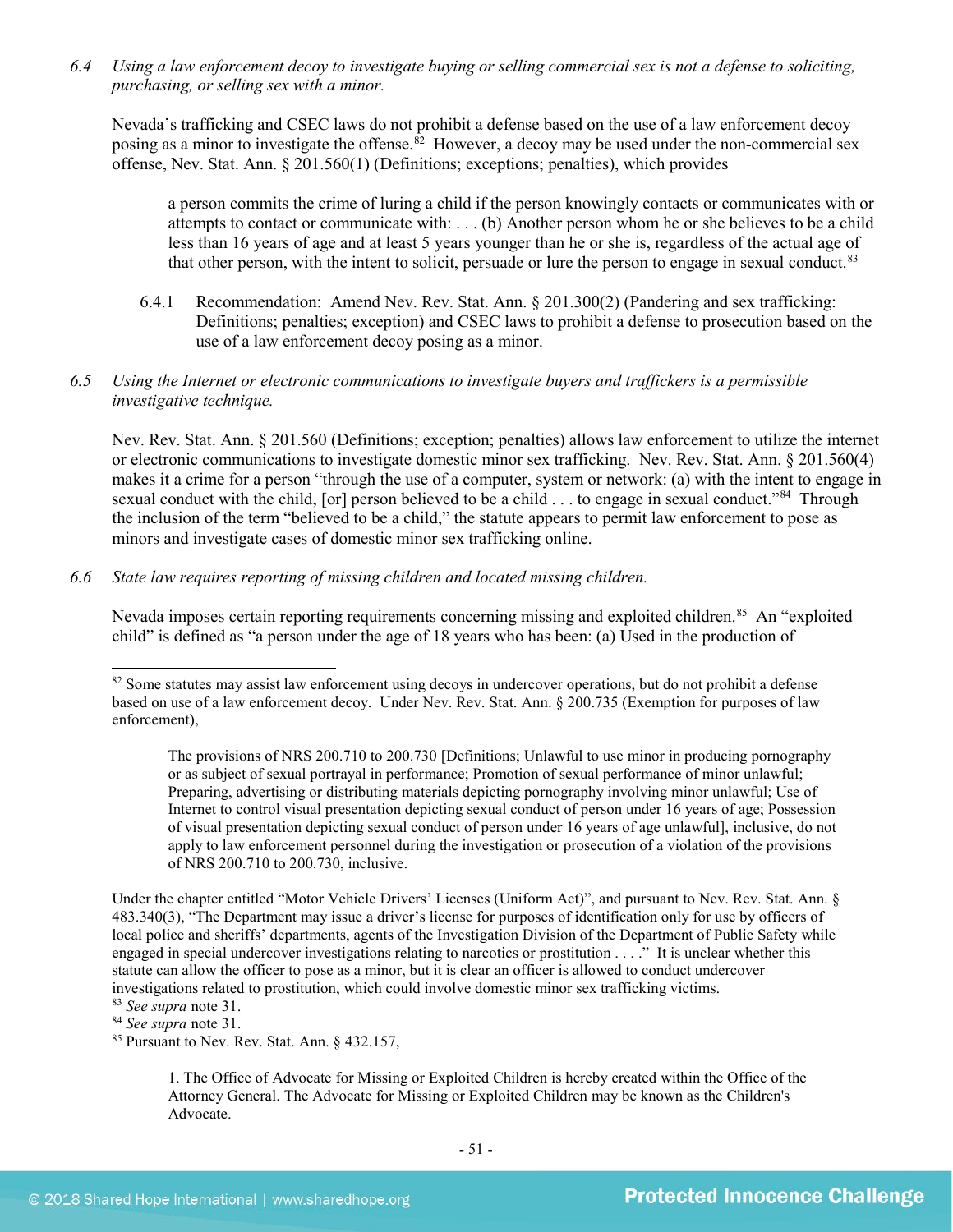*6.4 Using a law enforcement decoy to investigate buying or selling commercial sex is not a defense to soliciting, purchasing, or selling sex with a minor.*

Nevada's trafficking and CSEC laws do not prohibit a defense based on the use of a law enforcement decoy posing as a minor to investigate the offense.[82] However, a decoy may be used under the non-commercial sex offense, Nev. Stat. Ann. § 201.560(1) (Definitions; exceptions; penalties), which provides

> a person commits the crime of luring a child if the person knowingly contacts or communicates with or attempts to contact or communicate with: . . . (b) Another person whom he or she believes to be a child less than 16 years of age and at least 5 years younger than he or she is, regardless of the actual age of that other person, with the intent to solicit, persuade or lure the person to engage in sexual conduct.[83]

6.4.1 Recommendation: Amend Nev. Rev. Stat. Ann. § 201.300(2) (Pandering and sex trafficking: Definitions; penalties; exception) and CSEC laws to prohibit a defense to prosecution based on the use of a law enforcement decoy posing as a minor.

*6.5 Using the Internet or electronic communications to investigate buyers and traffickers is a permissible investigative technique.*

Nev. Rev. Stat. Ann. § 201.560 (Definitions; exception; penalties) allows law enforcement to utilize the internet or electronic communications to investigate domestic minor sex trafficking. Nev. Rev. Stat. Ann. § 201.560(4) makes it a crime for a person "through the use of a computer, system or network: (a) with the intent to engage in sexual conduct with the child, [or] person believed to be a child . . . to engage in sexual conduct."[84] Through the inclusion of the term "believed to be a child," the statute appears to permit law enforcement to pose as minors and investigate cases of domestic minor sex trafficking online.

*6.6 State law requires reporting of missing children and located missing children.*

Nevada imposes certain reporting requirements concerning missing and exploited children.[85] An "exploited child" is defined as "a person under the age of 18 years who has been: (a) Used in the production of

---

[82] Some statutes may assist law enforcement using decoys in undercover operations, but do not prohibit a defense based on use of a law enforcement decoy. Under Nev. Rev. Stat. Ann. § 200.735 (Exemption for purposes of law enforcement),

> The provisions of NRS 200.710 to 200.730 [Definitions; Unlawful to use minor in producing pornography or as subject of sexual portrayal in performance; Promotion of sexual performance of minor unlawful; Preparing, advertising or distributing materials depicting pornography involving minor unlawful; Use of Internet to control visual presentation depicting sexual conduct of person under 16 years of age; Possession of visual presentation depicting sexual conduct of person under 16 years of age unlawful], inclusive, do not apply to law enforcement personnel during the investigation or prosecution of a violation of the provisions of NRS 200.710 to 200.730, inclusive.

Under the chapter entitled "Motor Vehicle Drivers' Licenses (Uniform Act)", and pursuant to Nev. Rev. Stat. Ann. § 483.340(3), "The Department may issue a driver's license for purposes of identification only for use by officers of local police and sheriffs' departments, agents of the Investigation Division of the Department of Public Safety while engaged in special undercover investigations relating to narcotics or prostitution . . . ." It is unclear whether this statute can allow the officer to pose as a minor, but it is clear an officer is allowed to conduct undercover investigations related to prostitution, which could involve domestic minor sex trafficking victims.

[83] *See supra* note 31.

[84] *See supra* note 31.

[85] Pursuant to Nev. Rev. Stat. Ann. § 432.157,

> 1. The Office of Advocate for Missing or Exploited Children is hereby created within the Office of the Attorney General. The Advocate for Missing or Exploited Children may be known as the Children's Advocate.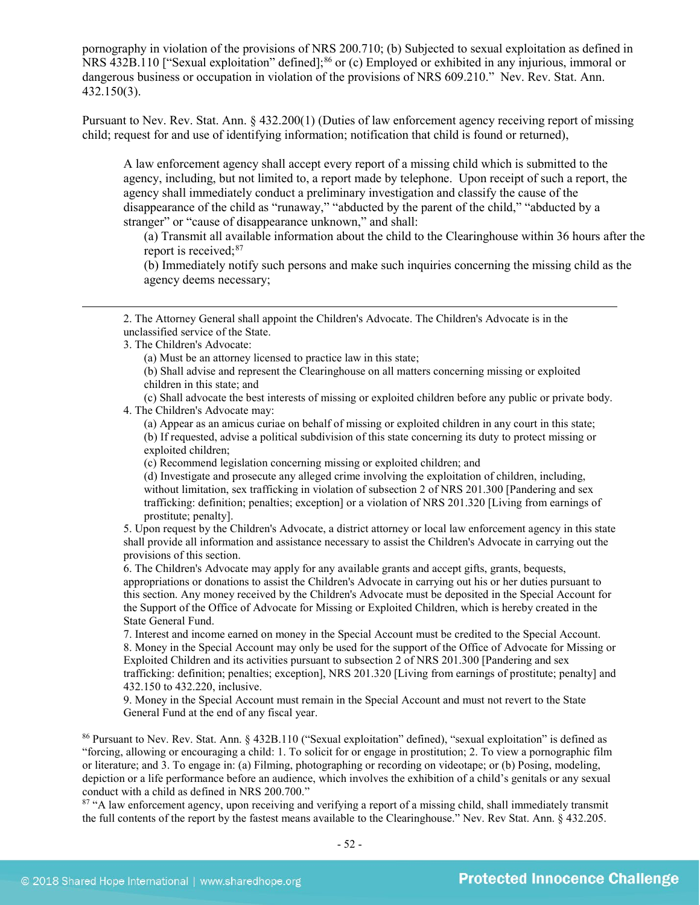pornography in violation of the provisions of NRS 200.710; (b) Subjected to sexual exploitation as defined in NRS 432B.110 ["Sexual exploitation" defined];[86] or (c) Employed or exhibited in any injurious, immoral or dangerous business or occupation in violation of the provisions of NRS 609.210." Nev. Rev. Stat. Ann. 432.150(3).

Pursuant to Nev. Rev. Stat. Ann. § 432.200(1) (Duties of law enforcement agency receiving report of missing child; request for and use of identifying information; notification that child is found or returned),

> A law enforcement agency shall accept every report of a missing child which is submitted to the agency, including, but not limited to, a report made by telephone. Upon receipt of such a report, the agency shall immediately conduct a preliminary investigation and classify the cause of the disappearance of the child as "runaway," "abducted by the parent of the child," "abducted by a stranger" or "cause of disappearance unknown," and shall:
>
> (a) Transmit all available information about the child to the Clearinghouse within 36 hours after the report is received;[87]
>
> (b) Immediately notify such persons and make such inquiries concerning the missing child as the agency deems necessary;

---

2. The Attorney General shall appoint the Children's Advocate. The Children's Advocate is in the unclassified service of the State.
3. The Children's Advocate:
   (a) Must be an attorney licensed to practice law in this state;
   (b) Shall advise and represent the Clearinghouse on all matters concerning missing or exploited children in this state; and
   (c) Shall advocate the best interests of missing or exploited children before any public or private body.
4. The Children's Advocate may:
   (a) Appear as an amicus curiae on behalf of missing or exploited children in any court in this state;
   (b) If requested, advise a political subdivision of this state concerning its duty to protect missing or exploited children;
   (c) Recommend legislation concerning missing or exploited children; and
   (d) Investigate and prosecute any alleged crime involving the exploitation of children, including, without limitation, sex trafficking in violation of subsection 2 of NRS 201.300 [Pandering and sex trafficking: definition; penalties; exception] or a violation of NRS 201.320 [Living from earnings of prostitute; penalty].
5. Upon request by the Children's Advocate, a district attorney or local law enforcement agency in this state shall provide all information and assistance necessary to assist the Children's Advocate in carrying out the provisions of this section.
6. The Children's Advocate may apply for any available grants and accept gifts, grants, bequests, appropriations or donations to assist the Children's Advocate in carrying out his or her duties pursuant to this section. Any money received by the Children's Advocate must be deposited in the Special Account for the Support of the Office of Advocate for Missing or Exploited Children, which is hereby created in the State General Fund.
7. Interest and income earned on money in the Special Account must be credited to the Special Account.
8. Money in the Special Account may only be used for the support of the Office of Advocate for Missing or Exploited Children and its activities pursuant to subsection 2 of NRS 201.300 [Pandering and sex trafficking: definition; penalties; exception], NRS 201.320 [Living from earnings of prostitute; penalty] and 432.150 to 432.220, inclusive.
9. Money in the Special Account must remain in the Special Account and must not revert to the State General Fund at the end of any fiscal year.

[86] Pursuant to Nev. Rev. Stat. Ann. § 432B.110 ("Sexual exploitation" defined), "sexual exploitation" is defined as "forcing, allowing or encouraging a child: 1. To solicit for or engage in prostitution; 2. To view a pornographic film or literature; and 3. To engage in: (a) Filming, photographing or recording on videotape; or (b) Posing, modeling, depiction or a life performance before an audience, which involves the exhibition of a child's genitals or any sexual conduct with a child as defined in NRS 200.700."

[87] "A law enforcement agency, upon receiving and verifying a report of a missing child, shall immediately transmit the full contents of the report by the fastest means available to the Clearinghouse." Nev Rev Stat. Ann. § 432.205.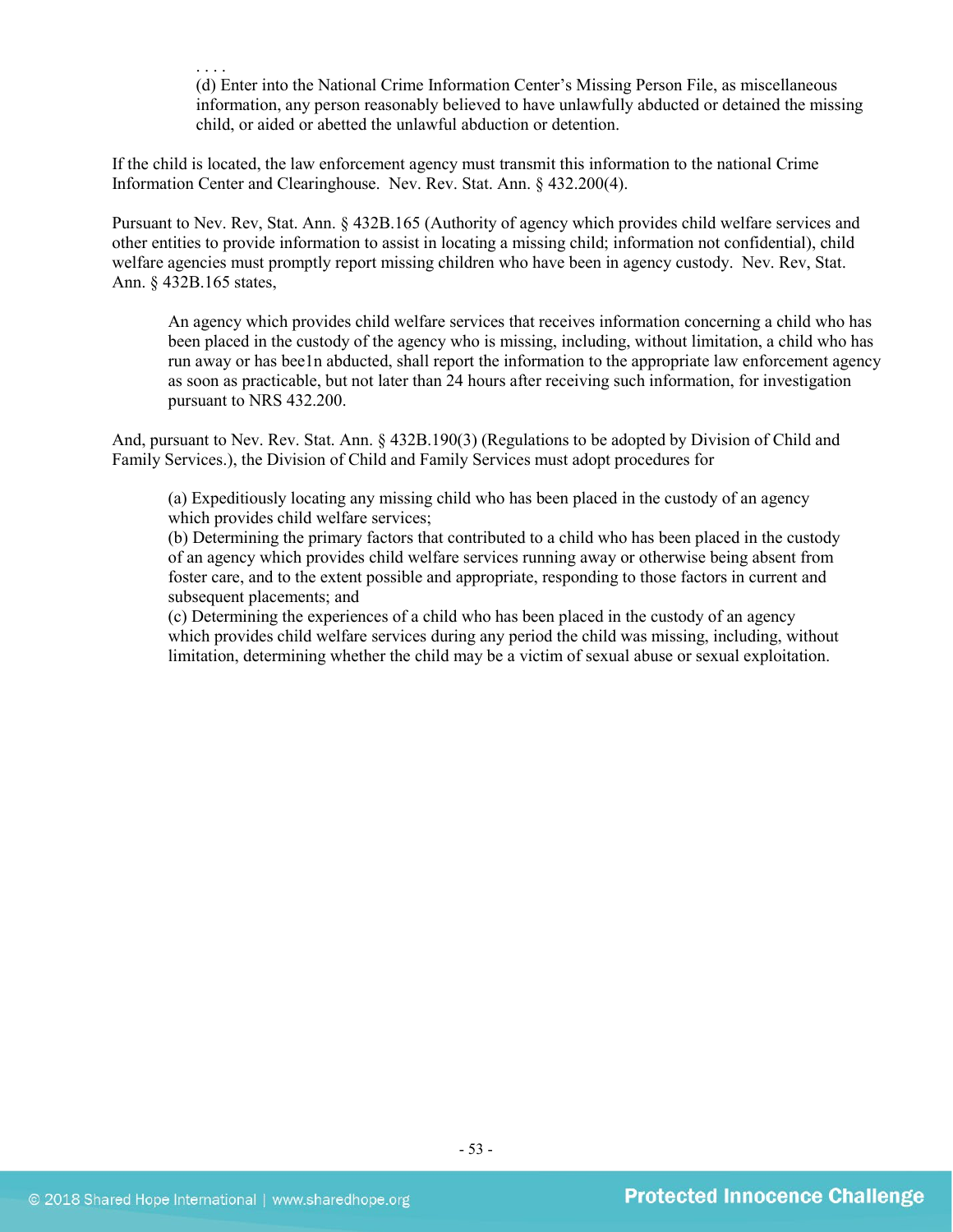. . . .

> (d) Enter into the National Crime Information Center's Missing Person File, as miscellaneous information, any person reasonably believed to have unlawfully abducted or detained the missing child, or aided or abetted the unlawful abduction or detention.

If the child is located, the law enforcement agency must transmit this information to the national Crime Information Center and Clearinghouse. Nev. Rev. Stat. Ann. § 432.200(4).

Pursuant to Nev. Rev, Stat. Ann. § 432B.165 (Authority of agency which provides child welfare services and other entities to provide information to assist in locating a missing child; information not confidential), child welfare agencies must promptly report missing children who have been in agency custody. Nev. Rev, Stat. Ann. § 432B.165 states,

> An agency which provides child welfare services that receives information concerning a child who has been placed in the custody of the agency who is missing, including, without limitation, a child who has run away or has bee1n abducted, shall report the information to the appropriate law enforcement agency as soon as practicable, but not later than 24 hours after receiving such information, for investigation pursuant to NRS 432.200.

And, pursuant to Nev. Rev. Stat. Ann. § 432B.190(3) (Regulations to be adopted by Division of Child and Family Services.), the Division of Child and Family Services must adopt procedures for

> (a) Expeditiously locating any missing child who has been placed in the custody of an agency which provides child welfare services;
> (b) Determining the primary factors that contributed to a child who has been placed in the custody of an agency which provides child welfare services running away or otherwise being absent from foster care, and to the extent possible and appropriate, responding to those factors in current and subsequent placements; and
> (c) Determining the experiences of a child who has been placed in the custody of an agency which provides child welfare services during any period the child was missing, including, without limitation, determining whether the child may be a victim of sexual abuse or sexual exploitation.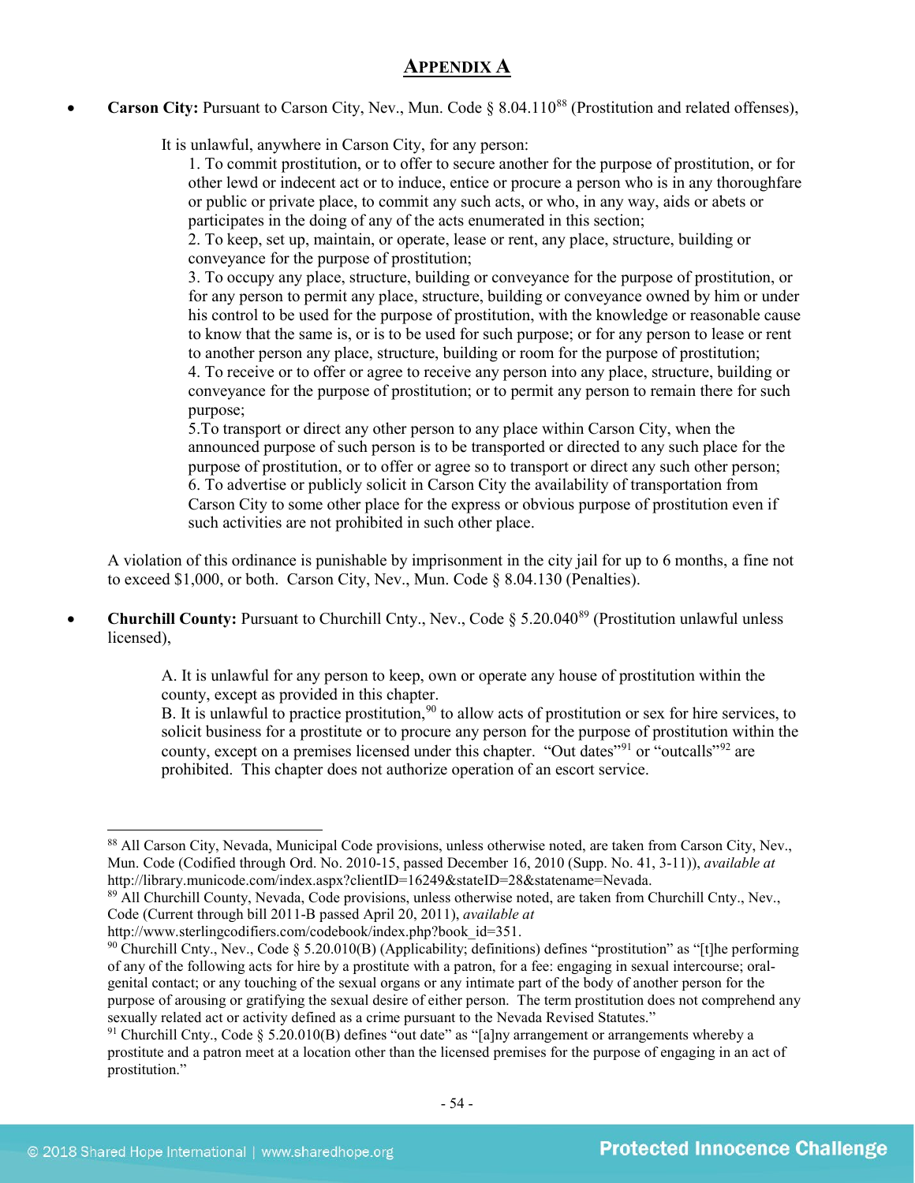# APPENDIX A

- **Carson City:** Pursuant to Carson City, Nev., Mun. Code § 8.04.110[88] (Prostitution and related offenses),

  > It is unlawful, anywhere in Carson City, for any person:
  >
  > 1. To commit prostitution, or to offer to secure another for the purpose of prostitution, or for other lewd or indecent act or to induce, entice or procure a person who is in any thoroughfare or public or private place, to commit any such acts, or who, in any way, aids or abets or participates in the doing of any of the acts enumerated in this section;
  > 2. To keep, set up, maintain, or operate, lease or rent, any place, structure, building or conveyance for the purpose of prostitution;
  > 3. To occupy any place, structure, building or conveyance for the purpose of prostitution, or for any person to permit any place, structure, building or conveyance owned by him or under his control to be used for the purpose of prostitution, with the knowledge or reasonable cause to know that the same is, or is to be used for such purpose; or for any person to lease or rent to another person any place, structure, building or room for the purpose of prostitution;
  > 4. To receive or to offer or agree to receive any person into any place, structure, building or conveyance for the purpose of prostitution; or to permit any person to remain there for such purpose;
  > 5. To transport or direct any other person to any place within Carson City, when the announced purpose of such person is to be transported or directed to any such place for the purpose of prostitution, or to offer or agree so to transport or direct any such other person;
  > 6. To advertise or publicly solicit in Carson City the availability of transportation from Carson City to some other place for the express or obvious purpose of prostitution even if such activities are not prohibited in such other place.

  A violation of this ordinance is punishable by imprisonment in the city jail for up to 6 months, a fine not to exceed $1,000, or both. Carson City, Nev., Mun. Code § 8.04.130 (Penalties).

- **Churchill County:** Pursuant to Churchill Cnty., Nev., Code § 5.20.040[89] (Prostitution unlawful unless licensed),

  > A. It is unlawful for any person to keep, own or operate any house of prostitution within the county, except as provided in this chapter.
  >
  > B. It is unlawful to practice prostitution,[90] to allow acts of prostitution or sex for hire services, to solicit business for a prostitute or to procure any person for the purpose of prostitution within the county, except on a premises licensed under this chapter. "Out dates"[91] or "outcalls"[92] are prohibited. This chapter does not authorize operation of an escort service.

---

[88] All Carson City, Nevada, Municipal Code provisions, unless otherwise noted, are taken from Carson City, Nev., Mun. Code (Codified through Ord. No. 2010-15, passed December 16, 2010 (Supp. No. 41, 3-11)), *available at* http://library.municode.com/index.aspx?clientID=16249&stateID=28&statename=Nevada.

[89] All Churchill County, Nevada, Code provisions, unless otherwise noted, are taken from Churchill Cnty., Nev., Code (Current through bill 2011-B passed April 20, 2011), *available at* http://www.sterlingcodifiers.com/codebook/index.php?book_id=351.

[90] Churchill Cnty., Nev., Code § 5.20.010(B) (Applicability; definitions) defines "prostitution" as "[t]he performing of any of the following acts for hire by a prostitute with a patron, for a fee: engaging in sexual intercourse; oral-genital contact; or any touching of the sexual organs or any intimate part of the body of another person for the purpose of arousing or gratifying the sexual desire of either person. The term prostitution does not comprehend any sexually related act or activity defined as a crime pursuant to the Nevada Revised Statutes."

[91] Churchill Cnty., Code § 5.20.010(B) defines "out date" as "[a]ny arrangement or arrangements whereby a prostitute and a patron meet at a location other than the licensed premises for the purpose of engaging in an act of prostitution."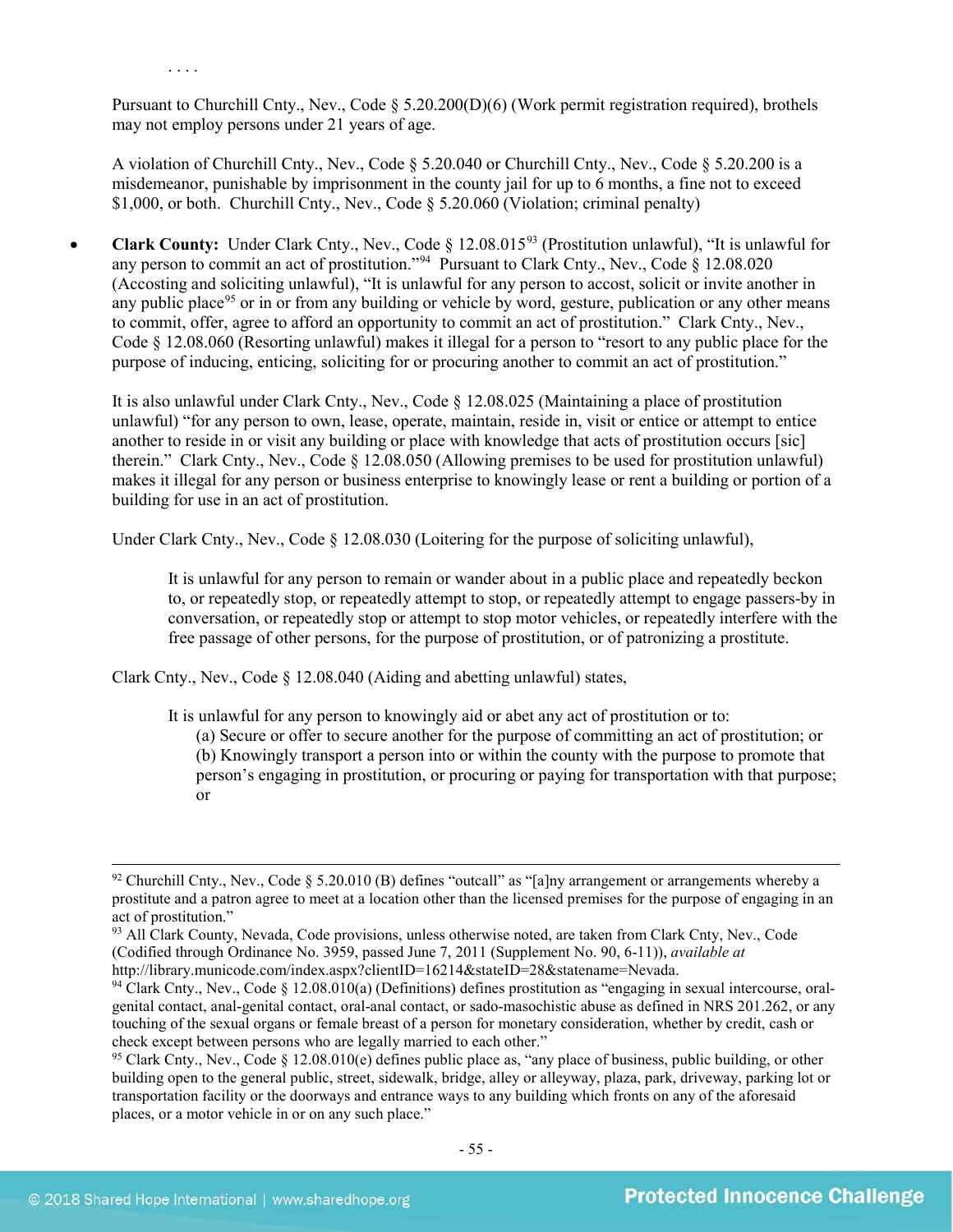. . . .

Pursuant to Churchill Cnty., Nev., Code § 5.20.200(D)(6) (Work permit registration required), brothels may not employ persons under 21 years of age.

A violation of Churchill Cnty., Nev., Code § 5.20.040 or Churchill Cnty., Nev., Code § 5.20.200 is a misdemeanor, punishable by imprisonment in the county jail for up to 6 months, a fine not to exceed $1,000, or both. Churchill Cnty., Nev., Code § 5.20.060 (Violation; criminal penalty)

- **Clark County:** Under Clark Cnty., Nev., Code § 12.08.015[93] (Prostitution unlawful), "It is unlawful for any person to commit an act of prostitution."[94] Pursuant to Clark Cnty., Nev., Code § 12.08.020 (Accosting and soliciting unlawful), "It is unlawful for any person to accost, solicit or invite another in any public place[95] or in or from any building or vehicle by word, gesture, publication or any other means to commit, offer, agree to afford an opportunity to commit an act of prostitution." Clark Cnty., Nev., Code § 12.08.060 (Resorting unlawful) makes it illegal for a person to "resort to any public place for the purpose of inducing, enticing, soliciting for or procuring another to commit an act of prostitution."

  It is also unlawful under Clark Cnty., Nev., Code § 12.08.025 (Maintaining a place of prostitution unlawful) "for any person to own, lease, operate, maintain, reside in, visit or entice or attempt to entice another to reside in or visit any building or place with knowledge that acts of prostitution occurs [sic] therein." Clark Cnty., Nev., Code § 12.08.050 (Allowing premises to be used for prostitution unlawful) makes it illegal for any person or business enterprise to knowingly lease or rent a building or portion of a building for use in an act of prostitution.

  Under Clark Cnty., Nev., Code § 12.08.030 (Loitering for the purpose of soliciting unlawful),

  > It is unlawful for any person to remain or wander about in a public place and repeatedly beckon to, or repeatedly stop, or repeatedly attempt to stop, or repeatedly attempt to engage passers-by in conversation, or repeatedly stop or attempt to stop motor vehicles, or repeatedly interfere with the free passage of other persons, for the purpose of prostitution, or of patronizing a prostitute.

  Clark Cnty., Nev., Code § 12.08.040 (Aiding and abetting unlawful) states,

  > It is unlawful for any person to knowingly aid or abet any act of prostitution or to:
  > (a) Secure or offer to secure another for the purpose of committing an act of prostitution; or
  > (b) Knowingly transport a person into or within the county with the purpose to promote that person's engaging in prostitution, or procuring or paying for transportation with that purpose; or

---

[92] Churchill Cnty., Nev., Code § 5.20.010 (B) defines "outcall" as "[a]ny arrangement or arrangements whereby a prostitute and a patron agree to meet at a location other than the licensed premises for the purpose of engaging in an act of prostitution."

[93] All Clark County, Nevada, Code provisions, unless otherwise noted, are taken from Clark Cnty, Nev., Code (Codified through Ordinance No. 3959, passed June 7, 2011 (Supplement No. 90, 6-11)), *available at* http://library.municode.com/index.aspx?clientID=16214&stateID=28&statename=Nevada.

[94] Clark Cnty., Nev., Code § 12.08.010(a) (Definitions) defines prostitution as "engaging in sexual intercourse, oral-genital contact, anal-genital contact, oral-anal contact, or sado-masochistic abuse as defined in NRS 201.262, or any touching of the sexual organs or female breast of a person for monetary consideration, whether by credit, cash or check except between persons who are legally married to each other."

[95] Clark Cnty., Nev., Code § 12.08.010(e) defines public place as, "any place of business, public building, or other building open to the general public, street, sidewalk, bridge, alley or alleyway, plaza, park, driveway, parking lot or transportation facility or the doorways and entrance ways to any building which fronts on any of the aforesaid places, or a motor vehicle in or on any such place."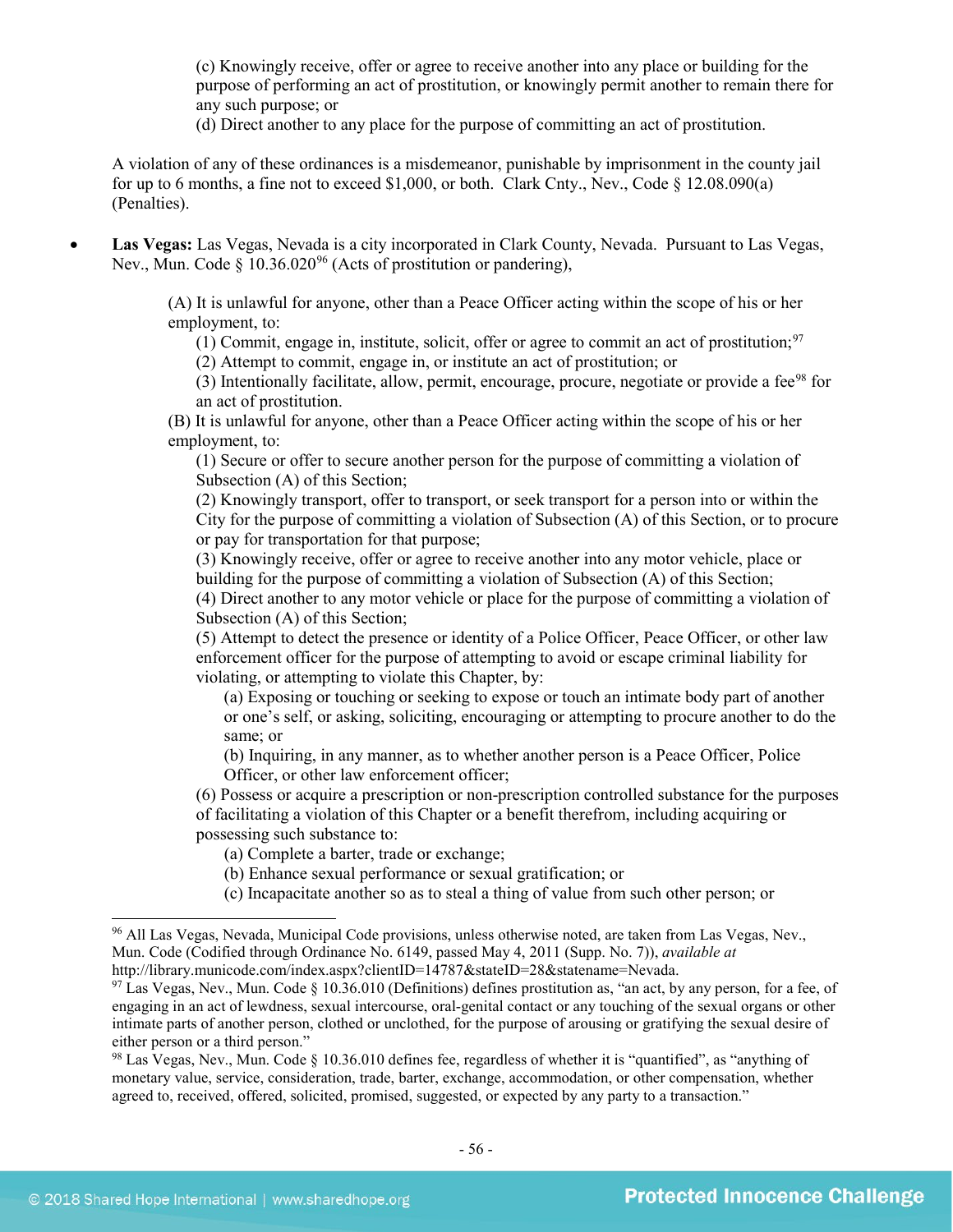(c) Knowingly receive, offer or agree to receive another into any place or building for the purpose of performing an act of prostitution, or knowingly permit another to remain there for any such purpose; or

(d) Direct another to any place for the purpose of committing an act of prostitution.

A violation of any of these ordinances is a misdemeanor, punishable by imprisonment in the county jail for up to 6 months, a fine not to exceed $1,000, or both. Clark Cnty., Nev., Code § 12.08.090(a) (Penalties).

- **Las Vegas:** Las Vegas, Nevada is a city incorporated in Clark County, Nevada. Pursuant to Las Vegas, Nev., Mun. Code § 10.36.020[96] (Acts of prostitution or pandering),

> (A) It is unlawful for anyone, other than a Peace Officer acting within the scope of his or her employment, to:
>
> (1) Commit, engage in, institute, solicit, offer or agree to commit an act of prostitution;[97]
>
> (2) Attempt to commit, engage in, or institute an act of prostitution; or
>
> (3) Intentionally facilitate, allow, permit, encourage, procure, negotiate or provide a fee[98] for an act of prostitution.
>
> (B) It is unlawful for anyone, other than a Peace Officer acting within the scope of his or her employment, to:
>
> (1) Secure or offer to secure another person for the purpose of committing a violation of Subsection (A) of this Section;
>
> (2) Knowingly transport, offer to transport, or seek transport for a person into or within the City for the purpose of committing a violation of Subsection (A) of this Section, or to procure or pay for transportation for that purpose;
>
> (3) Knowingly receive, offer or agree to receive another into any motor vehicle, place or building for the purpose of committing a violation of Subsection (A) of this Section;
>
> (4) Direct another to any motor vehicle or place for the purpose of committing a violation of Subsection (A) of this Section;
>
> (5) Attempt to detect the presence or identity of a Police Officer, Peace Officer, or other law enforcement officer for the purpose of attempting to avoid or escape criminal liability for violating, or attempting to violate this Chapter, by:
>
> (a) Exposing or touching or seeking to expose or touch an intimate body part of another or one's self, or asking, soliciting, encouraging or attempting to procure another to do the same; or
>
> (b) Inquiring, in any manner, as to whether another person is a Peace Officer, Police Officer, or other law enforcement officer;
>
> (6) Possess or acquire a prescription or non-prescription controlled substance for the purposes of facilitating a violation of this Chapter or a benefit therefrom, including acquiring or possessing such substance to:
>
> (a) Complete a barter, trade or exchange;
>
> (b) Enhance sexual performance or sexual gratification; or
>
> (c) Incapacitate another so as to steal a thing of value from such other person; or

---

[96] All Las Vegas, Nevada, Municipal Code provisions, unless otherwise noted, are taken from Las Vegas, Nev., Mun. Code (Codified through Ordinance No. 6149, passed May 4, 2011 (Supp. No. 7)), *available at* http://library.municode.com/index.aspx?clientID=14787&stateID=28&statename=Nevada.

[97] Las Vegas, Nev., Mun. Code § 10.36.010 (Definitions) defines prostitution as, "an act, by any person, for a fee, of engaging in an act of lewdness, sexual intercourse, oral-genital contact or any touching of the sexual organs or other intimate parts of another person, clothed or unclothed, for the purpose of arousing or gratifying the sexual desire of either person or a third person."

[98] Las Vegas, Nev., Mun. Code § 10.36.010 defines fee, regardless of whether it is "quantified", as "anything of monetary value, service, consideration, trade, barter, exchange, accommodation, or other compensation, whether agreed to, received, offered, solicited, promised, suggested, or expected by any party to a transaction."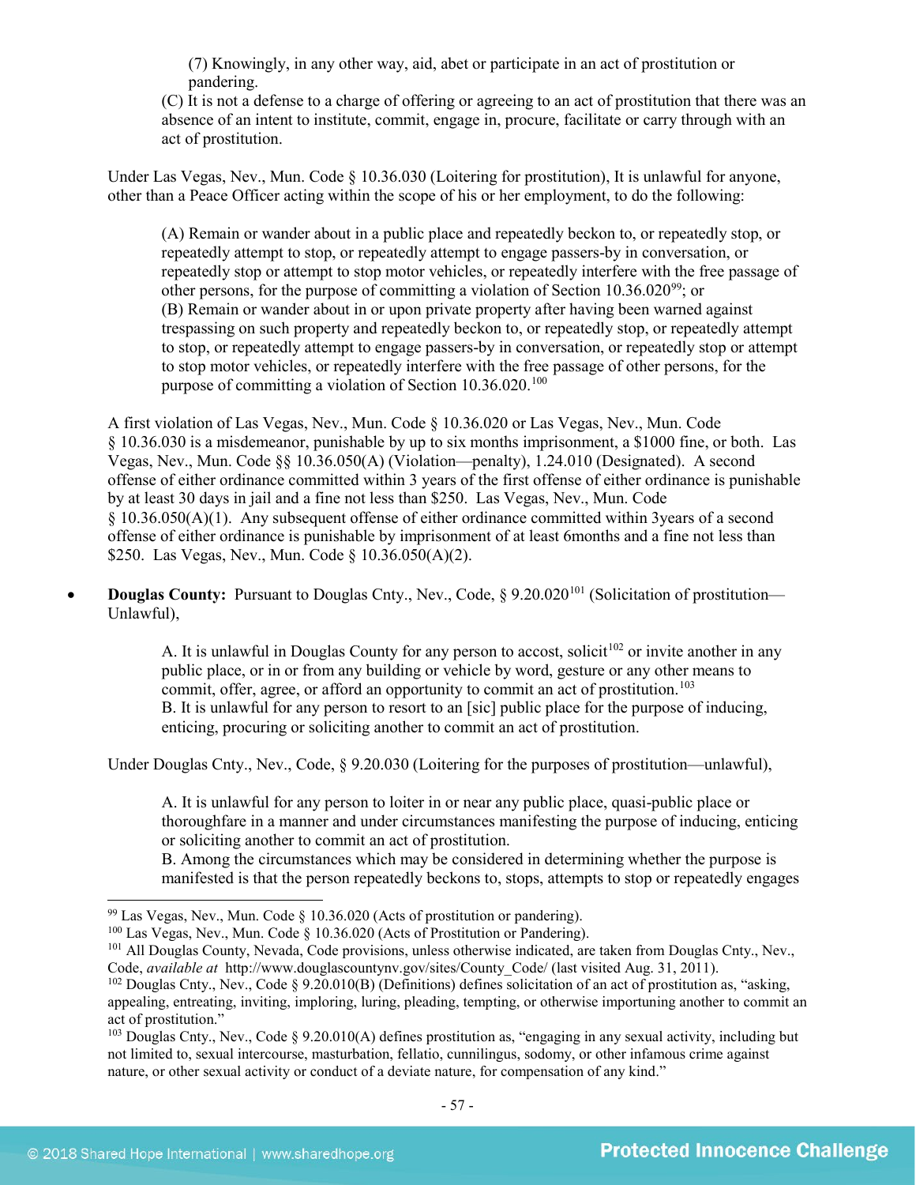(7) Knowingly, in any other way, aid, abet or participate in an act of prostitution or pandering.

(C) It is not a defense to a charge of offering or agreeing to an act of prostitution that there was an absence of an intent to institute, commit, engage in, procure, facilitate or carry through with an act of prostitution.

Under Las Vegas, Nev., Mun. Code § 10.36.030 (Loitering for prostitution), It is unlawful for anyone, other than a Peace Officer acting within the scope of his or her employment, to do the following:

> (A) Remain or wander about in a public place and repeatedly beckon to, or repeatedly stop, or repeatedly attempt to stop, or repeatedly attempt to engage passers-by in conversation, or repeatedly stop or attempt to stop motor vehicles, or repeatedly interfere with the free passage of other persons, for the purpose of committing a violation of Section 10.36.020[99]; or
> (B) Remain or wander about in or upon private property after having been warned against trespassing on such property and repeatedly beckon to, or repeatedly stop, or repeatedly attempt to stop, or repeatedly attempt to engage passers-by in conversation, or repeatedly stop or attempt to stop motor vehicles, or repeatedly interfere with the free passage of other persons, for the purpose of committing a violation of Section 10.36.020.[100]

A first violation of Las Vegas, Nev., Mun. Code § 10.36.020 or Las Vegas, Nev., Mun. Code § 10.36.030 is a misdemeanor, punishable by up to six months imprisonment, a $1000 fine, or both. Las Vegas, Nev., Mun. Code §§ 10.36.050(A) (Violation—penalty), 1.24.010 (Designated). A second offense of either ordinance committed within 3 years of the first offense of either ordinance is punishable by at least 30 days in jail and a fine not less than $250. Las Vegas, Nev., Mun. Code § 10.36.050(A)(1). Any subsequent offense of either ordinance committed within 3years of a second offense of either ordinance is punishable by imprisonment of at least 6months and a fine not less than $250. Las Vegas, Nev., Mun. Code § 10.36.050(A)(2).

- **Douglas County:** Pursuant to Douglas Cnty., Nev., Code, § 9.20.020[101] (Solicitation of prostitution—Unlawful),

> A. It is unlawful in Douglas County for any person to accost, solicit[102] or invite another in any public place, or in or from any building or vehicle by word, gesture or any other means to commit, offer, agree, or afford an opportunity to commit an act of prostitution.[103]
> B. It is unlawful for any person to resort to an [sic] public place for the purpose of inducing, enticing, procuring or soliciting another to commit an act of prostitution.

Under Douglas Cnty., Nev., Code, § 9.20.030 (Loitering for the purposes of prostitution—unlawful),

> A. It is unlawful for any person to loiter in or near any public place, quasi-public place or thoroughfare in a manner and under circumstances manifesting the purpose of inducing, enticing or soliciting another to commit an act of prostitution.
> B. Among the circumstances which may be considered in determining whether the purpose is manifested is that the person repeatedly beckons to, stops, attempts to stop or repeatedly engages

---

[99] Las Vegas, Nev., Mun. Code § 10.36.020 (Acts of prostitution or pandering).

[100] Las Vegas, Nev., Mun. Code § 10.36.020 (Acts of Prostitution or Pandering).

[101] All Douglas County, Nevada, Code provisions, unless otherwise indicated, are taken from Douglas Cnty., Nev., Code, *available at* http://www.douglascountynv.gov/sites/County_Code/ (last visited Aug. 31, 2011).

[102] Douglas Cnty., Nev., Code § 9.20.010(B) (Definitions) defines solicitation of an act of prostitution as, "asking, appealing, entreating, inviting, imploring, luring, pleading, tempting, or otherwise importuning another to commit an act of prostitution."

[103] Douglas Cnty., Nev., Code § 9.20.010(A) defines prostitution as, "engaging in any sexual activity, including but not limited to, sexual intercourse, masturbation, fellatio, cunnilingus, sodomy, or other infamous crime against nature, or other sexual activity or conduct of a deviate nature, for compensation of any kind."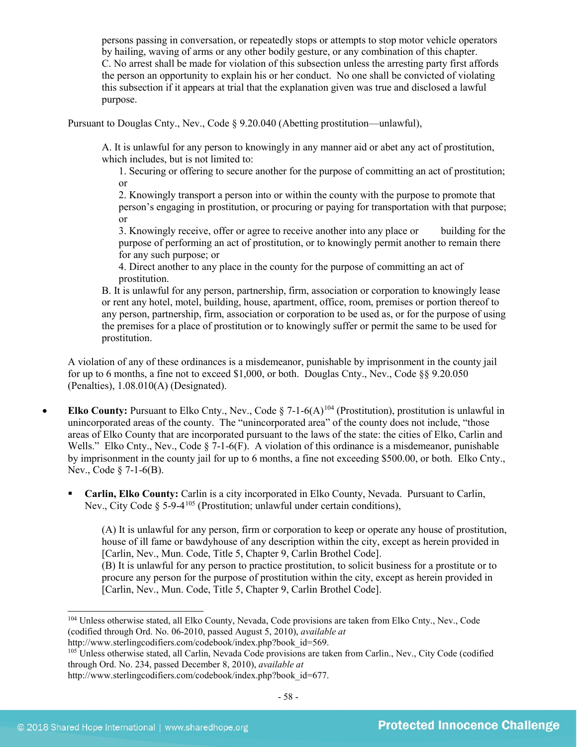persons passing in conversation, or repeatedly stops or attempts to stop motor vehicle operators by hailing, waving of arms or any other bodily gesture, or any combination of this chapter.
C. No arrest shall be made for violation of this subsection unless the arresting party first affords the person an opportunity to explain his or her conduct. No one shall be convicted of violating this subsection if it appears at trial that the explanation given was true and disclosed a lawful purpose.

Pursuant to Douglas Cnty., Nev., Code § 9.20.040 (Abetting prostitution—unlawful),

> A. It is unlawful for any person to knowingly in any manner aid or abet any act of prostitution, which includes, but is not limited to:
> 1. Securing or offering to secure another for the purpose of committing an act of prostitution; or
> 2. Knowingly transport a person into or within the county with the purpose to promote that person's engaging in prostitution, or procuring or paying for transportation with that purpose; or
> 3. Knowingly receive, offer or agree to receive another into any place or building for the purpose of performing an act of prostitution, or to knowingly permit another to remain there for any such purpose; or
> 4. Direct another to any place in the county for the purpose of committing an act of prostitution.
>
> B. It is unlawful for any person, partnership, firm, association or corporation to knowingly lease or rent any hotel, motel, building, house, apartment, office, room, premises or portion thereof to any person, partnership, firm, association or corporation to be used as, or for the purpose of using the premises for a place of prostitution or to knowingly suffer or permit the same to be used for prostitution.

A violation of any of these ordinances is a misdemeanor, punishable by imprisonment in the county jail for up to 6 months, a fine not to exceed $1,000, or both. Douglas Cnty., Nev., Code §§ 9.20.050 (Penalties), 1.08.010(A) (Designated).

- **Elko County:** Pursuant to Elko Cnty., Nev., Code § 7-1-6(A)[104] (Prostitution), prostitution is unlawful in unincorporated areas of the county. The "unincorporated areas" of the county does not include, "those areas of Elko County that are incorporated pursuant to the laws of the state: the cities of Elko, Carlin and Wells." Elko Cnty., Nev., Code § 7-1-6(F). A violation of this ordinance is a misdemeanor, punishable by imprisonment in the county jail for up to 6 months, a fine not exceeding $500.00, or both. Elko Cnty., Nev., Code § 7-1-6(B).

    - **Carlin, Elko County:** Carlin is a city incorporated in Elko County, Nevada. Pursuant to Carlin, Nev., City Code § 5-9-4[105] (Prostitution; unlawful under certain conditions),

    > (A) It is unlawful for any person, firm or corporation to keep or operate any house of prostitution, house of ill fame or bawdyhouse of any description within the city, except as herein provided in [Carlin, Nev., Mun. Code, Title 5, Chapter 9, Carlin Brothel Code].
    > (B) It is unlawful for any person to practice prostitution, to solicit business for a prostitute or to procure any person for the purpose of prostitution within the city, except as herein provided in [Carlin, Nev., Mun. Code, Title 5, Chapter 9, Carlin Brothel Code].

---

[104] Unless otherwise stated, all Elko County, Nevada, Code provisions are taken from Elko Cnty., Nev., Code (codified through Ord. No. 06-2010, passed August 5, 2010), *available at* http://www.sterlingcodifiers.com/codebook/index.php?book_id=569.

[105] Unless otherwise stated, all Carlin, Nevada Code provisions are taken from Carlin., Nev., City Code (codified through Ord. No. 234, passed December 8, 2010), *available at* http://www.sterlingcodifiers.com/codebook/index.php?book_id=677.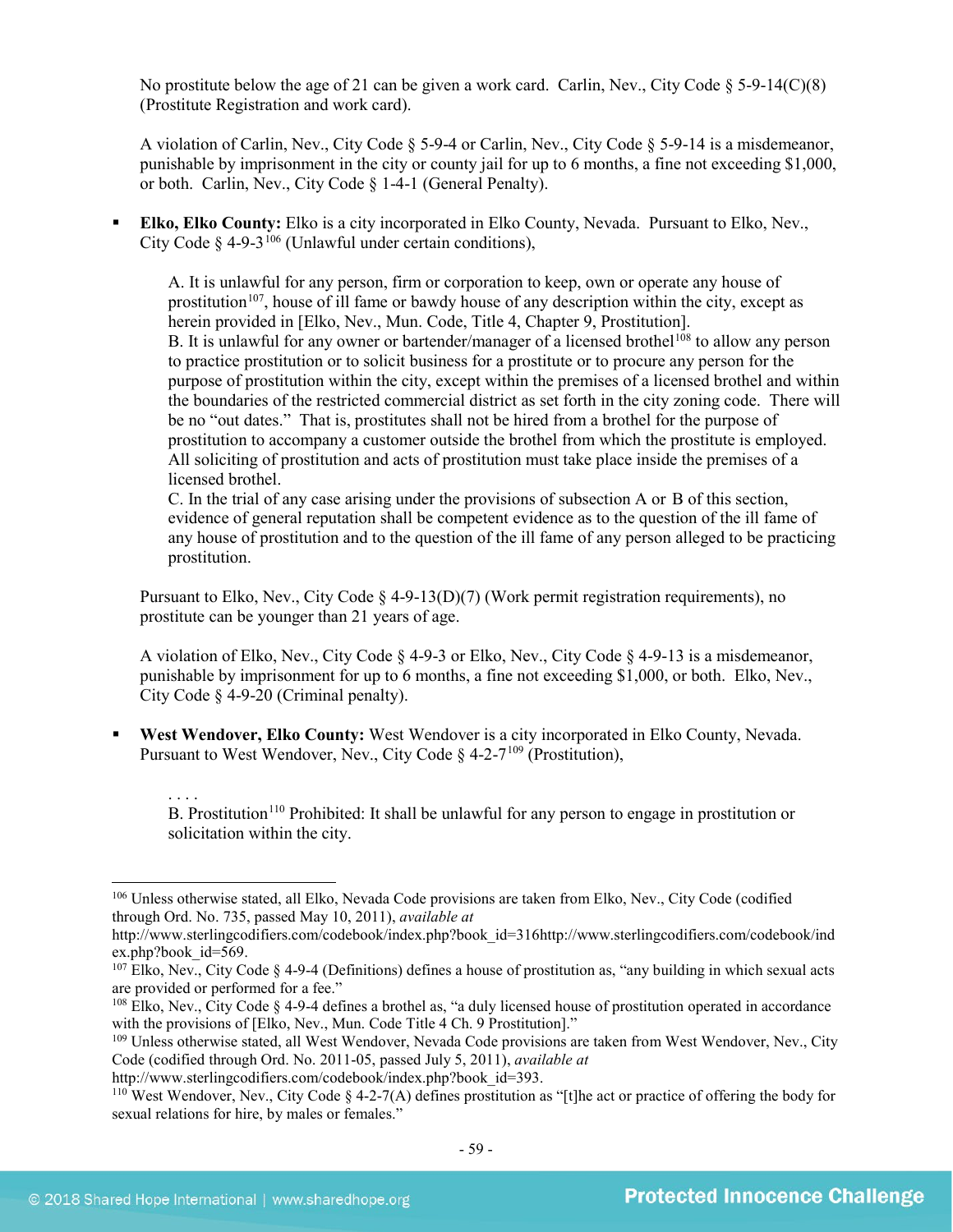No prostitute below the age of 21 can be given a work card. Carlin, Nev., City Code § 5-9-14(C)(8) (Prostitute Registration and work card).

A violation of Carlin, Nev., City Code § 5-9-4 or Carlin, Nev., City Code § 5-9-14 is a misdemeanor, punishable by imprisonment in the city or county jail for up to 6 months, a fine not exceeding $1,000, or both. Carlin, Nev., City Code § 1-4-1 (General Penalty).

- **Elko, Elko County:** Elko is a city incorporated in Elko County, Nevada. Pursuant to Elko, Nev., City Code § 4-9-3[106] (Unlawful under certain conditions),

  > A. It is unlawful for any person, firm or corporation to keep, own or operate any house of prostitution[107], house of ill fame or bawdy house of any description within the city, except as herein provided in [Elko, Nev., Mun. Code, Title 4, Chapter 9, Prostitution].
  > B. It is unlawful for any owner or bartender/manager of a licensed brothel[108] to allow any person to practice prostitution or to solicit business for a prostitute or to procure any person for the purpose of prostitution within the city, except within the premises of a licensed brothel and within the boundaries of the restricted commercial district as set forth in the city zoning code. There will be no "out dates." That is, prostitutes shall not be hired from a brothel for the purpose of prostitution to accompany a customer outside the brothel from which the prostitute is employed. All soliciting of prostitution and acts of prostitution must take place inside the premises of a licensed brothel.
  > C. In the trial of any case arising under the provisions of subsection A or B of this section, evidence of general reputation shall be competent evidence as to the question of the ill fame of any house of prostitution and to the question of the ill fame of any person alleged to be practicing prostitution.

  Pursuant to Elko, Nev., City Code § 4-9-13(D)(7) (Work permit registration requirements), no prostitute can be younger than 21 years of age.

  A violation of Elko, Nev., City Code § 4-9-3 or Elko, Nev., City Code § 4-9-13 is a misdemeanor, punishable by imprisonment for up to 6 months, a fine not exceeding $1,000, or both. Elko, Nev., City Code § 4-9-20 (Criminal penalty).

- **West Wendover, Elko County:** West Wendover is a city incorporated in Elko County, Nevada. Pursuant to West Wendover, Nev., City Code § 4-2-7[109] (Prostitution),

  > . . . .
  > B. Prostitution[110] Prohibited: It shall be unlawful for any person to engage in prostitution or solicitation within the city.

---

[106] Unless otherwise stated, all Elko, Nevada Code provisions are taken from Elko, Nev., City Code (codified through Ord. No. 735, passed May 10, 2011), *available at* http://www.sterlingcodifiers.com/codebook/index.php?book_id=316http://www.sterlingcodifiers.com/codebook/index.php?book_id=569.

[107] Elko, Nev., City Code § 4-9-4 (Definitions) defines a house of prostitution as, "any building in which sexual acts are provided or performed for a fee."

[108] Elko, Nev., City Code § 4-9-4 defines a brothel as, "a duly licensed house of prostitution operated in accordance with the provisions of [Elko, Nev., Mun. Code Title 4 Ch. 9 Prostitution]."

[109] Unless otherwise stated, all West Wendover, Nevada Code provisions are taken from West Wendover, Nev., City Code (codified through Ord. No. 2011-05, passed July 5, 2011), *available at* http://www.sterlingcodifiers.com/codebook/index.php?book_id=393.

[110] West Wendover, Nev., City Code § 4-2-7(A) defines prostitution as "[t]he act or practice of offering the body for sexual relations for hire, by males or females."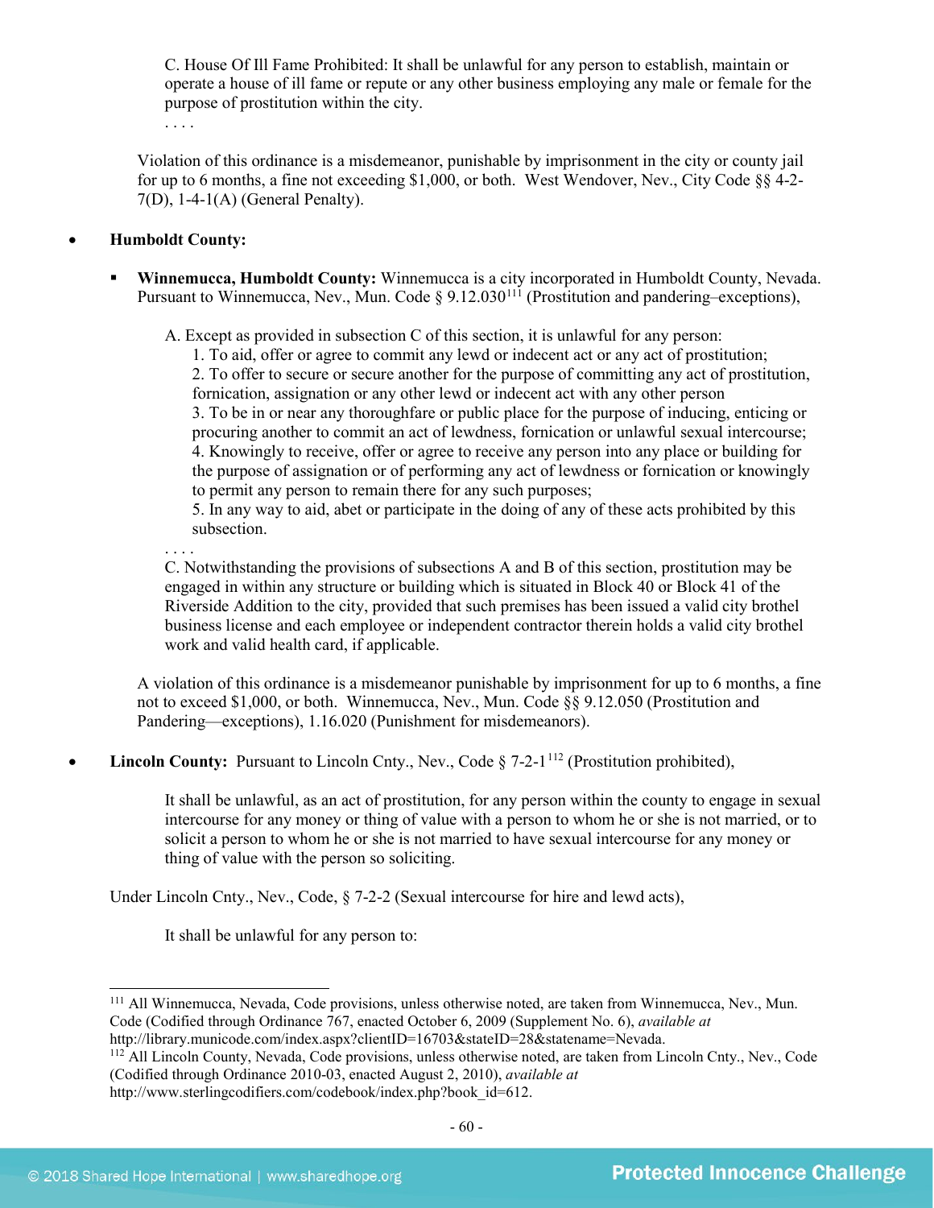C. House Of Ill Fame Prohibited: It shall be unlawful for any person to establish, maintain or operate a house of ill fame or repute or any other business employing any male or female for the purpose of prostitution within the city.

. . . .

Violation of this ordinance is a misdemeanor, punishable by imprisonment in the city or county jail for up to 6 months, a fine not exceeding $1,000, or both. West Wendover, Nev., City Code §§ 4-2-7(D), 1-4-1(A) (General Penalty).

- **Humboldt County:**
  - **Winnemucca, Humboldt County:** Winnemucca is a city incorporated in Humboldt County, Nevada. Pursuant to Winnemucca, Nev., Mun. Code § 9.12.030[111] (Prostitution and pandering–exceptions),

    A. Except as provided in subsection C of this section, it is unlawful for any person:
    1. To aid, offer or agree to commit any lewd or indecent act or any act of prostitution;
    2. To offer to secure or secure another for the purpose of committing any act of prostitution, fornication, assignation or any other lewd or indecent act with any other person
    3. To be in or near any thoroughfare or public place for the purpose of inducing, enticing or procuring another to commit an act of lewdness, fornication or unlawful sexual intercourse;
    4. Knowingly to receive, offer or agree to receive any person into any place or building for the purpose of assignation or of performing any act of lewdness or fornication or knowingly to permit any person to remain there for any such purposes;
    5. In any way to aid, abet or participate in the doing of any of these acts prohibited by this subsection.

    . . . .

    C. Notwithstanding the provisions of subsections A and B of this section, prostitution may be engaged in within any structure or building which is situated in Block 40 or Block 41 of the Riverside Addition to the city, provided that such premises has been issued a valid city brothel business license and each employee or independent contractor therein holds a valid city brothel work and valid health card, if applicable.

    A violation of this ordinance is a misdemeanor punishable by imprisonment for up to 6 months, a fine not to exceed $1,000, or both. Winnemucca, Nev., Mun. Code §§ 9.12.050 (Prostitution and Pandering—exceptions), 1.16.020 (Punishment for misdemeanors).

- **Lincoln County:** Pursuant to Lincoln Cnty., Nev., Code § 7-2-1[112] (Prostitution prohibited),

  It shall be unlawful, as an act of prostitution, for any person within the county to engage in sexual intercourse for any money or thing of value with a person to whom he or she is not married, or to solicit a person to whom he or she is not married to have sexual intercourse for any money or thing of value with the person so soliciting.

  Under Lincoln Cnty., Nev., Code, § 7-2-2 (Sexual intercourse for hire and lewd acts),

  It shall be unlawful for any person to:

---

[111] All Winnemucca, Nevada, Code provisions, unless otherwise noted, are taken from Winnemucca, Nev., Mun. Code (Codified through Ordinance 767, enacted October 6, 2009 (Supplement No. 6), *available at* http://library.municode.com/index.aspx?clientID=16703&stateID=28&statename=Nevada.

[112] All Lincoln County, Nevada, Code provisions, unless otherwise noted, are taken from Lincoln Cnty., Nev., Code (Codified through Ordinance 2010-03, enacted August 2, 2010), *available at* http://www.sterlingcodifiers.com/codebook/index.php?book_id=612.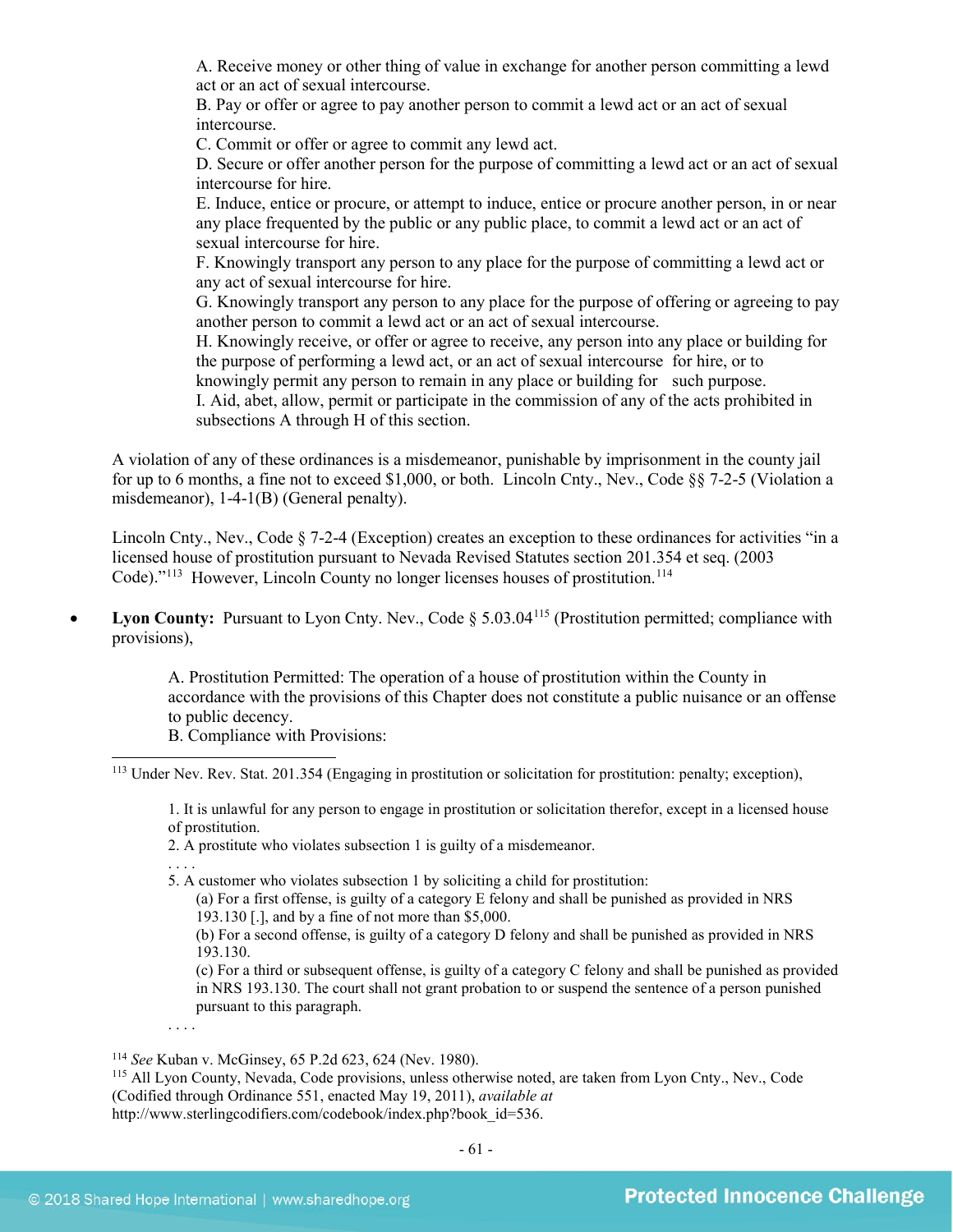A. Receive money or other thing of value in exchange for another person committing a lewd act or an act of sexual intercourse.
B. Pay or offer or agree to pay another person to commit a lewd act or an act of sexual intercourse.
C. Commit or offer or agree to commit any lewd act.
D. Secure or offer another person for the purpose of committing a lewd act or an act of sexual intercourse for hire.
E. Induce, entice or procure, or attempt to induce, entice or procure another person, in or near any place frequented by the public or any public place, to commit a lewd act or an act of sexual intercourse for hire.
F. Knowingly transport any person to any place for the purpose of committing a lewd act or any act of sexual intercourse for hire.
G. Knowingly transport any person to any place for the purpose of offering or agreeing to pay another person to commit a lewd act or an act of sexual intercourse.
H. Knowingly receive, or offer or agree to receive, any person into any place or building for the purpose of performing a lewd act, or an act of sexual intercourse for hire, or to knowingly permit any person to remain in any place or building for such purpose.
I. Aid, abet, allow, permit or participate in the commission of any of the acts prohibited in subsections A through H of this section.

A violation of any of these ordinances is a misdemeanor, punishable by imprisonment in the county jail for up to 6 months, a fine not to exceed $1,000, or both. Lincoln Cnty., Nev., Code §§ 7-2-5 (Violation a misdemeanor), 1-4-1(B) (General penalty).

Lincoln Cnty., Nev., Code § 7-2-4 (Exception) creates an exception to these ordinances for activities "in a licensed house of prostitution pursuant to Nevada Revised Statutes section 201.354 et seq. (2003 Code)."[113] However, Lincoln County no longer licenses houses of prostitution.[114]

- **Lyon County:** Pursuant to Lyon Cnty. Nev., Code § 5.03.04[115] (Prostitution permitted; compliance with provisions),

  A. Prostitution Permitted: The operation of a house of prostitution within the County in accordance with the provisions of this Chapter does not constitute a public nuisance or an offense to public decency.
  B. Compliance with Provisions:

---

[113] Under Nev. Rev. Stat. 201.354 (Engaging in prostitution or solicitation for prostitution: penalty; exception),

> 1. It is unlawful for any person to engage in prostitution or solicitation therefor, except in a licensed house of prostitution.
> 2. A prostitute who violates subsection 1 is guilty of a misdemeanor.
> . . . .
> 5. A customer who violates subsection 1 by soliciting a child for prostitution:
>    (a) For a first offense, is guilty of a category E felony and shall be punished as provided in NRS 193.130 [.], and by a fine of not more than $5,000.
>    (b) For a second offense, is guilty of a category D felony and shall be punished as provided in NRS 193.130.
>    (c) For a third or subsequent offense, is guilty of a category C felony and shall be punished as provided in NRS 193.130. The court shall not grant probation to or suspend the sentence of a person punished pursuant to this paragraph.
> . . . .

[114] *See* Kuban v. McGinsey, 65 P.2d 623, 624 (Nev. 1980).

[115] All Lyon County, Nevada, Code provisions, unless otherwise noted, are taken from Lyon Cnty., Nev., Code (Codified through Ordinance 551, enacted May 19, 2011), *available at* http://www.sterlingcodifiers.com/codebook/index.php?book_id=536.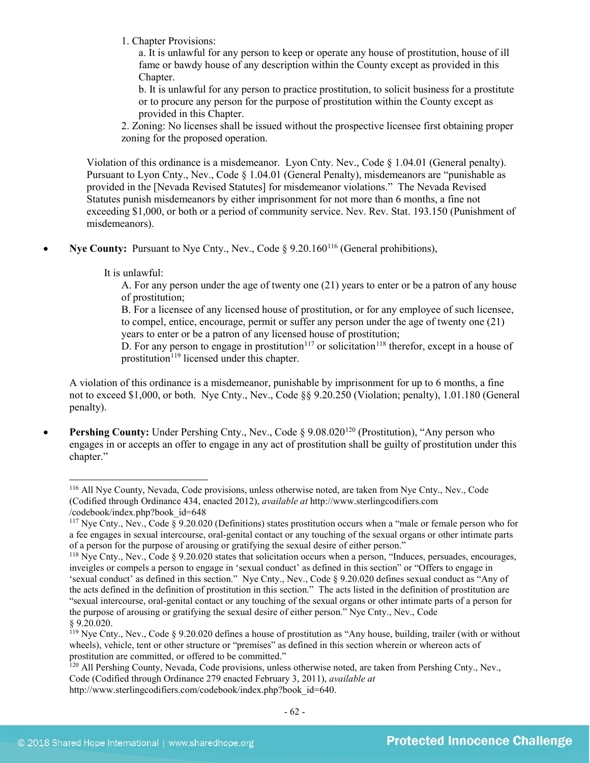1. Chapter Provisions:

   a. It is unlawful for any person to keep or operate any house of prostitution, house of ill fame or bawdy house of any description within the County except as provided in this Chapter.

   b. It is unlawful for any person to practice prostitution, to solicit business for a prostitute or to procure any person for the purpose of prostitution within the County except as provided in this Chapter.

2. Zoning: No licenses shall be issued without the prospective licensee first obtaining proper zoning for the proposed operation.

Violation of this ordinance is a misdemeanor. Lyon Cnty. Nev., Code § 1.04.01 (General penalty). Pursuant to Lyon Cnty., Nev., Code § 1.04.01 (General Penalty), misdemeanors are "punishable as provided in the [Nevada Revised Statutes] for misdemeanor violations." The Nevada Revised Statutes punish misdemeanors by either imprisonment for not more than 6 months, a fine not exceeding $1,000, or both or a period of community service. Nev. Rev. Stat. 193.150 (Punishment of misdemeanors).

- **Nye County:** Pursuant to Nye Cnty., Nev., Code § 9.20.160[116] (General prohibitions),

  It is unlawful:

  A. For any person under the age of twenty one (21) years to enter or be a patron of any house of prostitution;

  B. For a licensee of any licensed house of prostitution, or for any employee of such licensee, to compel, entice, encourage, permit or suffer any person under the age of twenty one (21) years to enter or be a patron of any licensed house of prostitution;

  D. For any person to engage in prostitution[117] or solicitation[118] therefor, except in a house of prostitution[119] licensed under this chapter.

  A violation of this ordinance is a misdemeanor, punishable by imprisonment for up to 6 months, a fine not to exceed $1,000, or both. Nye Cnty., Nev., Code §§ 9.20.250 (Violation; penalty), 1.01.180 (General penalty).

- **Pershing County:** Under Pershing Cnty., Nev., Code § 9.08.020[120] (Prostitution), "Any person who engages in or accepts an offer to engage in any act of prostitution shall be guilty of prostitution under this chapter."

---

[116] All Nye County, Nevada, Code provisions, unless otherwise noted, are taken from Nye Cnty., Nev., Code (Codified through Ordinance 434, enacted 2012), *available at* http://www.sterlingcodifiers.com /codebook/index.php?book_id=648

[117] Nye Cnty., Nev., Code § 9.20.020 (Definitions) states prostitution occurs when a "male or female person who for a fee engages in sexual intercourse, oral-genital contact or any touching of the sexual organs or other intimate parts of a person for the purpose of arousing or gratifying the sexual desire of either person."

[118] Nye Cnty., Nev., Code § 9.20.020 states that solicitation occurs when a person, "Induces, persuades, encourages, inveigles or compels a person to engage in 'sexual conduct' as defined in this section" or "Offers to engage in 'sexual conduct' as defined in this section." Nye Cnty., Nev., Code § 9.20.020 defines sexual conduct as "Any of the acts defined in the definition of prostitution in this section." The acts listed in the definition of prostitution are "sexual intercourse, oral-genital contact or any touching of the sexual organs or other intimate parts of a person for the purpose of arousing or gratifying the sexual desire of either person." Nye Cnty., Nev., Code § 9.20.020.

[119] Nye Cnty., Nev., Code § 9.20.020 defines a house of prostitution as "Any house, building, trailer (with or without wheels), vehicle, tent or other structure or "premises" as defined in this section wherein or whereon acts of prostitution are committed, or offered to be committed."

[120] All Pershing County, Nevada, Code provisions, unless otherwise noted, are taken from Pershing Cnty., Nev., Code (Codified through Ordinance 279 enacted February 3, 2011), *available at* http://www.sterlingcodifiers.com/codebook/index.php?book_id=640.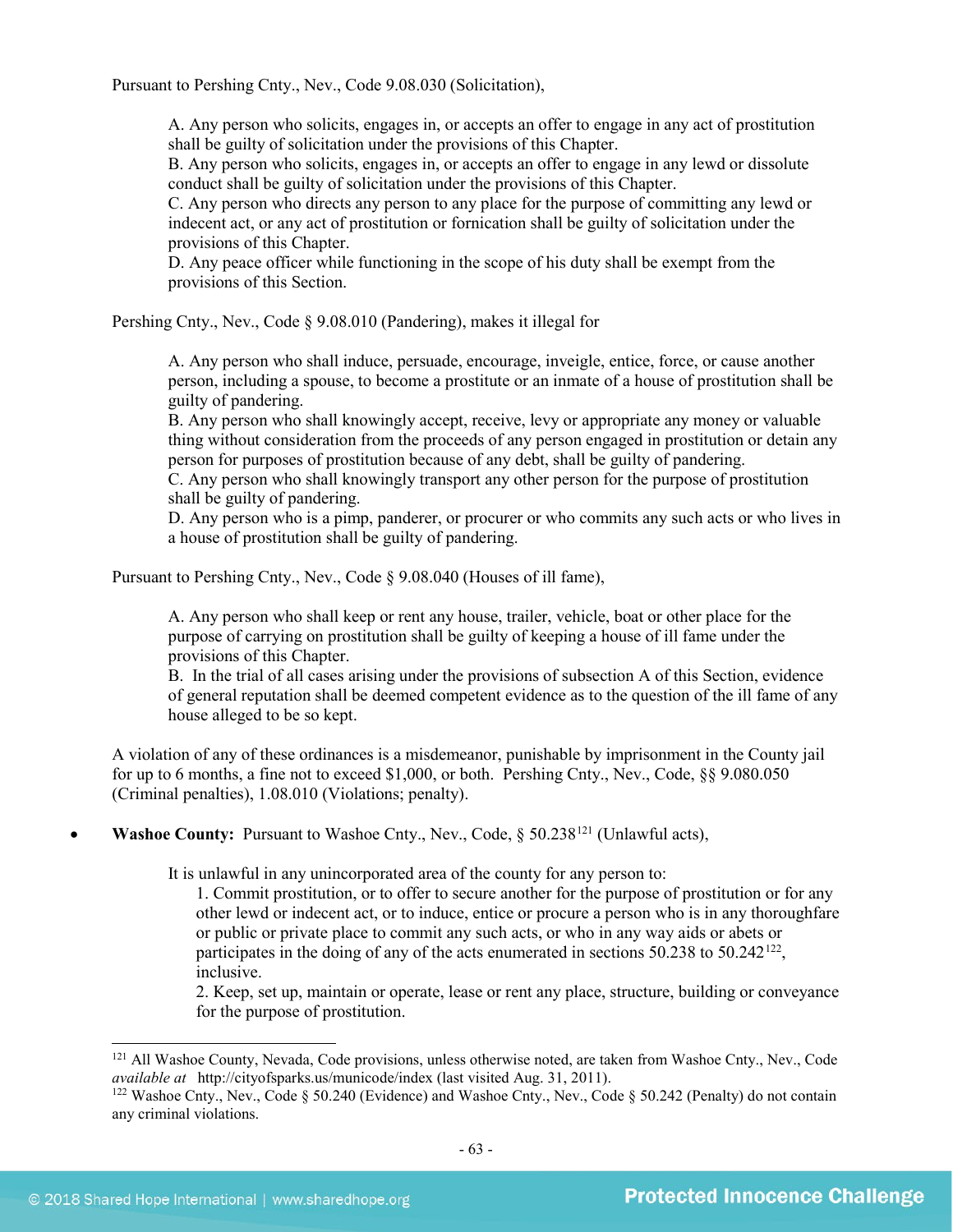Pursuant to Pershing Cnty., Nev., Code 9.08.030 (Solicitation),

> A. Any person who solicits, engages in, or accepts an offer to engage in any act of prostitution shall be guilty of solicitation under the provisions of this Chapter.
> B. Any person who solicits, engages in, or accepts an offer to engage in any lewd or dissolute conduct shall be guilty of solicitation under the provisions of this Chapter.
> C. Any person who directs any person to any place for the purpose of committing any lewd or indecent act, or any act of prostitution or fornication shall be guilty of solicitation under the provisions of this Chapter.
> D. Any peace officer while functioning in the scope of his duty shall be exempt from the provisions of this Section.

Pershing Cnty., Nev., Code § 9.08.010 (Pandering), makes it illegal for

> A. Any person who shall induce, persuade, encourage, inveigle, entice, force, or cause another person, including a spouse, to become a prostitute or an inmate of a house of prostitution shall be guilty of pandering.
> B. Any person who shall knowingly accept, receive, levy or appropriate any money or valuable thing without consideration from the proceeds of any person engaged in prostitution or detain any person for purposes of prostitution because of any debt, shall be guilty of pandering.
> C. Any person who shall knowingly transport any other person for the purpose of prostitution shall be guilty of pandering.
> D. Any person who is a pimp, panderer, or procurer or who commits any such acts or who lives in a house of prostitution shall be guilty of pandering.

Pursuant to Pershing Cnty., Nev., Code § 9.08.040 (Houses of ill fame),

> A. Any person who shall keep or rent any house, trailer, vehicle, boat or other place for the purpose of carrying on prostitution shall be guilty of keeping a house of ill fame under the provisions of this Chapter.
> B. In the trial of all cases arising under the provisions of subsection A of this Section, evidence of general reputation shall be deemed competent evidence as to the question of the ill fame of any house alleged to be so kept.

A violation of any of these ordinances is a misdemeanor, punishable by imprisonment in the County jail for up to 6 months, a fine not to exceed $1,000, or both. Pershing Cnty., Nev., Code, §§ 9.080.050 (Criminal penalties), 1.08.010 (Violations; penalty).

- **Washoe County:** Pursuant to Washoe Cnty., Nev., Code, § 50.238[121] (Unlawful acts),

> It is unlawful in any unincorporated area of the county for any person to:
> 1. Commit prostitution, or to offer to secure another for the purpose of prostitution or for any other lewd or indecent act, or to induce, entice or procure a person who is in any thoroughfare or public or private place to commit any such acts, or who in any way aids or abets or participates in the doing of any of the acts enumerated in sections 50.238 to 50.242[122], inclusive.
> 2. Keep, set up, maintain or operate, lease or rent any place, structure, building or conveyance for the purpose of prostitution.

[121] All Washoe County, Nevada, Code provisions, unless otherwise noted, are taken from Washoe Cnty., Nev., Code *available at* http://cityofsparks.us/municode/index (last visited Aug. 31, 2011).

[122] Washoe Cnty., Nev., Code § 50.240 (Evidence) and Washoe Cnty., Nev., Code § 50.242 (Penalty) do not contain any criminal violations.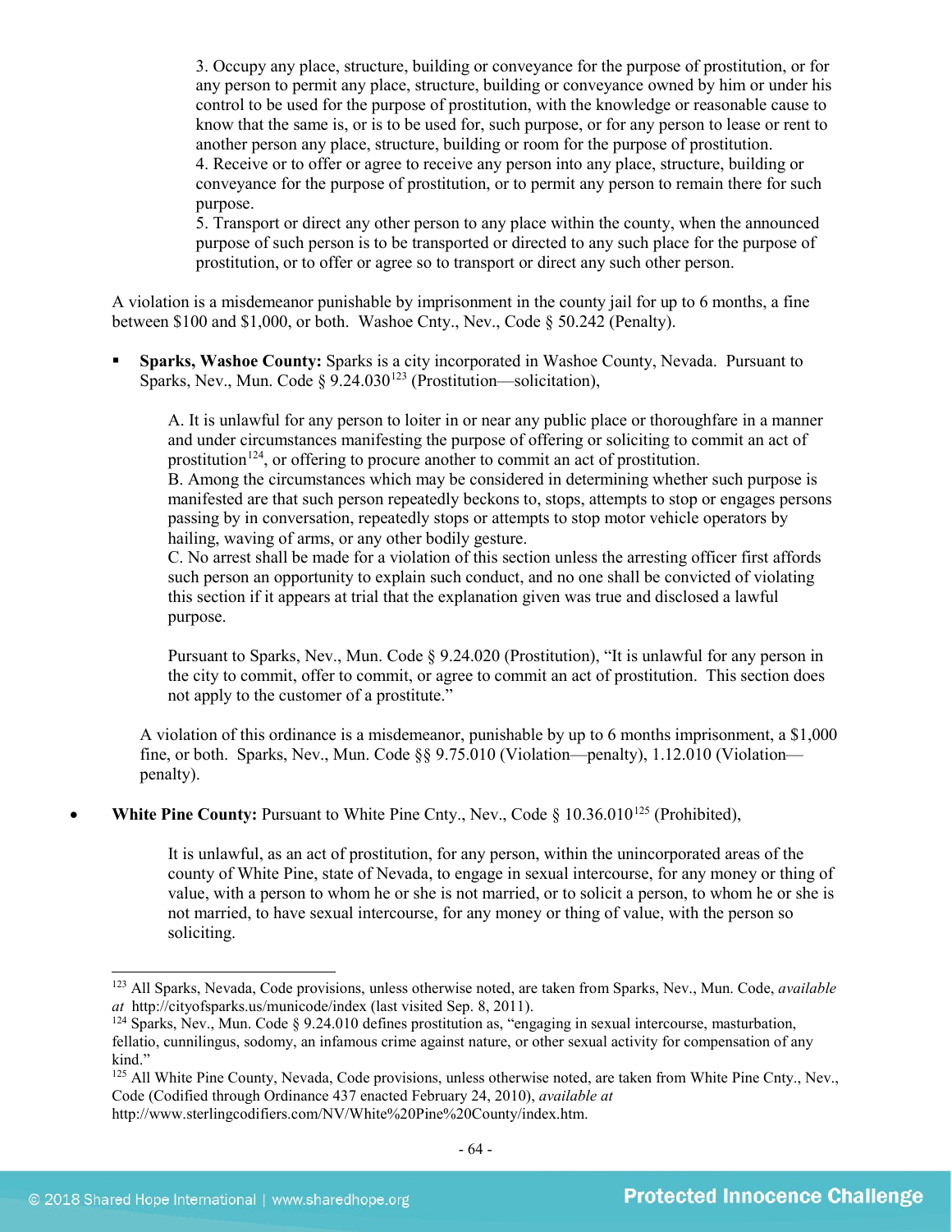> 3. Occupy any place, structure, building or conveyance for the purpose of prostitution, or for any person to permit any place, structure, building or conveyance owned by him or under his control to be used for the purpose of prostitution, with the knowledge or reasonable cause to know that the same is, or is to be used for, such purpose, or for any person to lease or rent to another person any place, structure, building or room for the purpose of prostitution.
> 4. Receive or to offer or agree to receive any person into any place, structure, building or conveyance for the purpose of prostitution, or to permit any person to remain there for such purpose.
> 5. Transport or direct any other person to any place within the county, when the announced purpose of such person is to be transported or directed to any such place for the purpose of prostitution, or to offer or agree so to transport or direct any such other person.

A violation is a misdemeanor punishable by imprisonment in the county jail for up to 6 months, a fine between $100 and $1,000, or both. Washoe Cnty., Nev., Code § 50.242 (Penalty).

- **Sparks, Washoe County:** Sparks is a city incorporated in Washoe County, Nevada. Pursuant to Sparks, Nev., Mun. Code § 9.24.030[123] (Prostitution—solicitation),

  > A. It is unlawful for any person to loiter in or near any public place or thoroughfare in a manner and under circumstances manifesting the purpose of offering or soliciting to commit an act of prostitution[124], or offering to procure another to commit an act of prostitution.
  > B. Among the circumstances which may be considered in determining whether such purpose is manifested are that such person repeatedly beckons to, stops, attempts to stop or engages persons passing by in conversation, repeatedly stops or attempts to stop motor vehicle operators by hailing, waving of arms, or any other bodily gesture.
  > C. No arrest shall be made for a violation of this section unless the arresting officer first affords such person an opportunity to explain such conduct, and no one shall be convicted of violating this section if it appears at trial that the explanation given was true and disclosed a lawful purpose.

  Pursuant to Sparks, Nev., Mun. Code § 9.24.020 (Prostitution), "It is unlawful for any person in the city to commit, offer to commit, or agree to commit an act of prostitution. This section does not apply to the customer of a prostitute."

  A violation of this ordinance is a misdemeanor, punishable by up to 6 months imprisonment, a $1,000 fine, or both. Sparks, Nev., Mun. Code §§ 9.75.010 (Violation—penalty), 1.12.010 (Violation—penalty).

- **White Pine County:** Pursuant to White Pine Cnty., Nev., Code § 10.36.010[125] (Prohibited),

  > It is unlawful, as an act of prostitution, for any person, within the unincorporated areas of the county of White Pine, state of Nevada, to engage in sexual intercourse, for any money or thing of value, with a person to whom he or she is not married, or to solicit a person, to whom he or she is not married, to have sexual intercourse, for any money or thing of value, with the person so soliciting.

---

[123] All Sparks, Nevada, Code provisions, unless otherwise noted, are taken from Sparks, Nev., Mun. Code, *available at* http://cityofsparks.us/municode/index (last visited Sep. 8, 2011).

[124] Sparks, Nev., Mun. Code § 9.24.010 defines prostitution as, "engaging in sexual intercourse, masturbation, fellatio, cunnilingus, sodomy, an infamous crime against nature, or other sexual activity for compensation of any kind."

[125] All White Pine County, Nevada, Code provisions, unless otherwise noted, are taken from White Pine Cnty., Nev., Code (Codified through Ordinance 437 enacted February 24, 2010), *available at* http://www.sterlingcodifiers.com/NV/White%20Pine%20County/index.htm.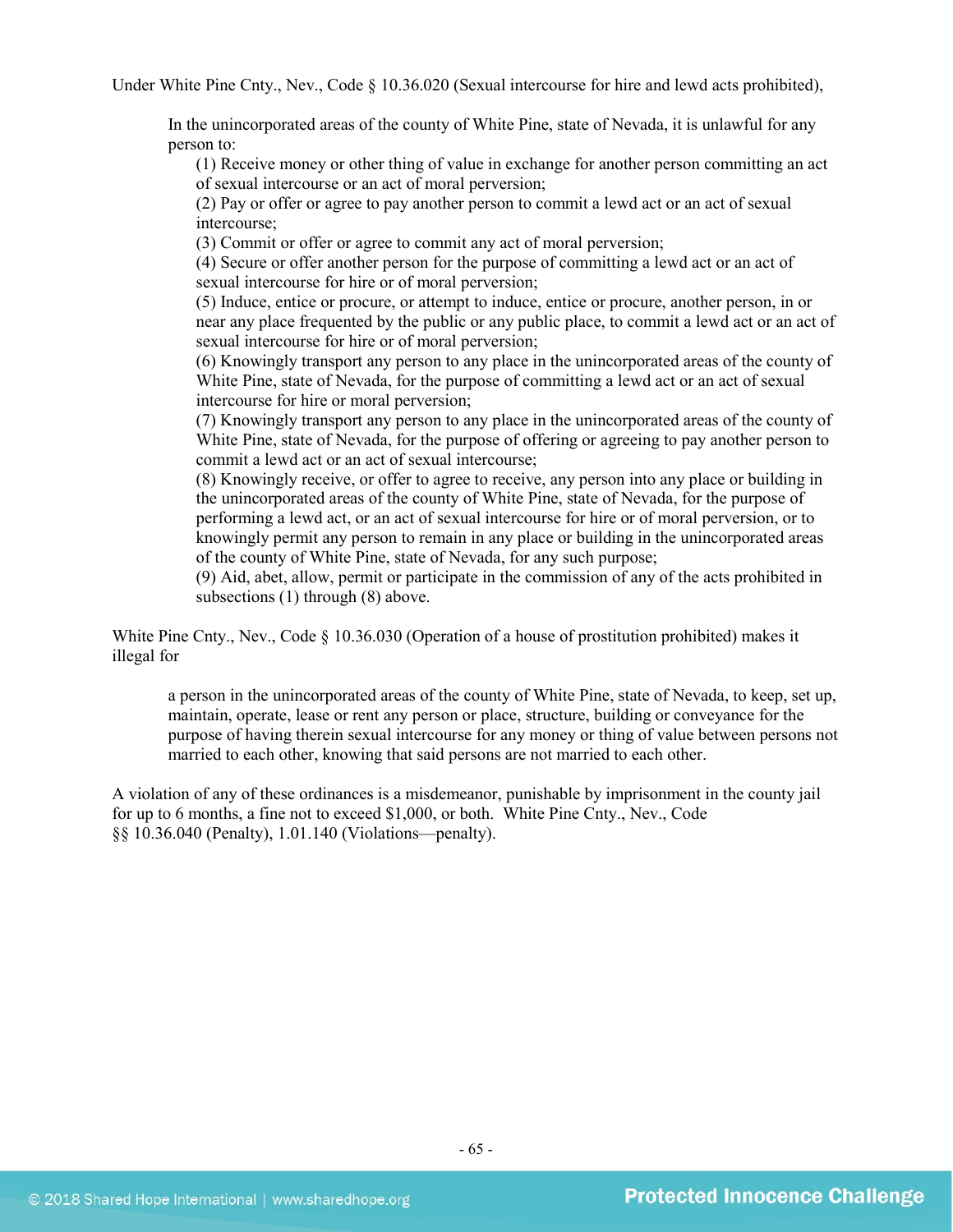Under White Pine Cnty., Nev., Code § 10.36.020 (Sexual intercourse for hire and lewd acts prohibited),

> In the unincorporated areas of the county of White Pine, state of Nevada, it is unlawful for any person to:
>
> (1) Receive money or other thing of value in exchange for another person committing an act of sexual intercourse or an act of moral perversion;
>
> (2) Pay or offer or agree to pay another person to commit a lewd act or an act of sexual intercourse;
>
> (3) Commit or offer or agree to commit any act of moral perversion;
>
> (4) Secure or offer another person for the purpose of committing a lewd act or an act of sexual intercourse for hire or of moral perversion;
>
> (5) Induce, entice or procure, or attempt to induce, entice or procure, another person, in or near any place frequented by the public or any public place, to commit a lewd act or an act of sexual intercourse for hire or of moral perversion;
>
> (6) Knowingly transport any person to any place in the unincorporated areas of the county of White Pine, state of Nevada, for the purpose of committing a lewd act or an act of sexual intercourse for hire or moral perversion;
>
> (7) Knowingly transport any person to any place in the unincorporated areas of the county of White Pine, state of Nevada, for the purpose of offering or agreeing to pay another person to commit a lewd act or an act of sexual intercourse;
>
> (8) Knowingly receive, or offer to agree to receive, any person into any place or building in the unincorporated areas of the county of White Pine, state of Nevada, for the purpose of performing a lewd act, or an act of sexual intercourse for hire or of moral perversion, or to knowingly permit any person to remain in any place or building in the unincorporated areas of the county of White Pine, for any such purpose;
>
> (9) Aid, abet, allow, permit or participate in the commission of any of the acts prohibited in subsections (1) through (8) above.

White Pine Cnty., Nev., Code § 10.36.030 (Operation of a house of prostitution prohibited) makes it illegal for

> a person in the unincorporated areas of the county of White Pine, state of Nevada, to keep, set up, maintain, operate, lease or rent any person or place, structure, building or conveyance for the purpose of having therein sexual intercourse for any money or thing of value between persons not married to each other, knowing that said persons are not married to each other.

A violation of any of these ordinances is a misdemeanor, punishable by imprisonment in the county jail for up to 6 months, a fine not to exceed $1,000, or both. White Pine Cnty., Nev., Code §§ 10.36.040 (Penalty), 1.01.140 (Violations—penalty).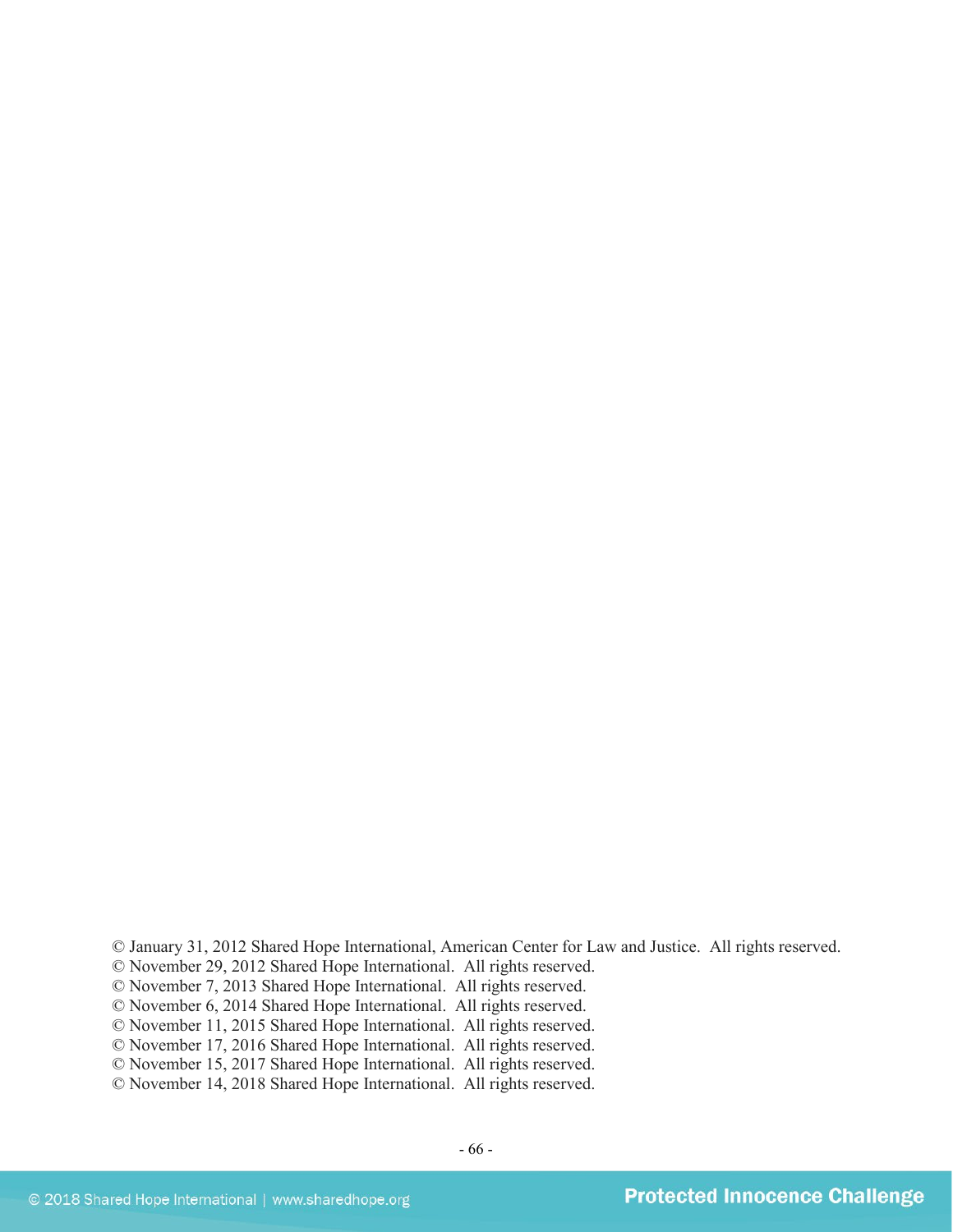© January 31, 2012 Shared Hope International, American Center for Law and Justice. All rights reserved.
© November 29, 2012 Shared Hope International. All rights reserved.
© November 7, 2013 Shared Hope International. All rights reserved.
© November 6, 2014 Shared Hope International. All rights reserved.
© November 11, 2015 Shared Hope International. All rights reserved.
© November 17, 2016 Shared Hope International. All rights reserved.
© November 15, 2017 Shared Hope International. All rights reserved.
© November 14, 2018 Shared Hope International. All rights reserved.